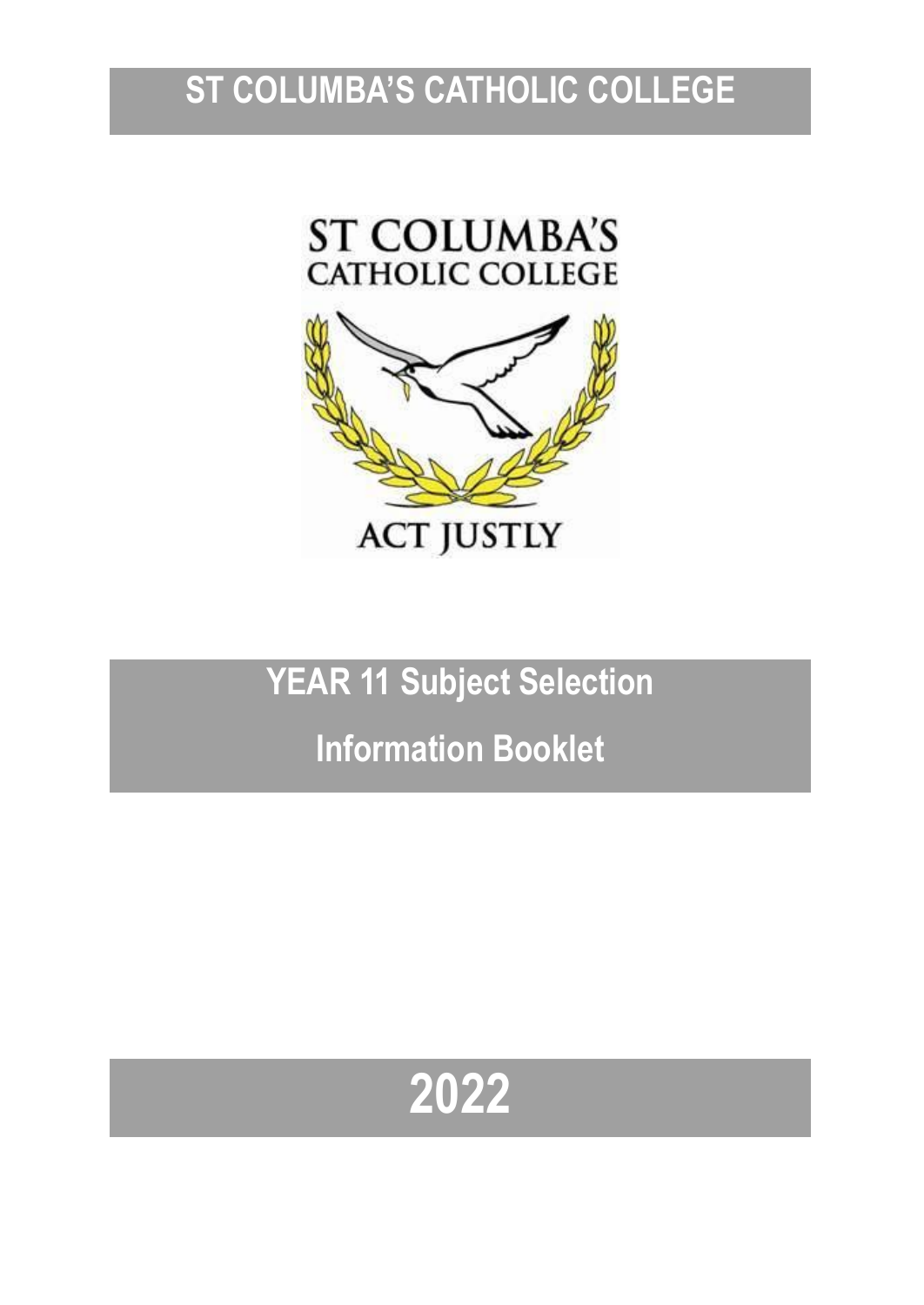# ST COLUMBA'S CATHOLIC COLLEGE

ST COLUMBA'S CATHOLIC COLLEGE

ACT JUSTLY

## YEAR 11 Subject Selection

## Information Booklet

# 2022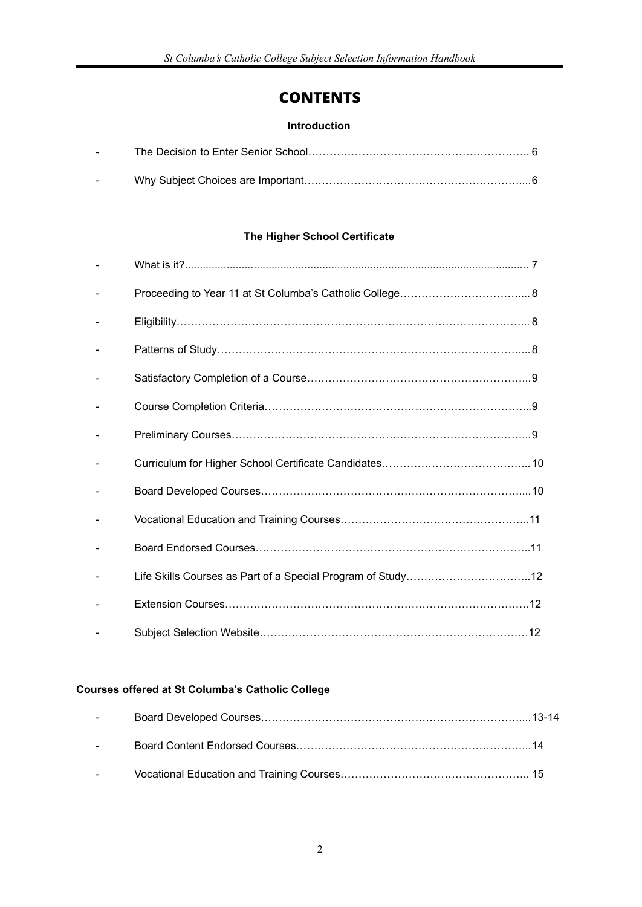# CONTENTS

**Introduction**

- The Decision to Enter Senior School ........ 6
- Why Subject Choices are Important ........ 6

**The Higher School Certificate**

- What is it? ........ 7
- Proceeding to Year 11 at St Columba's Catholic College ........ 8
- Eligibility ........ 8
- Patterns of Study ........ 8
- Satisfactory Completion of a Course ........ 9
- Course Completion Criteria ........ 9
- Preliminary Courses ........ 9
- Curriculum for Higher School Certificate Candidates ........ 10
- Board Developed Courses ........ 10
- Vocational Education and Training Courses ........ 11
- Board Endorsed Courses ........ 11
- Life Skills Courses as Part of a Special Program of Study ........ 12
- Extension Courses ........ 12
- Subject Selection Website ........ 12

**Courses offered at St Columba's Catholic College**

- Board Developed Courses ........ 13-14
- Board Content Endorsed Courses ........ 14
- Vocational Education and Training Courses ........ 15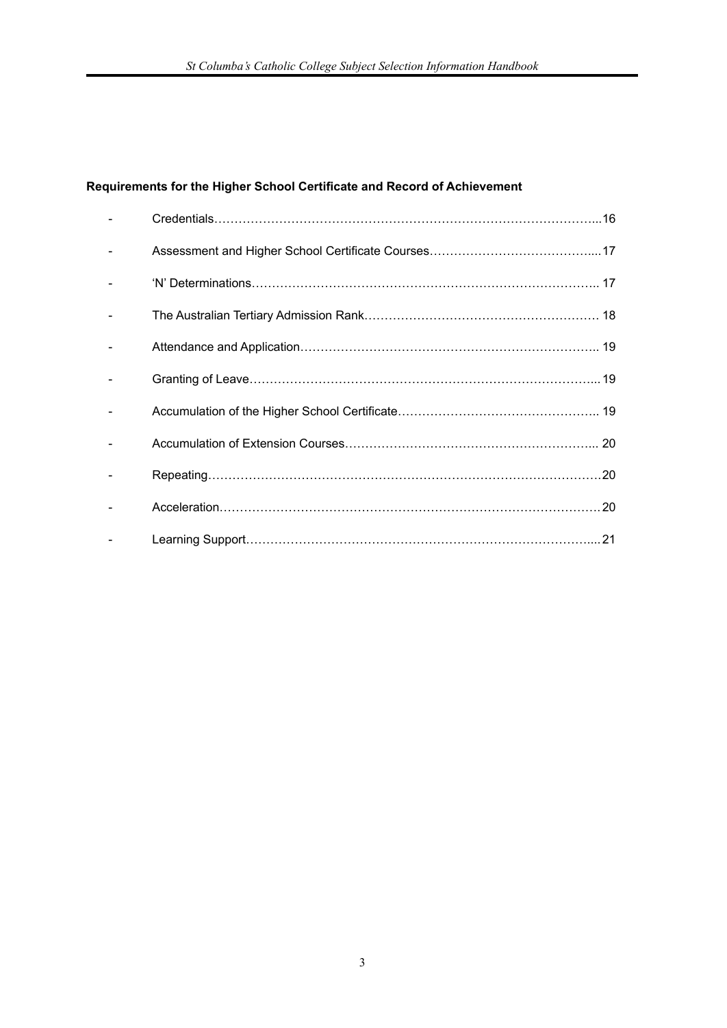**Requirements for the Higher School Certificate and Record of Achievement**

- Credentials…………………………………………………………………………………...16
- Assessment and Higher School Certificate Courses…………………………………....17
- 'N' Determinations………………………………………………………………………….. 17
- The Australian Tertiary Admission Rank…………………………………………………. 18
- Attendance and Application……………………………………………………………….. 19
- Granting of Leave…………………………………………………………………………... 19
- Accumulation of the Higher School Certificate………………………………………….. 19
- Accumulation of Extension Courses……………………………………………………... 20
- Repeating……………………………………………………………………………………20
- Acceleration…………………………………………………………………………………20
- Learning Support…………………………………………………………………………....21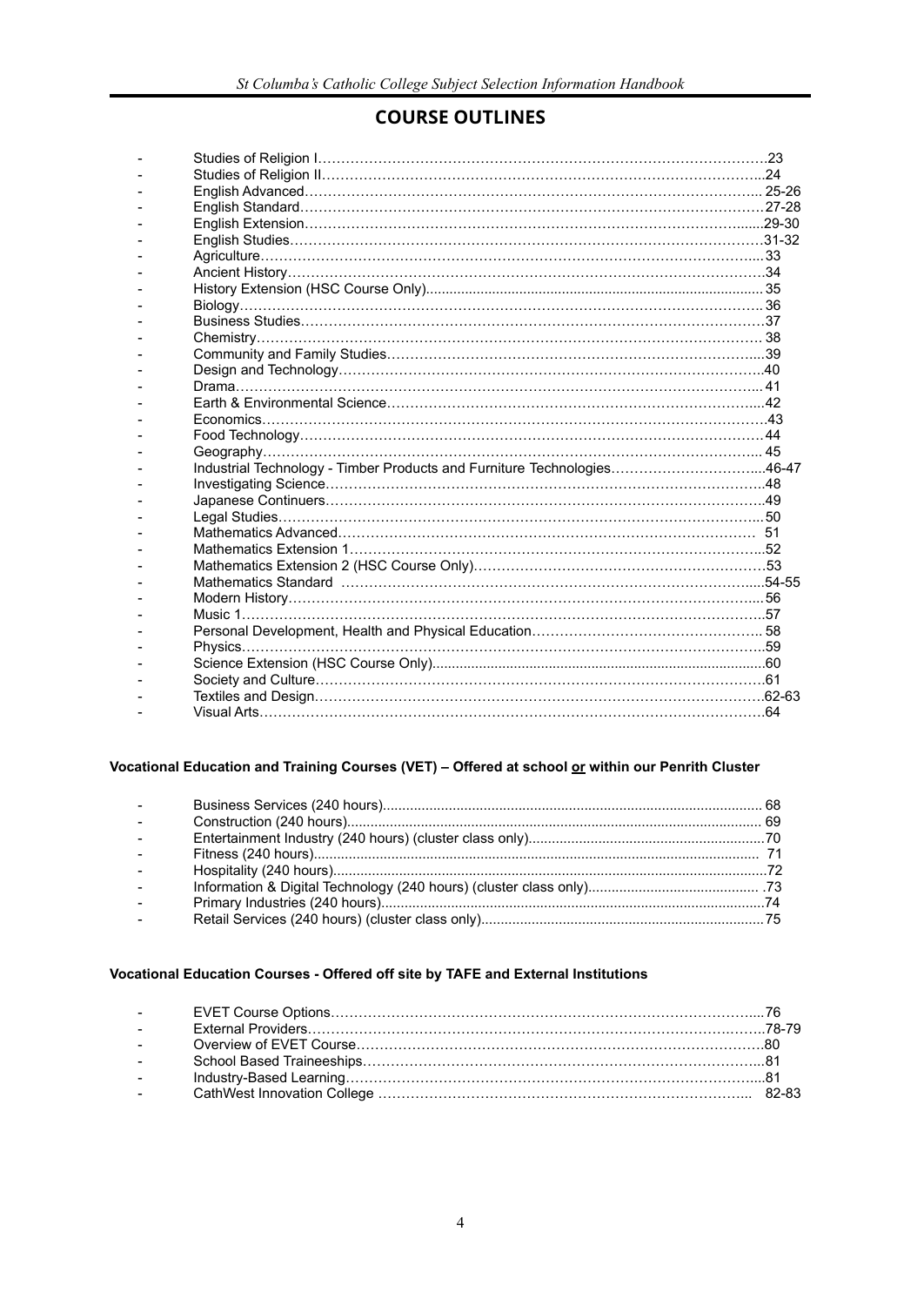## COURSE OUTLINES

- Studies of Religion I……23
- Studies of Religion II……24
- English Advanced……25-26
- English Standard……27-28
- English Extension……29-30
- English Studies……31-32
- Agriculture……33
- Ancient History……34
- History Extension (HSC Course Only)……35
- Biology……36
- Business Studies……37
- Chemistry……38
- Community and Family Studies……39
- Design and Technology……40
- Drama……41
- Earth & Environmental Science……42
- Economics……43
- Food Technology……44
- Geography……45
- Industrial Technology - Timber Products and Furniture Technologies……46-47
- Investigating Science……48
- Japanese Continuers……49
- Legal Studies……50
- Mathematics Advanced……51
- Mathematics Extension 1……52
- Mathematics Extension 2 (HSC Course Only)……53
- Mathematics Standard……54-55
- Modern History……56
- Music 1……57
- Personal Development, Health and Physical Education……58
- Physics……59
- Science Extension (HSC Course Only)……60
- Society and Culture……61
- Textiles and Design……62-63
- Visual Arts……64

**Vocational Education and Training Courses (VET) – Offered at school <u>or</u> within our Penrith Cluster**

- Business Services (240 hours)……68
- Construction (240 hours)……69
- Entertainment Industry (240 hours) (cluster class only)……70
- Fitness (240 hours)……71
- Hospitality (240 hours)……72
- Information & Digital Technology (240 hours) (cluster class only)……73
- Primary Industries (240 hours)……74
- Retail Services (240 hours) (cluster class only)……75

**Vocational Education Courses - Offered off site by TAFE and External Institutions**

- EVET Course Options……76
- External Providers……78-79
- Overview of EVET Course……80
- School Based Traineeships……81
- Industry-Based Learning……81
- CathWest Innovation College……82-83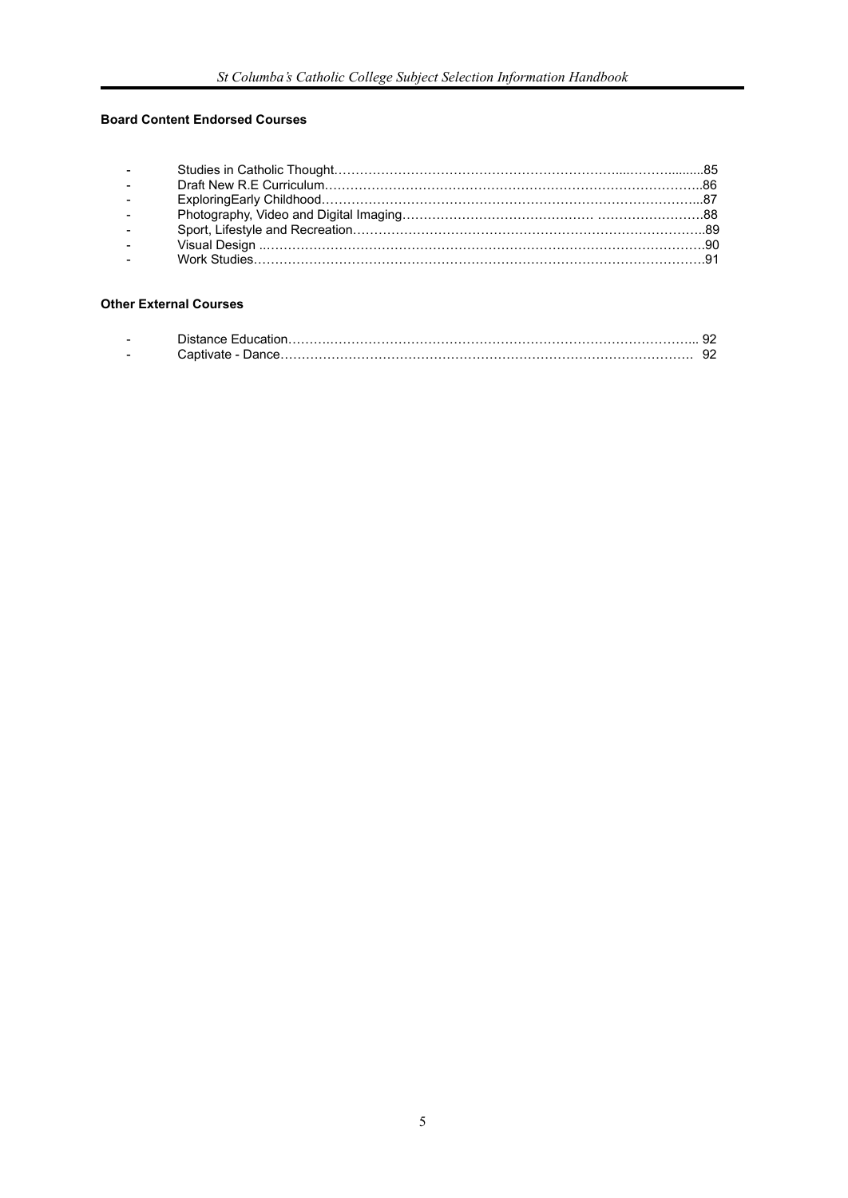**Board Content Endorsed Courses**

- Studies in Catholic Thought……………………………………………………………...……….........85
- Draft New R.E Curriculum……………………………………………………………………………..86
- ExploringEarly Childhood……………………………………………………………………………...87
- Photography, Video and Digital Imaging…………………………………… …………………….88
- Sport, Lifestyle and Recreation………………………………………………………………………..89
- Visual Design ..…………………………………………………………………………………………90
- Work Studies……………………………………………………………………………………………91

**Other External Courses**

- Distance Education…….………………………………………………………………………….. 92
- Captivate - Dance……………………………………………………………………………………. 92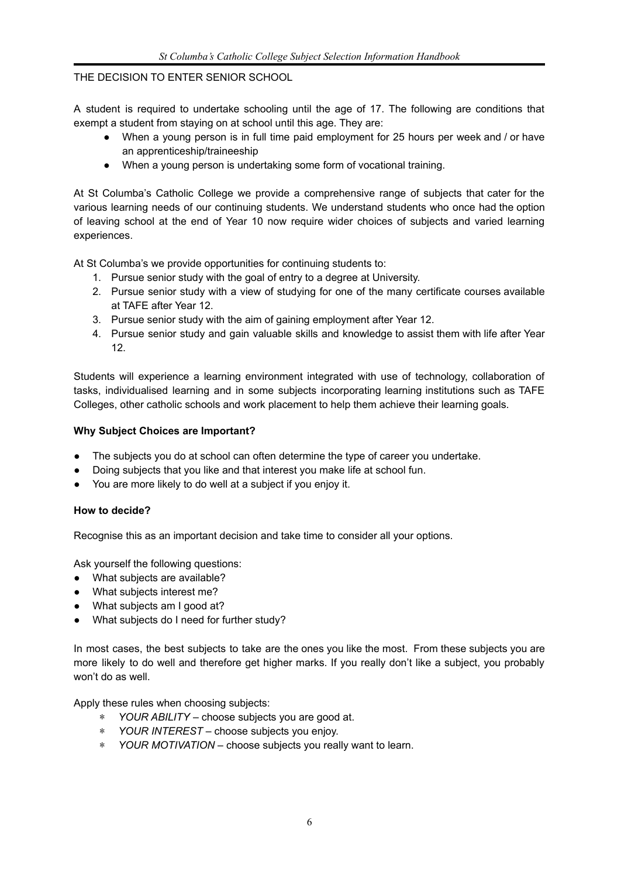## THE DECISION TO ENTER SENIOR SCHOOL

A student is required to undertake schooling until the age of 17. The following are conditions that exempt a student from staying on at school until this age. They are:

- When a young person is in full time paid employment for 25 hours per week and / or have an apprenticeship/traineeship
- When a young person is undertaking some form of vocational training.

At St Columba's Catholic College we provide a comprehensive range of subjects that cater for the various learning needs of our continuing students. We understand students who once had the option of leaving school at the end of Year 10 now require wider choices of subjects and varied learning experiences.

At St Columba's we provide opportunities for continuing students to:

1. Pursue senior study with the goal of entry to a degree at University.
2. Pursue senior study with a view of studying for one of the many certificate courses available at TAFE after Year 12.
3. Pursue senior study with the aim of gaining employment after Year 12.
4. Pursue senior study and gain valuable skills and knowledge to assist them with life after Year 12.

Students will experience a learning environment integrated with use of technology, collaboration of tasks, individualised learning and in some subjects incorporating learning institutions such as TAFE Colleges, other catholic schools and work placement to help them achieve their learning goals.

**Why Subject Choices are Important?**

- The subjects you do at school can often determine the type of career you undertake.
- Doing subjects that you like and that interest you make life at school fun.
- You are more likely to do well at a subject if you enjoy it.

**How to decide?**

Recognise this as an important decision and take time to consider all your options.

Ask yourself the following questions:

- What subjects are available?
- What subjects interest me?
- What subjects am I good at?
- What subjects do I need for further study?

In most cases, the best subjects to take are the ones you like the most. From these subjects you are more likely to do well and therefore get higher marks. If you really don't like a subject, you probably won't do as well.

Apply these rules when choosing subjects:

- *YOUR ABILITY* – choose subjects you are good at.
- *YOUR INTEREST* – choose subjects you enjoy.
- *YOUR MOTIVATION* – choose subjects you really want to learn.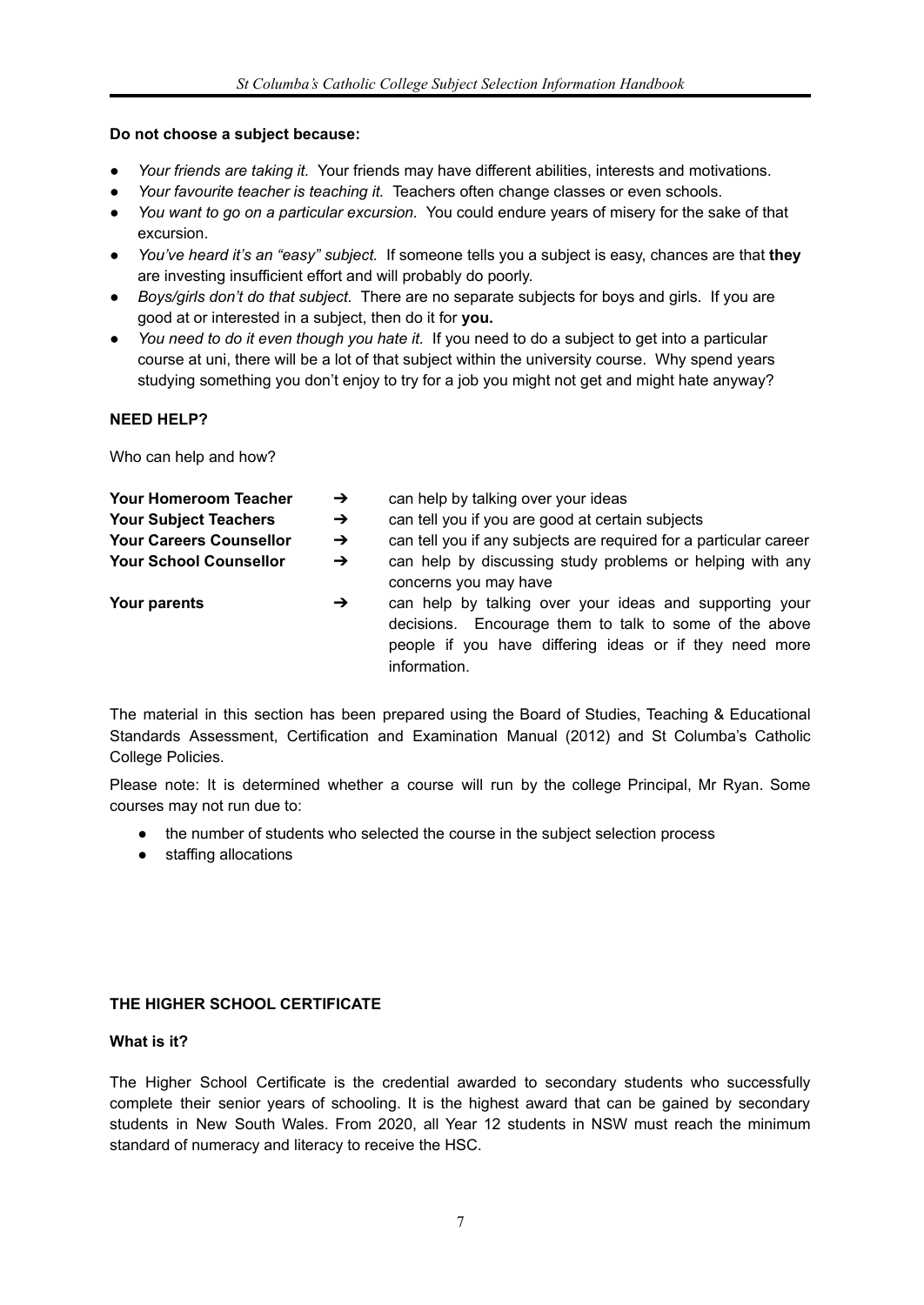**Do not choose a subject because:**

- *Your friends are taking it.* Your friends may have different abilities, interests and motivations.
- *Your favourite teacher is teaching it.* Teachers often change classes or even schools.
- *You want to go on a particular excursion.* You could endure years of misery for the sake of that excursion.
- *You've heard it's an "easy" subject.* If someone tells you a subject is easy, chances are that **they** are investing insufficient effort and will probably do poorly.
- *Boys/girls don't do that subject.* There are no separate subjects for boys and girls. If you are good at or interested in a subject, then do it for **you.**
- *You need to do it even though you hate it.* If you need to do a subject to get into a particular course at uni, there will be a lot of that subject within the university course. Why spend years studying something you don't enjoy to try for a job you might not get and might hate anyway?

**NEED HELP?**

Who can help and how?

| | | |
|---|---|---|
| **Your Homeroom Teacher** | ➔ | can help by talking over your ideas |
| **Your Subject Teachers** | ➔ | can tell you if you are good at certain subjects |
| **Your Careers Counsellor** | ➔ | can tell you if any subjects are required for a particular career |
| **Your School Counsellor** | ➔ | can help by discussing study problems or helping with any concerns you may have |
| **Your parents** | ➔ | can help by talking over your ideas and supporting your decisions. Encourage them to talk to some of the above people if you have differing ideas or if they need more information. |

The material in this section has been prepared using the Board of Studies, Teaching & Educational Standards Assessment, Certification and Examination Manual (2012) and St Columba's Catholic College Policies.

Please note: It is determined whether a course will run by the college Principal, Mr Ryan. Some courses may not run due to:

- the number of students who selected the course in the subject selection process
- staffing allocations

**THE HIGHER SCHOOL CERTIFICATE**

**What is it?**

The Higher School Certificate is the credential awarded to secondary students who successfully complete their senior years of schooling. It is the highest award that can be gained by secondary students in New South Wales. From 2020, all Year 12 students in NSW must reach the minimum standard of numeracy and literacy to receive the HSC.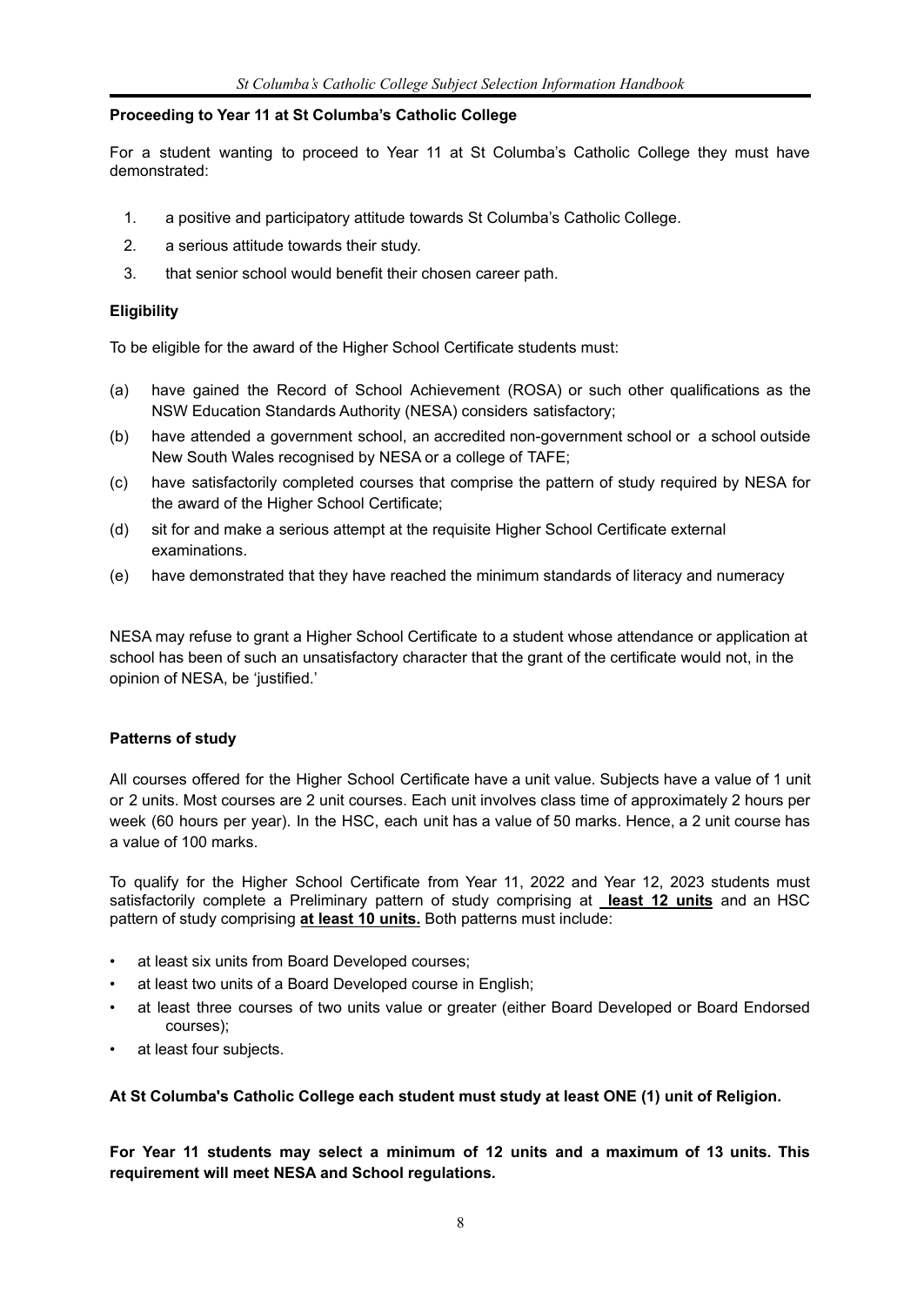### Proceeding to Year 11 at St Columba's Catholic College

For a student wanting to proceed to Year 11 at St Columba's Catholic College they must have demonstrated:

1. a positive and participatory attitude towards St Columba's Catholic College.
2. a serious attitude towards their study.
3. that senior school would benefit their chosen career path.

### Eligibility

To be eligible for the award of the Higher School Certificate students must:

(a) have gained the Record of School Achievement (ROSA) or such other qualifications as the NSW Education Standards Authority (NESA) considers satisfactory;

(b) have attended a government school, an accredited non-government school or a school outside New South Wales recognised by NESA or a college of TAFE;

(c) have satisfactorily completed courses that comprise the pattern of study required by NESA for the award of the Higher School Certificate;

(d) sit for and make a serious attempt at the requisite Higher School Certificate external examinations.

(e) have demonstrated that they have reached the minimum standards of literacy and numeracy

NESA may refuse to grant a Higher School Certificate to a student whose attendance or application at school has been of such an unsatisfactory character that the grant of the certificate would not, in the opinion of NESA, be 'justified.'

### Patterns of study

All courses offered for the Higher School Certificate have a unit value. Subjects have a value of 1 unit or 2 units. Most courses are 2 unit courses. Each unit involves class time of approximately 2 hours per week (60 hours per year). In the HSC, each unit has a value of 50 marks. Hence, a 2 unit course has a value of 100 marks.

To qualify for the Higher School Certificate from Year 11, 2022 and Year 12, 2023 students must satisfactorily complete a Preliminary pattern of study comprising at **least 12 units** and an HSC pattern of study comprising **at least 10 units.** Both patterns must include:

- at least six units from Board Developed courses;
- at least two units of a Board Developed course in English;
- at least three courses of two units value or greater (either Board Developed or Board Endorsed courses);
- at least four subjects.

**At St Columba's Catholic College each student must study at least ONE (1) unit of Religion.**

**For Year 11 students may select a minimum of 12 units and a maximum of 13 units. This requirement will meet NESA and School regulations.**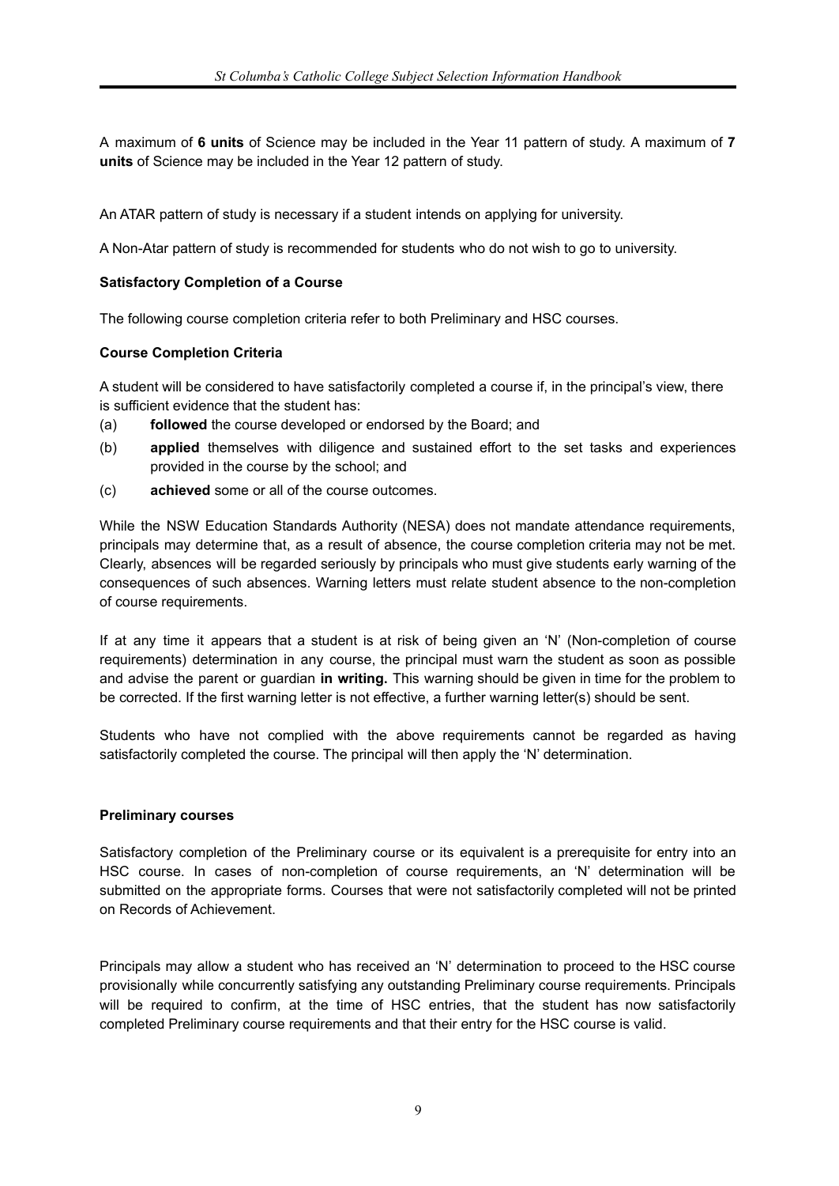A maximum of **6 units** of Science may be included in the Year 11 pattern of study. A maximum of **7 units** of Science may be included in the Year 12 pattern of study.

An ATAR pattern of study is necessary if a student intends on applying for university.

A Non-Atar pattern of study is recommended for students who do not wish to go to university.

**Satisfactory Completion of a Course**

The following course completion criteria refer to both Preliminary and HSC courses.

**Course Completion Criteria**

A student will be considered to have satisfactorily completed a course if, in the principal's view, there is sufficient evidence that the student has:

(a) **followed** the course developed or endorsed by the Board; and

(b) **applied** themselves with diligence and sustained effort to the set tasks and experiences provided in the course by the school; and

(c) **achieved** some or all of the course outcomes.

While the NSW Education Standards Authority (NESA) does not mandate attendance requirements, principals may determine that, as a result of absence, the course completion criteria may not be met. Clearly, absences will be regarded seriously by principals who must give students early warning of the consequences of such absences. Warning letters must relate student absence to the non-completion of course requirements.

If at any time it appears that a student is at risk of being given an 'N' (Non-completion of course requirements) determination in any course, the principal must warn the student as soon as possible and advise the parent or guardian **in writing.** This warning should be given in time for the problem to be corrected. If the first warning letter is not effective, a further warning letter(s) should be sent.

Students who have not complied with the above requirements cannot be regarded as having satisfactorily completed the course. The principal will then apply the 'N' determination.

**Preliminary courses**

Satisfactory completion of the Preliminary course or its equivalent is a prerequisite for entry into an HSC course. In cases of non-completion of course requirements, an 'N' determination will be submitted on the appropriate forms. Courses that were not satisfactorily completed will not be printed on Records of Achievement.

Principals may allow a student who has received an 'N' determination to proceed to the HSC course provisionally while concurrently satisfying any outstanding Preliminary course requirements. Principals will be required to confirm, at the time of HSC entries, that the student has now satisfactorily completed Preliminary course requirements and that their entry for the HSC course is valid.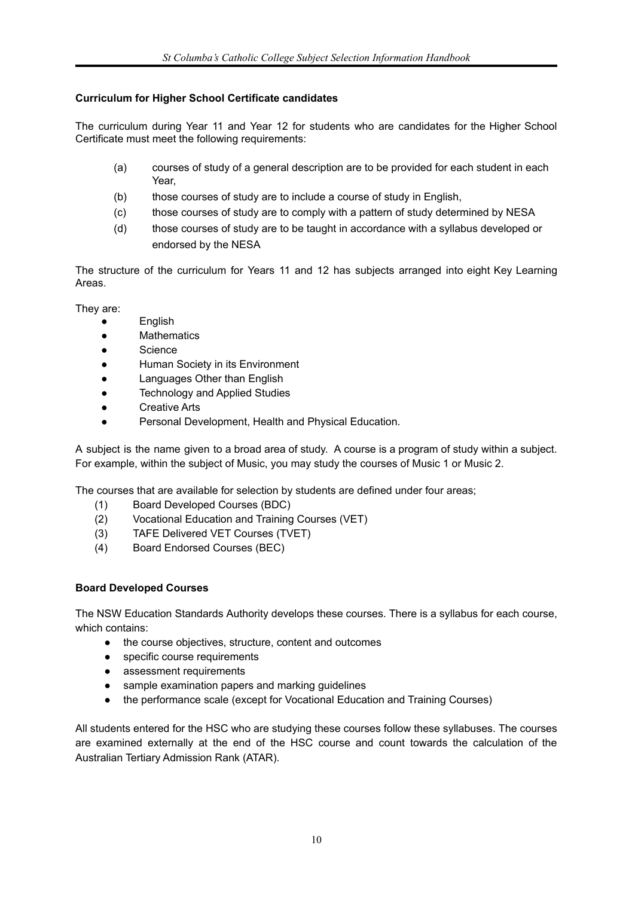**Curriculum for Higher School Certificate candidates**

The curriculum during Year 11 and Year 12 for students who are candidates for the Higher School Certificate must meet the following requirements:

- (a) courses of study of a general description are to be provided for each student in each Year,
- (b) those courses of study are to include a course of study in English,
- (c) those courses of study are to comply with a pattern of study determined by NESA
- (d) those courses of study are to be taught in accordance with a syllabus developed or endorsed by the NESA

The structure of the curriculum for Years 11 and 12 has subjects arranged into eight Key Learning Areas.

They are:

- English
- Mathematics
- Science
- Human Society in its Environment
- Languages Other than English
- Technology and Applied Studies
- Creative Arts
- Personal Development, Health and Physical Education.

A subject is the name given to a broad area of study. A course is a program of study within a subject. For example, within the subject of Music, you may study the courses of Music 1 or Music 2.

The courses that are available for selection by students are defined under four areas;

1. Board Developed Courses (BDC)
2. Vocational Education and Training Courses (VET)
3. TAFE Delivered VET Courses (TVET)
4. Board Endorsed Courses (BEC)

**Board Developed Courses**

The NSW Education Standards Authority develops these courses. There is a syllabus for each course, which contains:

- the course objectives, structure, content and outcomes
- specific course requirements
- assessment requirements
- sample examination papers and marking guidelines
- the performance scale (except for Vocational Education and Training Courses)

All students entered for the HSC who are studying these courses follow these syllabuses. The courses are examined externally at the end of the HSC course and count towards the calculation of the Australian Tertiary Admission Rank (ATAR).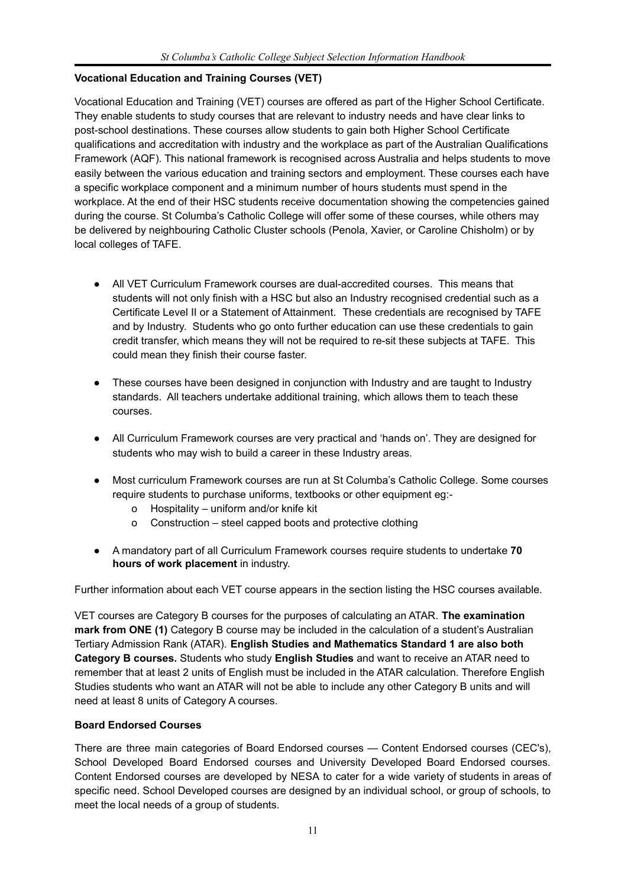## Vocational Education and Training Courses (VET)

Vocational Education and Training (VET) courses are offered as part of the Higher School Certificate. They enable students to study courses that are relevant to industry needs and have clear links to post-school destinations. These courses allow students to gain both Higher School Certificate qualifications and accreditation with industry and the workplace as part of the Australian Qualifications Framework (AQF). This national framework is recognised across Australia and helps students to move easily between the various education and training sectors and employment. These courses each have a specific workplace component and a minimum number of hours students must spend in the workplace. At the end of their HSC students receive documentation showing the competencies gained during the course. St Columba's Catholic College will offer some of these courses, while others may be delivered by neighbouring Catholic Cluster schools (Penola, Xavier, or Caroline Chisholm) or by local colleges of TAFE.

- All VET Curriculum Framework courses are dual-accredited courses. This means that students will not only finish with a HSC but also an Industry recognised credential such as a Certificate Level II or a Statement of Attainment. These credentials are recognised by TAFE and by Industry. Students who go onto further education can use these credentials to gain credit transfer, which means they will not be required to re-sit these subjects at TAFE. This could mean they finish their course faster.
- These courses have been designed in conjunction with Industry and are taught to Industry standards. All teachers undertake additional training, which allows them to teach these courses.
- All Curriculum Framework courses are very practical and 'hands on'. They are designed for students who may wish to build a career in these Industry areas.
- Most curriculum Framework courses are run at St Columba's Catholic College. Some courses require students to purchase uniforms, textbooks or other equipment eg:-
  - Hospitality – uniform and/or knife kit
  - Construction – steel capped boots and protective clothing
- A mandatory part of all Curriculum Framework courses require students to undertake **70 hours of work placement** in industry.

Further information about each VET course appears in the section listing the HSC courses available.

VET courses are Category B courses for the purposes of calculating an ATAR. **The examination mark from ONE (1)** Category B course may be included in the calculation of a student's Australian Tertiary Admission Rank (ATAR). **English Studies and Mathematics Standard 1 are also both Category B courses.** Students who study **English Studies** and want to receive an ATAR need to remember that at least 2 units of English must be included in the ATAR calculation. Therefore English Studies students who want an ATAR will not be able to include any other Category B units and will need at least 8 units of Category A courses.

## Board Endorsed Courses

There are three main categories of Board Endorsed courses — Content Endorsed courses (CEC's), School Developed Board Endorsed courses and University Developed Board Endorsed courses. Content Endorsed courses are developed by NESA to cater for a wide variety of students in areas of specific need. School Developed courses are designed by an individual school, or group of schools, to meet the local needs of a group of students.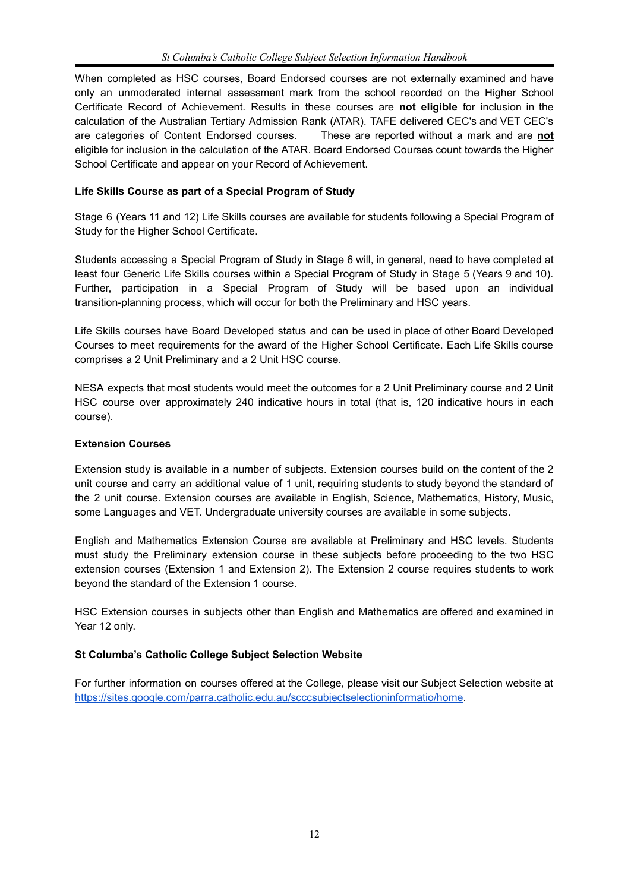When completed as HSC courses, Board Endorsed courses are not externally examined and have only an unmoderated internal assessment mark from the school recorded on the Higher School Certificate Record of Achievement. Results in these courses are **not eligible** for inclusion in the calculation of the Australian Tertiary Admission Rank (ATAR). TAFE delivered CEC's and VET CEC's are categories of Content Endorsed courses. These are reported without a mark and are **not** eligible for inclusion in the calculation of the ATAR. Board Endorsed Courses count towards the Higher School Certificate and appear on your Record of Achievement.

**Life Skills Course as part of a Special Program of Study**

Stage 6 (Years 11 and 12) Life Skills courses are available for students following a Special Program of Study for the Higher School Certificate.

Students accessing a Special Program of Study in Stage 6 will, in general, need to have completed at least four Generic Life Skills courses within a Special Program of Study in Stage 5 (Years 9 and 10). Further, participation in a Special Program of Study will be based upon an individual transition-planning process, which will occur for both the Preliminary and HSC years.

Life Skills courses have Board Developed status and can be used in place of other Board Developed Courses to meet requirements for the award of the Higher School Certificate. Each Life Skills course comprises a 2 Unit Preliminary and a 2 Unit HSC course.

NESA expects that most students would meet the outcomes for a 2 Unit Preliminary course and 2 Unit HSC course over approximately 240 indicative hours in total (that is, 120 indicative hours in each course).

**Extension Courses**

Extension study is available in a number of subjects. Extension courses build on the content of the 2 unit course and carry an additional value of 1 unit, requiring students to study beyond the standard of the 2 unit course. Extension courses are available in English, Science, Mathematics, History, Music, some Languages and VET. Undergraduate university courses are available in some subjects.

English and Mathematics Extension Course are available at Preliminary and HSC levels. Students must study the Preliminary extension course in these subjects before proceeding to the two HSC extension courses (Extension 1 and Extension 2). The Extension 2 course requires students to work beyond the standard of the Extension 1 course.

HSC Extension courses in subjects other than English and Mathematics are offered and examined in Year 12 only.

**St Columba's Catholic College Subject Selection Website**

For further information on courses offered at the College, please visit our Subject Selection website at [https://sites.google.com/parra.catholic.edu.au/scccsubjectselectioninformatio/home](https://sites.google.com/parra.catholic.edu.au/scccsubjectselectioninformatio/home).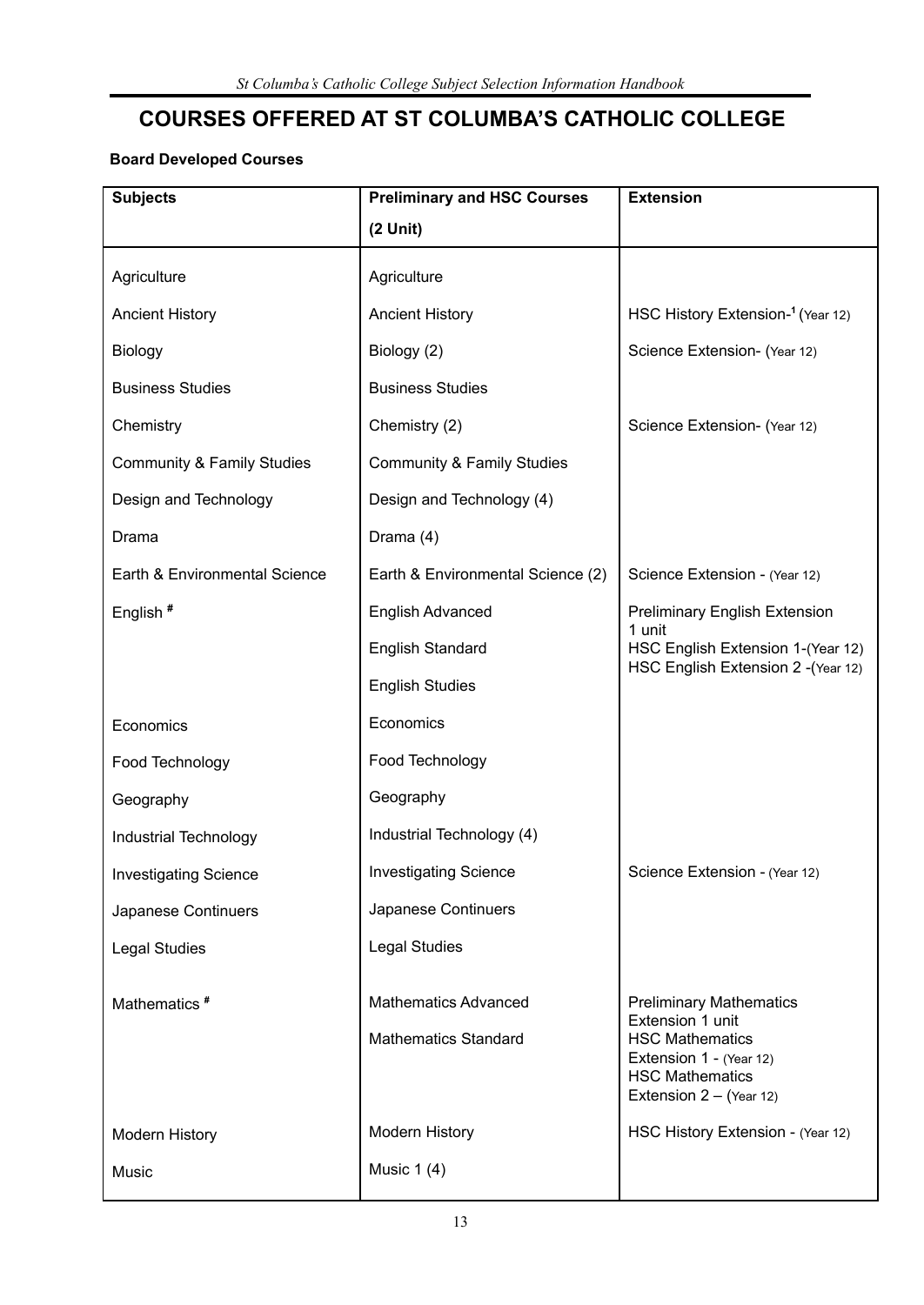# COURSES OFFERED AT ST COLUMBA'S CATHOLIC COLLEGE

**Board Developed Courses**

| Subjects | Preliminary and HSC Courses (2 Unit) | Extension |
|---|---|---|
| Agriculture | Agriculture | |
| Ancient History | Ancient History | HSC History Extension-[1] (Year 12) |
| Biology | Biology (2) | Science Extension- (Year 12) |
| Business Studies | Business Studies | |
| Chemistry | Chemistry (2) | Science Extension- (Year 12) |
| Community & Family Studies | Community & Family Studies | |
| Design and Technology | Design and Technology (4) | |
| Drama | Drama (4) | |
| Earth & Environmental Science | Earth & Environmental Science (2) | Science Extension - (Year 12) |
| English # | English Advanced<br>English Standard<br>English Studies | Preliminary English Extension 1 unit<br>HSC English Extension 1-(Year 12)<br>HSC English Extension 2 -(Year 12) |
| Economics | Economics | |
| Food Technology | Food Technology | |
| Geography | Geography | |
| Industrial Technology | Industrial Technology (4) | |
| Investigating Science | Investigating Science | Science Extension - (Year 12) |
| Japanese Continuers | Japanese Continuers | |
| Legal Studies | Legal Studies | |
| Mathematics # | Mathematics Advanced<br>Mathematics Standard | Preliminary Mathematics Extension 1 unit<br>HSC Mathematics Extension 1 - (Year 12)<br>HSC Mathematics Extension 2 – (Year 12) |
| Modern History | Modern History | HSC History Extension - (Year 12) |
| Music | Music 1 (4) | |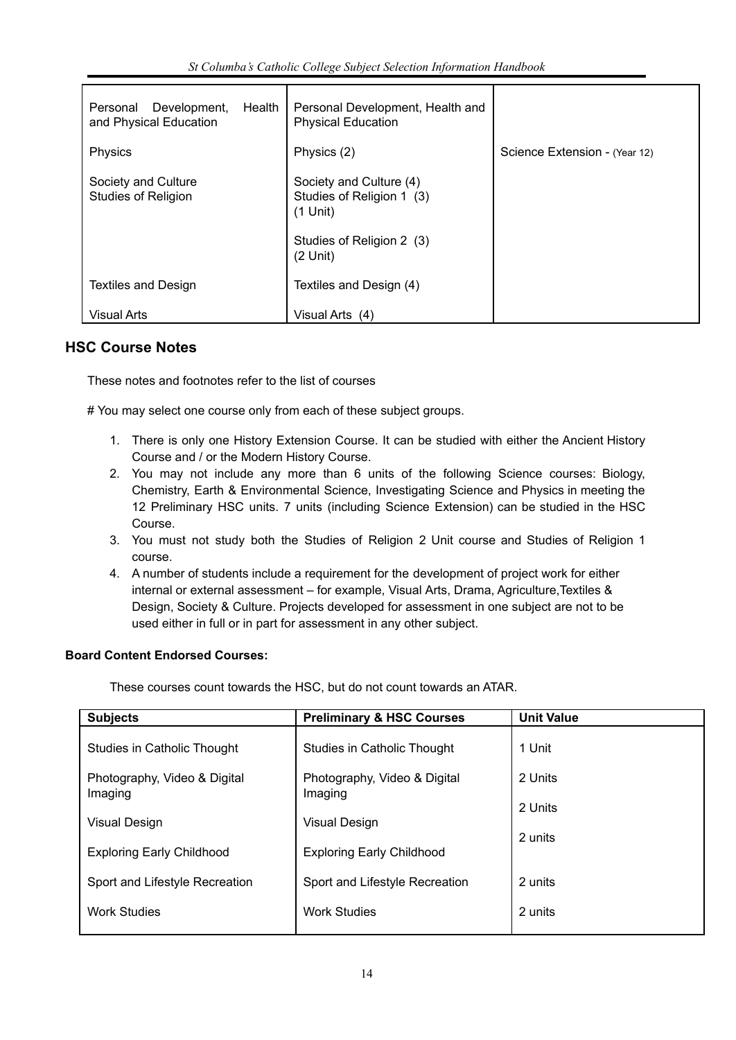| | | |
|---|---|---|
| Personal Development, Health and Physical Education | Personal Development, Health and Physical Education | |
| Physics | Physics (2) | Science Extension - (Year 12) |
| Society and Culture | Society and Culture (4) | |
| Studies of Religion | Studies of Religion 1 (3) (1 Unit) | |
| | Studies of Religion 2 (3) (2 Unit) | |
| Textiles and Design | Textiles and Design (4) | |
| Visual Arts | Visual Arts (4) | |

## HSC Course Notes

These notes and footnotes refer to the list of courses

# You may select one course only from each of these subject groups.

1. There is only one History Extension Course. It can be studied with either the Ancient History Course and / or the Modern History Course.
2. You may not include any more than 6 units of the following Science courses: Biology, Chemistry, Earth & Environmental Science, Investigating Science and Physics in meeting the 12 Preliminary HSC units. 7 units (including Science Extension) can be studied in the HSC Course.
3. You must not study both the Studies of Religion 2 Unit course and Studies of Religion 1 course.
4. A number of students include a requirement for the development of project work for either internal or external assessment – for example, Visual Arts, Drama, Agriculture,Textiles & Design, Society & Culture. Projects developed for assessment in one subject are not to be used either in full or in part for assessment in any other subject.

**Board Content Endorsed Courses:**

These courses count towards the HSC, but do not count towards an ATAR.

| Subjects | Preliminary & HSC Courses | Unit Value |
|---|---|---|
| Studies in Catholic Thought | Studies in Catholic Thought | 1 Unit |
| Photography, Video & Digital Imaging | Photography, Video & Digital Imaging | 2 Units |
| Visual Design | Visual Design | 2 Units |
| Exploring Early Childhood | Exploring Early Childhood | 2 units |
| Sport and Lifestyle Recreation | Sport and Lifestyle Recreation | 2 units |
| Work Studies | Work Studies | 2 units |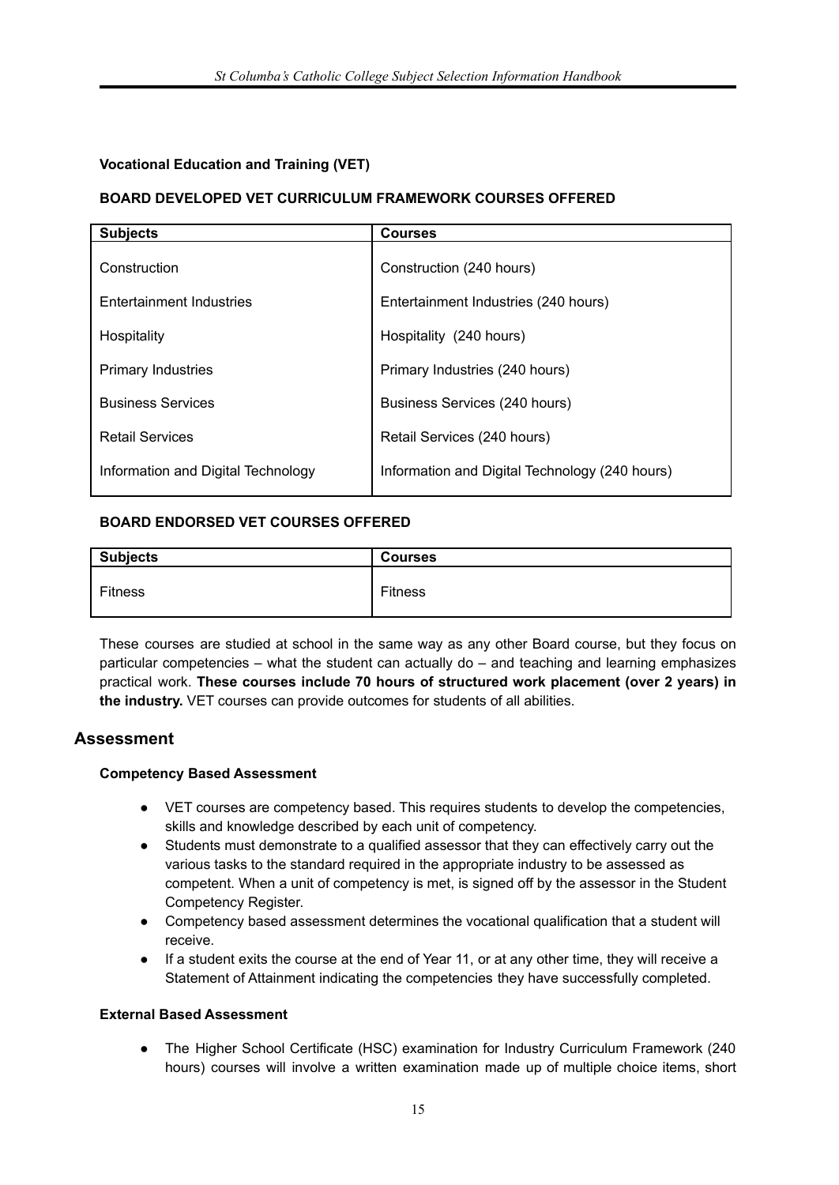**Vocational Education and Training (VET)**

**BOARD DEVELOPED VET CURRICULUM FRAMEWORK COURSES OFFERED**

| Subjects | Courses |
|---|---|
| Construction | Construction (240 hours) |
| Entertainment Industries | Entertainment Industries (240 hours) |
| Hospitality | Hospitality (240 hours) |
| Primary Industries | Primary Industries (240 hours) |
| Business Services | Business Services (240 hours) |
| Retail Services | Retail Services (240 hours) |
| Information and Digital Technology | Information and Digital Technology (240 hours) |

**BOARD ENDORSED VET COURSES OFFERED**

| Subjects | Courses |
|---|---|
| Fitness | Fitness |

These courses are studied at school in the same way as any other Board course, but they focus on particular competencies – what the student can actually do – and teaching and learning emphasizes practical work. **These courses include 70 hours of structured work placement (over 2 years) in the industry.** VET courses can provide outcomes for students of all abilities.

## Assessment

**Competency Based Assessment**

- VET courses are competency based. This requires students to develop the competencies, skills and knowledge described by each unit of competency.
- Students must demonstrate to a qualified assessor that they can effectively carry out the various tasks to the standard required in the appropriate industry to be assessed as competent. When a unit of competency is met, is signed off by the assessor in the Student Competency Register.
- Competency based assessment determines the vocational qualification that a student will receive.
- If a student exits the course at the end of Year 11, or at any other time, they will receive a Statement of Attainment indicating the competencies they have successfully completed.

**External Based Assessment**

- The Higher School Certificate (HSC) examination for Industry Curriculum Framework (240 hours) courses will involve a written examination made up of multiple choice items, short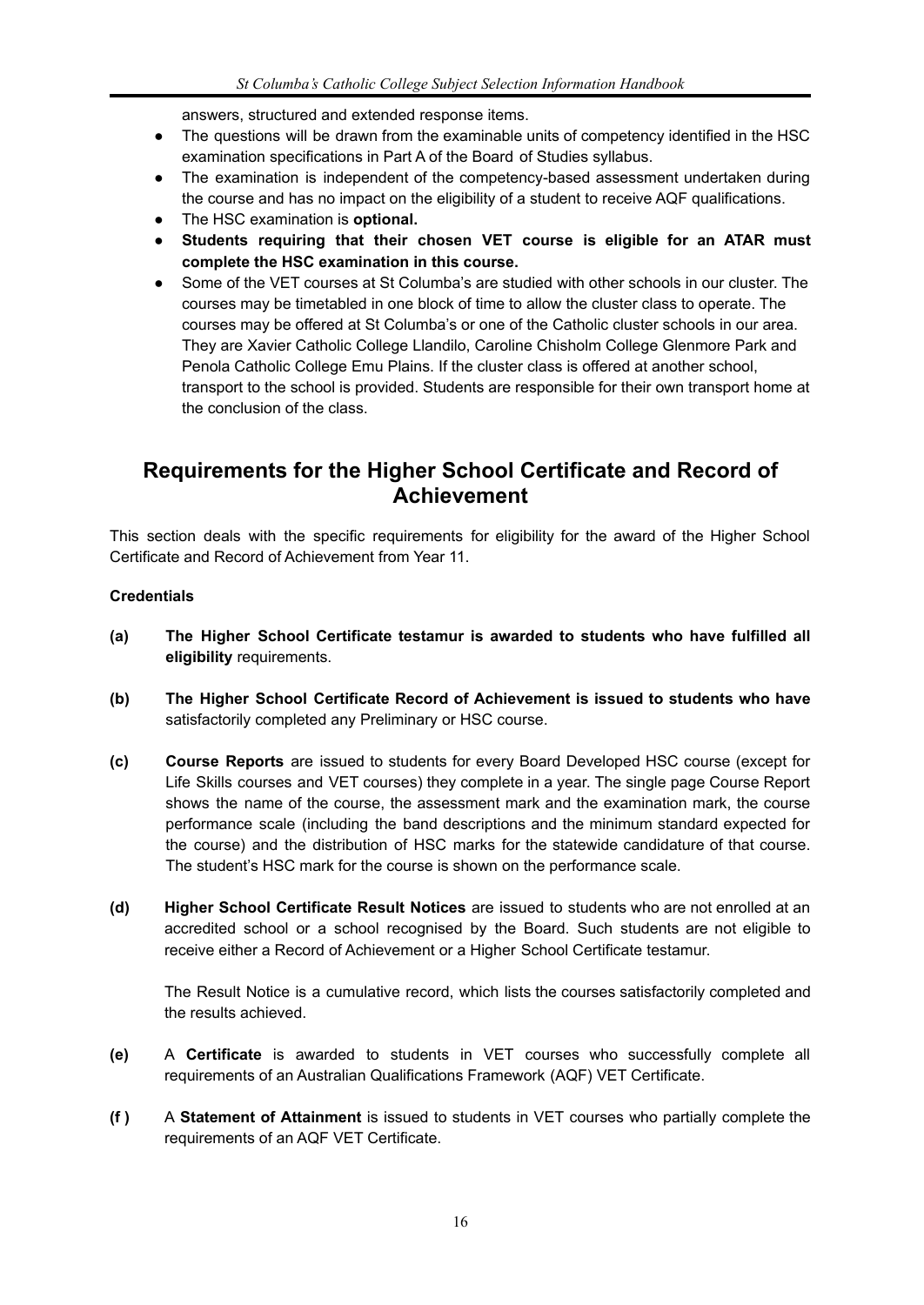answers, structured and extended response items.

- The questions will be drawn from the examinable units of competency identified in the HSC examination specifications in Part A of the Board of Studies syllabus.
- The examination is independent of the competency-based assessment undertaken during the course and has no impact on the eligibility of a student to receive AQF qualifications.
- The HSC examination is **optional.**
- **Students requiring that their chosen VET course is eligible for an ATAR must complete the HSC examination in this course.**
- Some of the VET courses at St Columba's are studied with other schools in our cluster. The courses may be timetabled in one block of time to allow the cluster class to operate. The courses may be offered at St Columba's or one of the Catholic cluster schools in our area. They are Xavier Catholic College Llandilo, Caroline Chisholm College Glenmore Park and Penola Catholic College Emu Plains. If the cluster class is offered at another school, transport to the school is provided. Students are responsible for their own transport home at the conclusion of the class.

## Requirements for the Higher School Certificate and Record of Achievement

This section deals with the specific requirements for eligibility for the award of the Higher School Certificate and Record of Achievement from Year 11.

**Credentials**

**(a)** **The Higher School Certificate testamur is awarded to students who have fulfilled all eligibility** requirements.

**(b)** **The Higher School Certificate Record of Achievement is issued to students who have** satisfactorily completed any Preliminary or HSC course.

**(c)** **Course Reports** are issued to students for every Board Developed HSC course (except for Life Skills courses and VET courses) they complete in a year. The single page Course Report shows the name of the course, the assessment mark and the examination mark, the course performance scale (including the band descriptions and the minimum standard expected for the course) and the distribution of HSC marks for the statewide candidature of that course. The student's HSC mark for the course is shown on the performance scale.

**(d)** **Higher School Certificate Result Notices** are issued to students who are not enrolled at an accredited school or a school recognised by the Board. Such students are not eligible to receive either a Record of Achievement or a Higher School Certificate testamur.

The Result Notice is a cumulative record, which lists the courses satisfactorily completed and the results achieved.

**(e)** A **Certificate** is awarded to students in VET courses who successfully complete all requirements of an Australian Qualifications Framework (AQF) VET Certificate.

**(f )** A **Statement of Attainment** is issued to students in VET courses who partially complete the requirements of an AQF VET Certificate.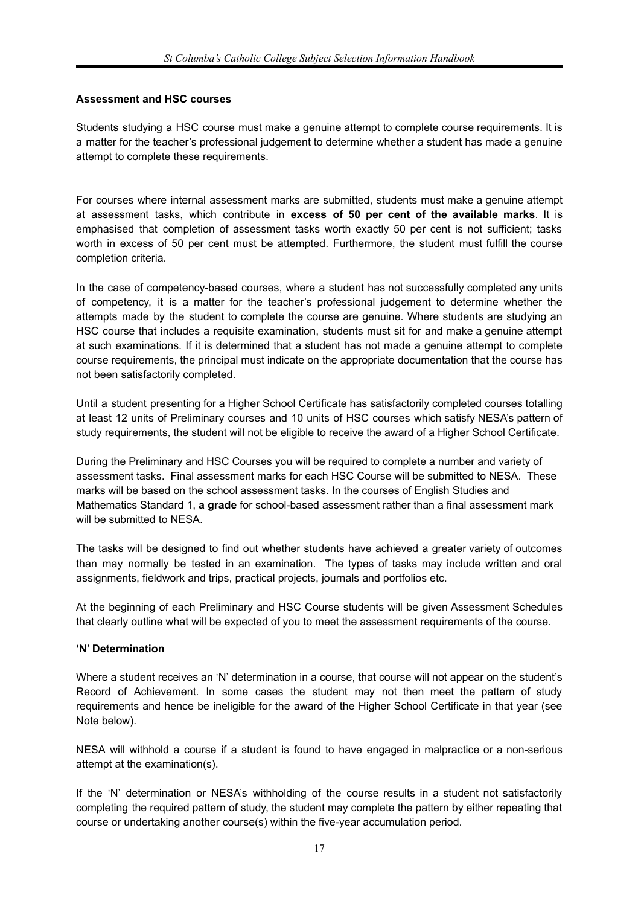**Assessment and HSC courses**

Students studying a HSC course must make a genuine attempt to complete course requirements. It is a matter for the teacher's professional judgement to determine whether a student has made a genuine attempt to complete these requirements.

For courses where internal assessment marks are submitted, students must make a genuine attempt at assessment tasks, which contribute in **excess of 50 per cent of the available marks**. It is emphasised that completion of assessment tasks worth exactly 50 per cent is not sufficient; tasks worth in excess of 50 per cent must be attempted. Furthermore, the student must fulfill the course completion criteria.

In the case of competency-based courses, where a student has not successfully completed any units of competency, it is a matter for the teacher's professional judgement to determine whether the attempts made by the student to complete the course are genuine. Where students are studying an HSC course that includes a requisite examination, students must sit for and make a genuine attempt at such examinations. If it is determined that a student has not made a genuine attempt to complete course requirements, the principal must indicate on the appropriate documentation that the course has not been satisfactorily completed.

Until a student presenting for a Higher School Certificate has satisfactorily completed courses totalling at least 12 units of Preliminary courses and 10 units of HSC courses which satisfy NESA's pattern of study requirements, the student will not be eligible to receive the award of a Higher School Certificate.

During the Preliminary and HSC Courses you will be required to complete a number and variety of assessment tasks. Final assessment marks for each HSC Course will be submitted to NESA. These marks will be based on the school assessment tasks. In the courses of English Studies and Mathematics Standard 1, **a grade** for school-based assessment rather than a final assessment mark will be submitted to NESA.

The tasks will be designed to find out whether students have achieved a greater variety of outcomes than may normally be tested in an examination. The types of tasks may include written and oral assignments, fieldwork and trips, practical projects, journals and portfolios etc.

At the beginning of each Preliminary and HSC Course students will be given Assessment Schedules that clearly outline what will be expected of you to meet the assessment requirements of the course.

**'N' Determination**

Where a student receives an 'N' determination in a course, that course will not appear on the student's Record of Achievement. In some cases the student may not then meet the pattern of study requirements and hence be ineligible for the award of the Higher School Certificate in that year (see Note below).

NESA will withhold a course if a student is found to have engaged in malpractice or a non-serious attempt at the examination(s).

If the 'N' determination or NESA's withholding of the course results in a student not satisfactorily completing the required pattern of study, the student may complete the pattern by either repeating that course or undertaking another course(s) within the five-year accumulation period.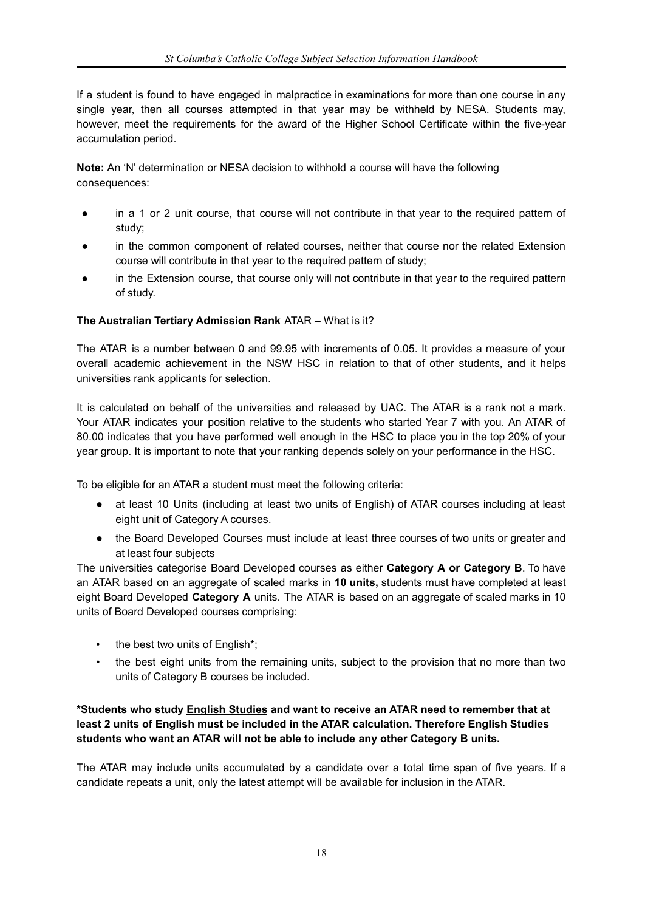If a student is found to have engaged in malpractice in examinations for more than one course in any single year, then all courses attempted in that year may be withheld by NESA. Students may, however, meet the requirements for the award of the Higher School Certificate within the five-year accumulation period.

**Note:** An 'N' determination or NESA decision to withhold a course will have the following consequences:

- in a 1 or 2 unit course, that course will not contribute in that year to the required pattern of study;
- in the common component of related courses, neither that course nor the related Extension course will contribute in that year to the required pattern of study;
- in the Extension course, that course only will not contribute in that year to the required pattern of study.

**The Australian Tertiary Admission Rank** ATAR – What is it?

The ATAR is a number between 0 and 99.95 with increments of 0.05. It provides a measure of your overall academic achievement in the NSW HSC in relation to that of other students, and it helps universities rank applicants for selection.

It is calculated on behalf of the universities and released by UAC. The ATAR is a rank not a mark. Your ATAR indicates your position relative to the students who started Year 7 with you. An ATAR of 80.00 indicates that you have performed well enough in the HSC to place you in the top 20% of your year group. It is important to note that your ranking depends solely on your performance in the HSC.

To be eligible for an ATAR a student must meet the following criteria:

- at least 10 Units (including at least two units of English) of ATAR courses including at least eight unit of Category A courses.
- the Board Developed Courses must include at least three courses of two units or greater and at least four subjects

The universities categorise Board Developed courses as either **Category A or Category B**. To have an ATAR based on an aggregate of scaled marks in **10 units,** students must have completed at least eight Board Developed **Category A** units. The ATAR is based on an aggregate of scaled marks in 10 units of Board Developed courses comprising:

- the best two units of English*;
- the best eight units from the remaining units, subject to the provision that no more than two units of Category B courses be included.

**\*Students who study English Studies and want to receive an ATAR need to remember that at least 2 units of English must be included in the ATAR calculation. Therefore English Studies students who want an ATAR will not be able to include any other Category B units.**

The ATAR may include units accumulated by a candidate over a total time span of five years. If a candidate repeats a unit, only the latest attempt will be available for inclusion in the ATAR.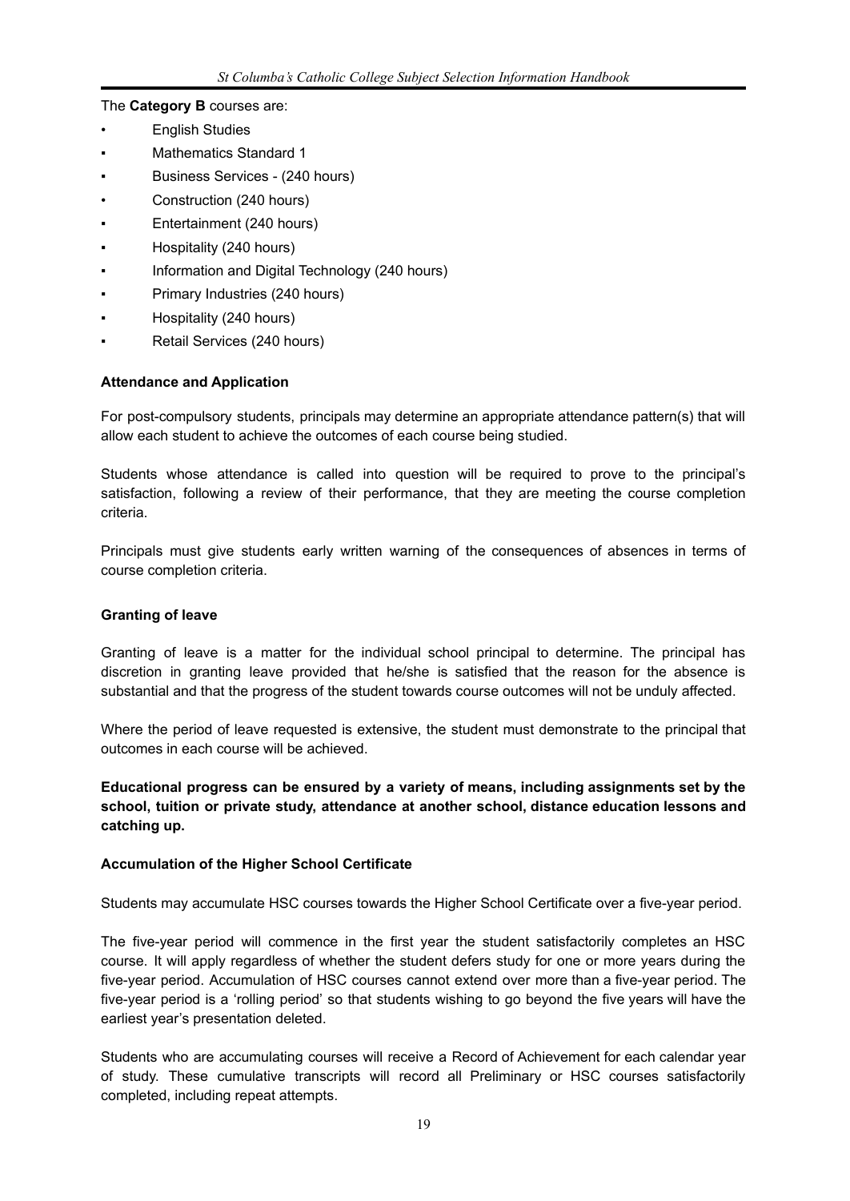The **Category B** courses are:

- English Studies
- Mathematics Standard 1
- Business Services - (240 hours)
- Construction (240 hours)
- Entertainment (240 hours)
- Hospitality (240 hours)
- Information and Digital Technology (240 hours)
- Primary Industries (240 hours)
- Hospitality (240 hours)
- Retail Services (240 hours)

**Attendance and Application**

For post-compulsory students, principals may determine an appropriate attendance pattern(s) that will allow each student to achieve the outcomes of each course being studied.

Students whose attendance is called into question will be required to prove to the principal's satisfaction, following a review of their performance, that they are meeting the course completion criteria.

Principals must give students early written warning of the consequences of absences in terms of course completion criteria.

**Granting of leave**

Granting of leave is a matter for the individual school principal to determine. The principal has discretion in granting leave provided that he/she is satisfied that the reason for the absence is substantial and that the progress of the student towards course outcomes will not be unduly affected.

Where the period of leave requested is extensive, the student must demonstrate to the principal that outcomes in each course will be achieved.

**Educational progress can be ensured by a variety of means, including assignments set by the school, tuition or private study, attendance at another school, distance education lessons and catching up.**

**Accumulation of the Higher School Certificate**

Students may accumulate HSC courses towards the Higher School Certificate over a five-year period.

The five-year period will commence in the first year the student satisfactorily completes an HSC course. It will apply regardless of whether the student defers study for one or more years during the five-year period. Accumulation of HSC courses cannot extend over more than a five-year period. The five-year period is a 'rolling period' so that students wishing to go beyond the five years will have the earliest year's presentation deleted.

Students who are accumulating courses will receive a Record of Achievement for each calendar year of study. These cumulative transcripts will record all Preliminary or HSC courses satisfactorily completed, including repeat attempts.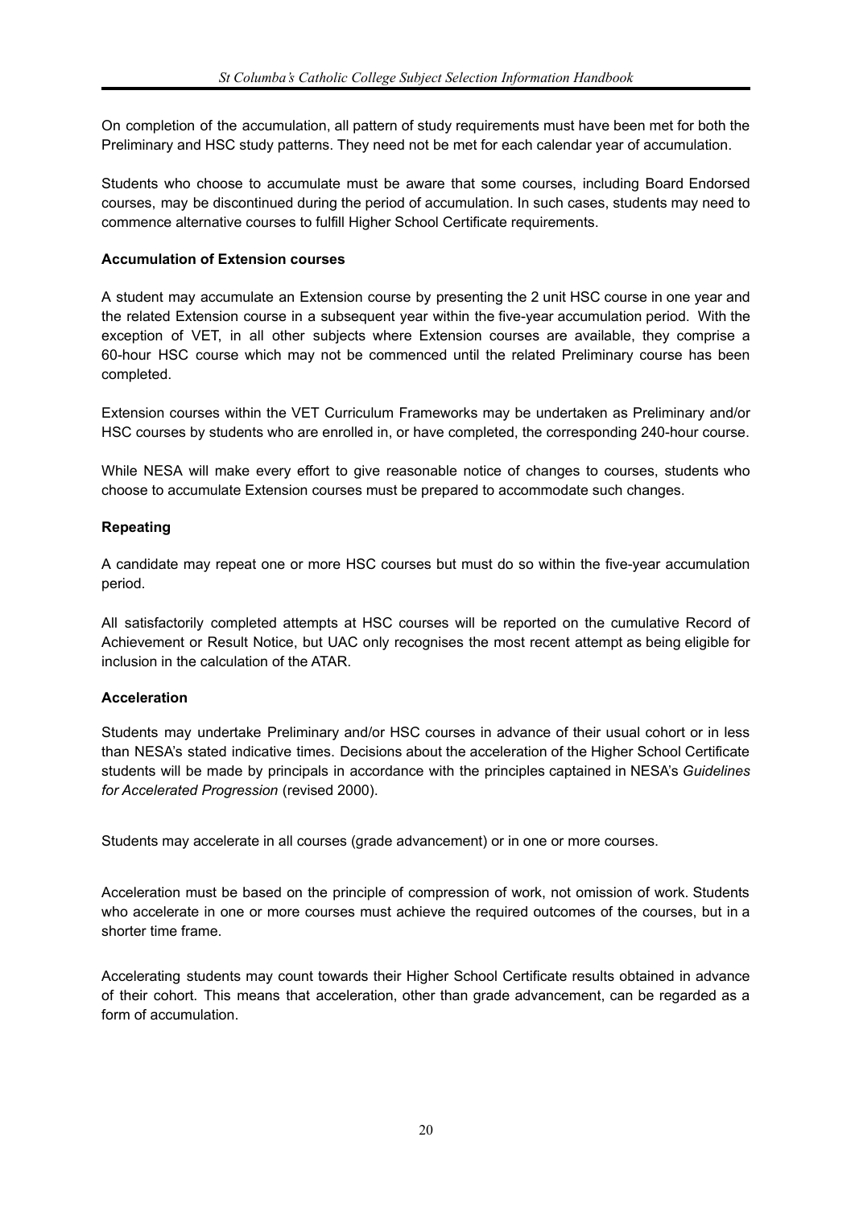On completion of the accumulation, all pattern of study requirements must have been met for both the Preliminary and HSC study patterns. They need not be met for each calendar year of accumulation.

Students who choose to accumulate must be aware that some courses, including Board Endorsed courses, may be discontinued during the period of accumulation. In such cases, students may need to commence alternative courses to fulfill Higher School Certificate requirements.

**Accumulation of Extension courses**

A student may accumulate an Extension course by presenting the 2 unit HSC course in one year and the related Extension course in a subsequent year within the five-year accumulation period. With the exception of VET, in all other subjects where Extension courses are available, they comprise a 60-hour HSC course which may not be commenced until the related Preliminary course has been completed.

Extension courses within the VET Curriculum Frameworks may be undertaken as Preliminary and/or HSC courses by students who are enrolled in, or have completed, the corresponding 240-hour course.

While NESA will make every effort to give reasonable notice of changes to courses, students who choose to accumulate Extension courses must be prepared to accommodate such changes.

**Repeating**

A candidate may repeat one or more HSC courses but must do so within the five-year accumulation period.

All satisfactorily completed attempts at HSC courses will be reported on the cumulative Record of Achievement or Result Notice, but UAC only recognises the most recent attempt as being eligible for inclusion in the calculation of the ATAR.

**Acceleration**

Students may undertake Preliminary and/or HSC courses in advance of their usual cohort or in less than NESA's stated indicative times. Decisions about the acceleration of the Higher School Certificate students will be made by principals in accordance with the principles captained in NESA's *Guidelines for Accelerated Progression* (revised 2000).

Students may accelerate in all courses (grade advancement) or in one or more courses.

Acceleration must be based on the principle of compression of work, not omission of work. Students who accelerate in one or more courses must achieve the required outcomes of the courses, but in a shorter time frame.

Accelerating students may count towards their Higher School Certificate results obtained in advance of their cohort. This means that acceleration, other than grade advancement, can be regarded as a form of accumulation.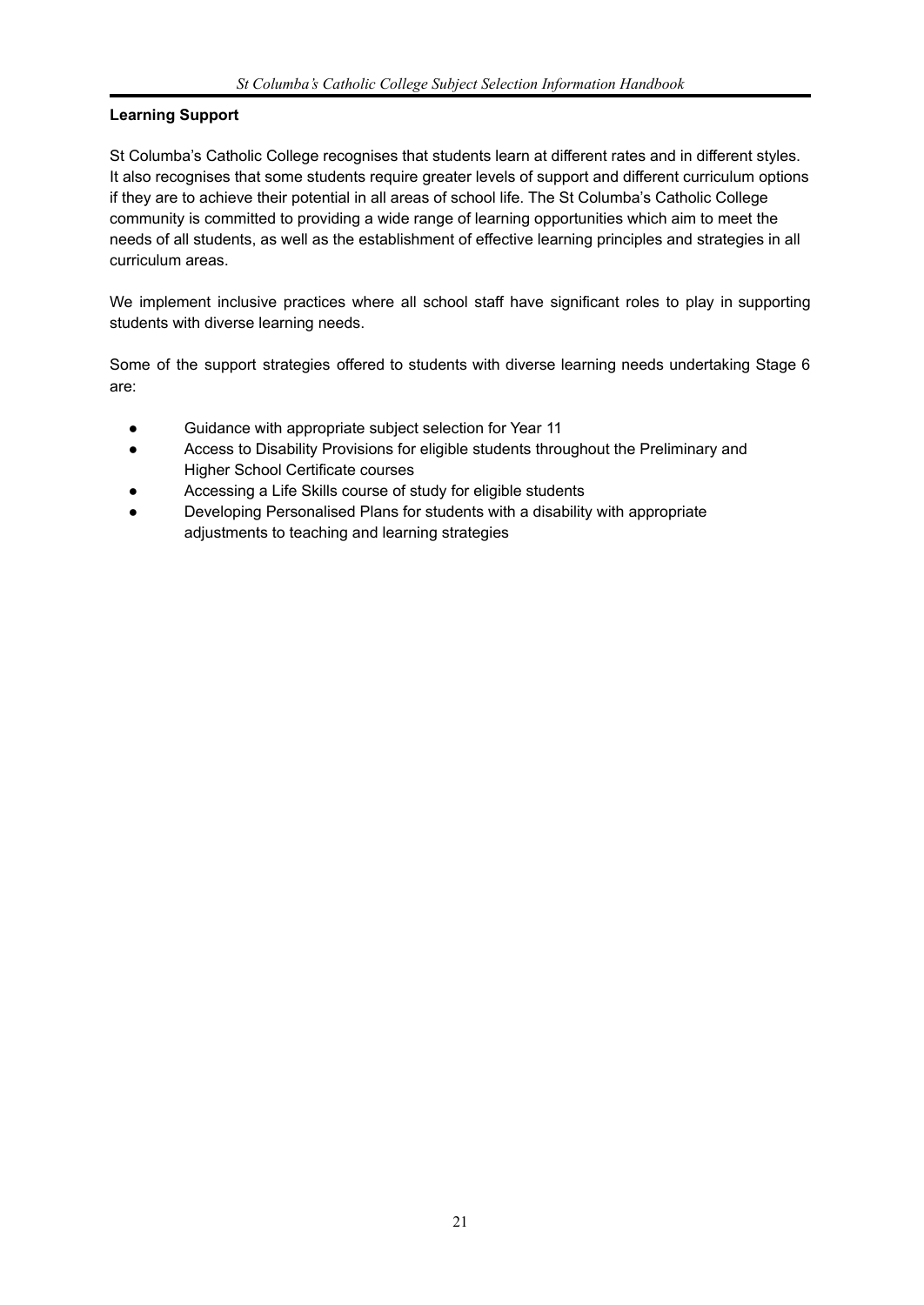## Learning Support

St Columba's Catholic College recognises that students learn at different rates and in different styles. It also recognises that some students require greater levels of support and different curriculum options if they are to achieve their potential in all areas of school life. The St Columba's Catholic College community is committed to providing a wide range of learning opportunities which aim to meet the needs of all students, as well as the establishment of effective learning principles and strategies in all curriculum areas.

We implement inclusive practices where all school staff have significant roles to play in supporting students with diverse learning needs.

Some of the support strategies offered to students with diverse learning needs undertaking Stage 6 are:

- Guidance with appropriate subject selection for Year 11
- Access to Disability Provisions for eligible students throughout the Preliminary and Higher School Certificate courses
- Accessing a Life Skills course of study for eligible students
- Developing Personalised Plans for students with a disability with appropriate adjustments to teaching and learning strategies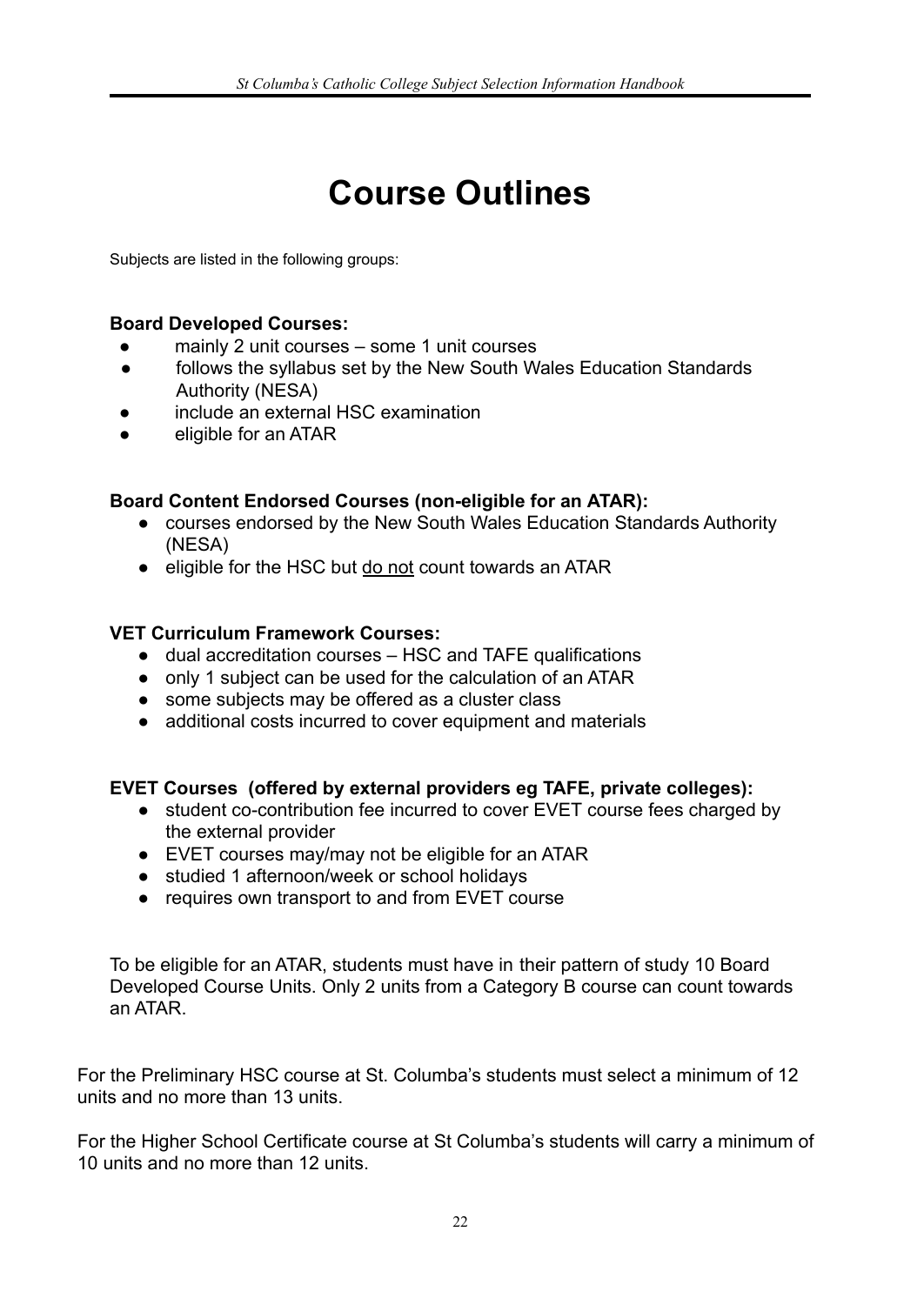# Course Outlines

Subjects are listed in the following groups:

**Board Developed Courses:**

- mainly 2 unit courses – some 1 unit courses
- follows the syllabus set by the New South Wales Education Standards Authority (NESA)
- include an external HSC examination
- eligible for an ATAR

**Board Content Endorsed Courses (non-eligible for an ATAR):**

- courses endorsed by the New South Wales Education Standards Authority (NESA)
- eligible for the HSC but <u>do not</u> count towards an ATAR

**VET Curriculum Framework Courses:**

- dual accreditation courses – HSC and TAFE qualifications
- only 1 subject can be used for the calculation of an ATAR
- some subjects may be offered as a cluster class
- additional costs incurred to cover equipment and materials

**EVET Courses (offered by external providers eg TAFE, private colleges):**

- student co-contribution fee incurred to cover EVET course fees charged by the external provider
- EVET courses may/may not be eligible for an ATAR
- studied 1 afternoon/week or school holidays
- requires own transport to and from EVET course

To be eligible for an ATAR, students must have in their pattern of study 10 Board Developed Course Units. Only 2 units from a Category B course can count towards an ATAR.

For the Preliminary HSC course at St. Columba's students must select a minimum of 12 units and no more than 13 units.

For the Higher School Certificate course at St Columba's students will carry a minimum of 10 units and no more than 12 units.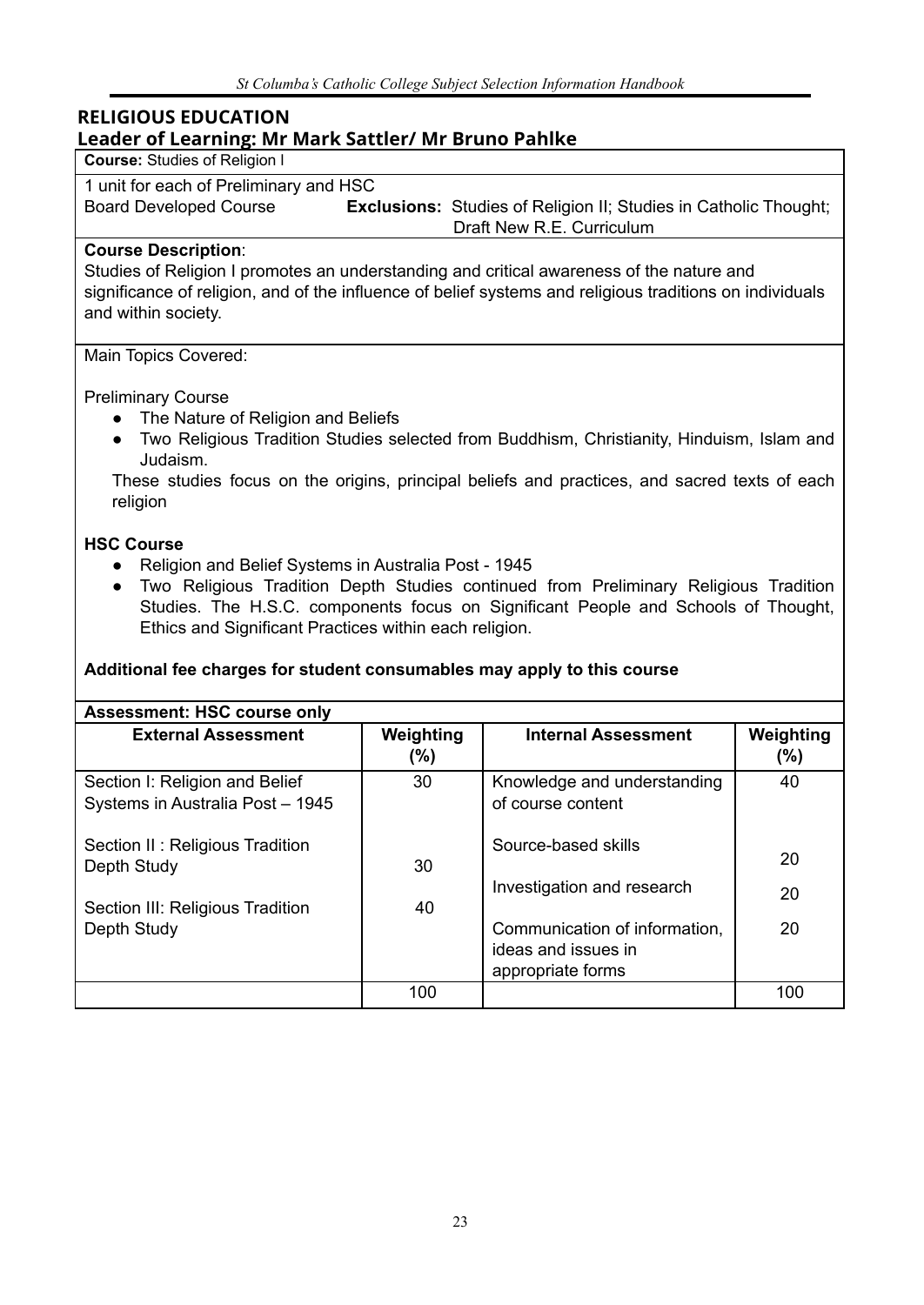## RELIGIOUS EDUCATION

### Leader of Learning: Mr Mark Sattler/ Mr Bruno Pahlke

**Course:** Studies of Religion I

1 unit for each of Preliminary and HSC

Board Developed Course **Exclusions:** Studies of Religion II; Studies in Catholic Thought; Draft New R.E. Curriculum

**Course Description**:

Studies of Religion I promotes an understanding and critical awareness of the nature and significance of religion, and of the influence of belief systems and religious traditions on individuals and within society.

Main Topics Covered:

Preliminary Course

- The Nature of Religion and Beliefs
- Two Religious Tradition Studies selected from Buddhism, Christianity, Hinduism, Islam and Judaism.

These studies focus on the origins, principal beliefs and practices, and sacred texts of each religion

**HSC Course**

- Religion and Belief Systems in Australia Post - 1945
- Two Religious Tradition Depth Studies continued from Preliminary Religious Tradition Studies. The H.S.C. components focus on Significant People and Schools of Thought, Ethics and Significant Practices within each religion.

**Additional fee charges for student consumables may apply to this course**

**Assessment: HSC course only**

| External Assessment | Weighting (%) | Internal Assessment | Weighting (%) |
|---|---|---|---|
| Section I: Religion and Belief Systems in Australia Post – 1945 | 30 | Knowledge and understanding of course content | 40 |
| Section II : Religious Tradition Depth Study | 30 | Source-based skills | 20 |
| | | Investigation and research | 20 |
| Section III: Religious Tradition Depth Study | 40 | Communication of information, ideas and issues in appropriate forms | 20 |
| | 100 | | 100 |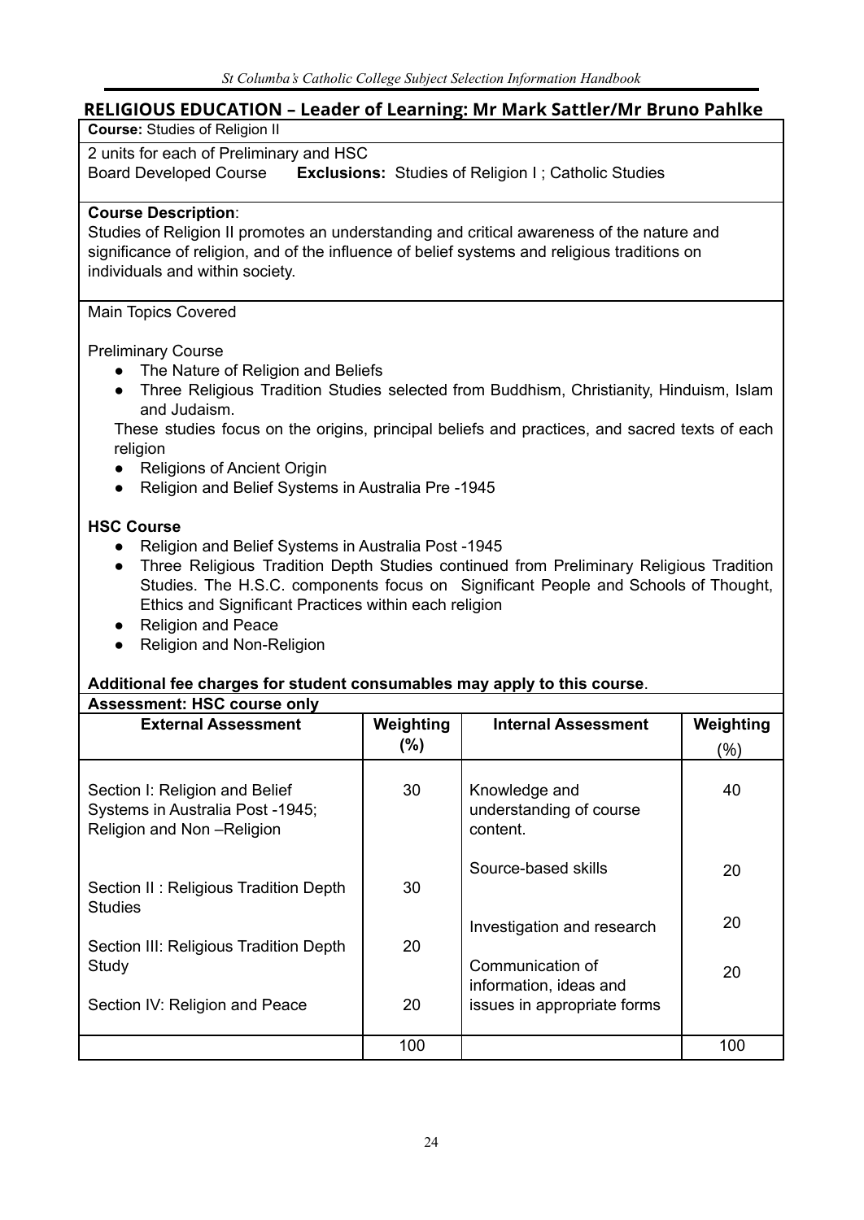## RELIGIOUS EDUCATION – Leader of Learning: Mr Mark Sattler/Mr Bruno Pahlke

**Course:** Studies of Religion II

2 units for each of Preliminary and HSC
Board Developed Course **Exclusions:** Studies of Religion I ; Catholic Studies

**Course Description**:
Studies of Religion II promotes an understanding and critical awareness of the nature and significance of religion, and of the influence of belief systems and religious traditions on individuals and within society.

Main Topics Covered

Preliminary Course

- The Nature of Religion and Beliefs
- Three Religious Tradition Studies selected from Buddhism, Christianity, Hinduism, Islam and Judaism.

These studies focus on the origins, principal beliefs and practices, and sacred texts of each religion

- Religions of Ancient Origin
- Religion and Belief Systems in Australia Pre -1945

**HSC Course**

- Religion and Belief Systems in Australia Post -1945
- Three Religious Tradition Depth Studies continued from Preliminary Religious Tradition Studies. The H.S.C. components focus on Significant People and Schools of Thought, Ethics and Significant Practices within each religion
- Religion and Peace
- Religion and Non-Religion

**Additional fee charges for student consumables may apply to this course**.

**Assessment: HSC course only**

| External Assessment | Weighting (%) | Internal Assessment | Weighting (%) |
|---|---|---|---|
| Section I: Religion and Belief Systems in Australia Post -1945; Religion and Non –Religion | 30 | Knowledge and understanding of course content. | 40 |
| Section II : Religious Tradition Depth Studies | 30 | Source-based skills | 20 |
| Section III: Religious Tradition Depth Study | 20 | Investigation and research | 20 |
| Section IV: Religion and Peace | 20 | Communication of information, ideas and issues in appropriate forms | 20 |
| | 100 | | 100 |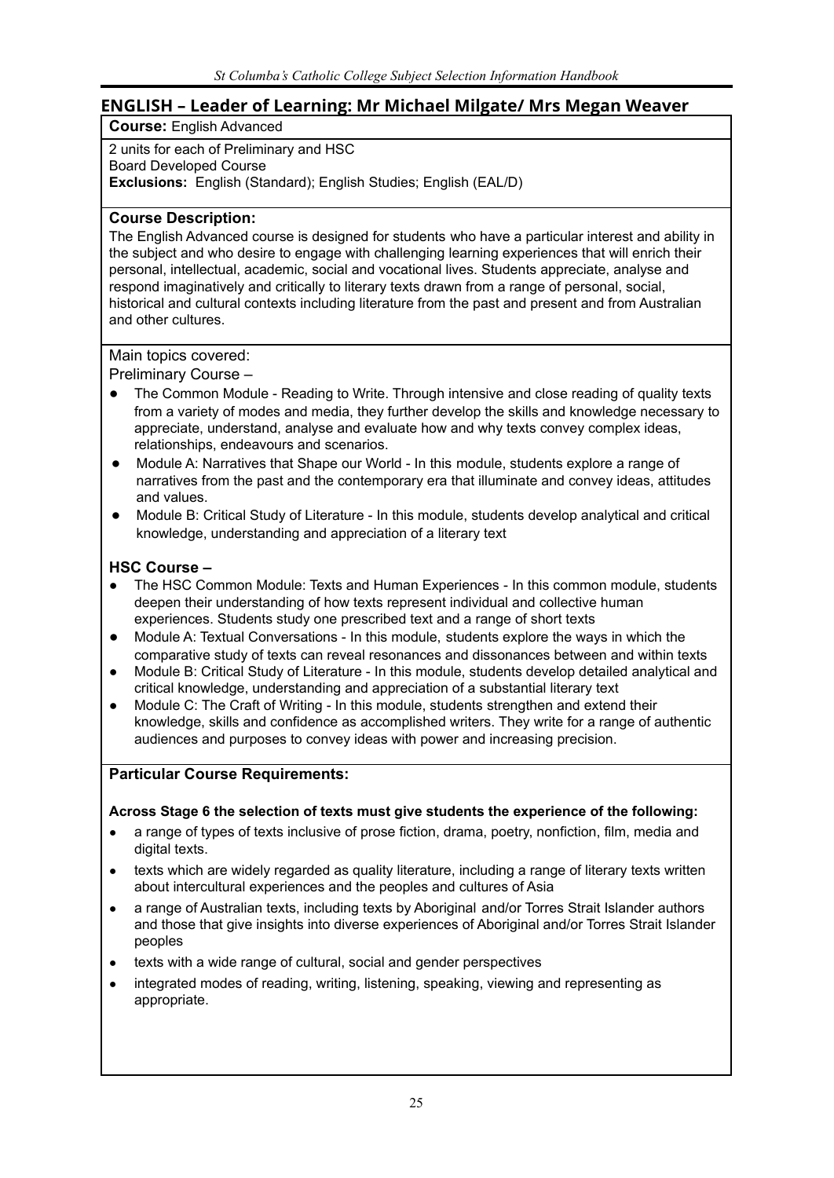## ENGLISH – Leader of Learning: Mr Michael Milgate/ Mrs Megan Weaver

**Course:** English Advanced

2 units for each of Preliminary and HSC
Board Developed Course
**Exclusions:** English (Standard); English Studies; English (EAL/D)

**Course Description:**

The English Advanced course is designed for students who have a particular interest and ability in the subject and who desire to engage with challenging learning experiences that will enrich their personal, intellectual, academic, social and vocational lives. Students appreciate, analyse and respond imaginatively and critically to literary texts drawn from a range of personal, social, historical and cultural contexts including literature from the past and present and from Australian and other cultures.

Main topics covered:

Preliminary Course –

- The Common Module - Reading to Write. Through intensive and close reading of quality texts from a variety of modes and media, they further develop the skills and knowledge necessary to appreciate, understand, analyse and evaluate how and why texts convey complex ideas, relationships, endeavours and scenarios.
- Module A: Narratives that Shape our World - In this module, students explore a range of narratives from the past and the contemporary era that illuminate and convey ideas, attitudes and values.
- Module B: Critical Study of Literature - In this module, students develop analytical and critical knowledge, understanding and appreciation of a literary text

**HSC Course –**

- The HSC Common Module: Texts and Human Experiences - In this common module, students deepen their understanding of how texts represent individual and collective human experiences. Students study one prescribed text and a range of short texts
- Module A: Textual Conversations - In this module, students explore the ways in which the comparative study of texts can reveal resonances and dissonances between and within texts
- Module B: Critical Study of Literature - In this module, students develop detailed analytical and critical knowledge, understanding and appreciation of a substantial literary text
- Module C: The Craft of Writing - In this module, students strengthen and extend their knowledge, skills and confidence as accomplished writers. They write for a range of authentic audiences and purposes to convey ideas with power and increasing precision.

**Particular Course Requirements:**

**Across Stage 6 the selection of texts must give students the experience of the following:**

- a range of types of texts inclusive of prose fiction, drama, poetry, nonfiction, film, media and digital texts.
- texts which are widely regarded as quality literature, including a range of literary texts written about intercultural experiences and the peoples and cultures of Asia
- a range of Australian texts, including texts by Aboriginal and/or Torres Strait Islander authors and those that give insights into diverse experiences of Aboriginal and/or Torres Strait Islander peoples
- texts with a wide range of cultural, social and gender perspectives
- integrated modes of reading, writing, listening, speaking, viewing and representing as appropriate.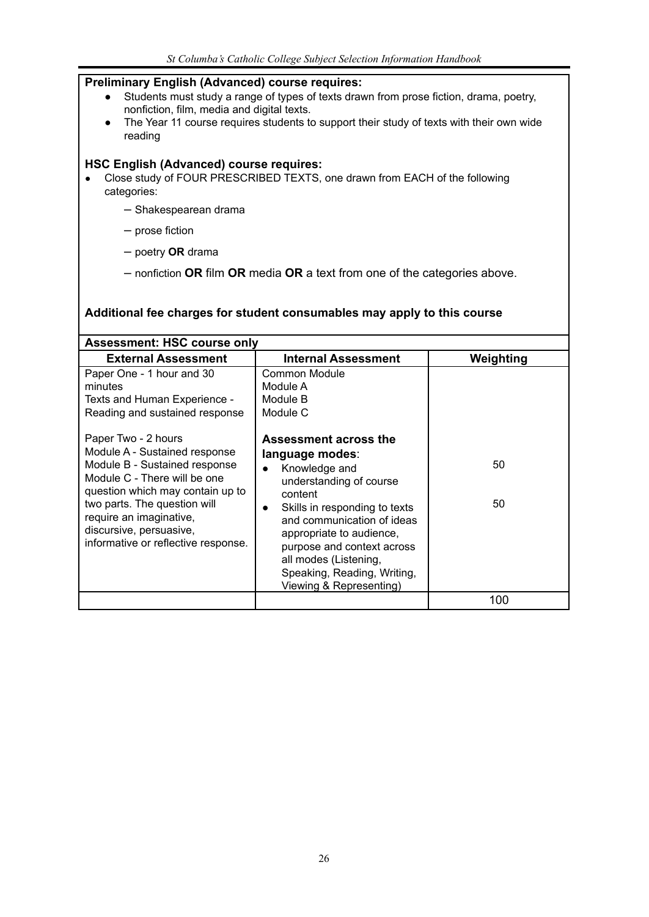**Preliminary English (Advanced) course requires:**

- Students must study a range of types of texts drawn from prose fiction, drama, poetry, nonfiction, film, media and digital texts.
- The Year 11 course requires students to support their study of texts with their own wide reading

**HSC English (Advanced) course requires:**

- Close study of FOUR PRESCRIBED TEXTS, one drawn from EACH of the following categories:
  - – Shakespearean drama
  - – prose fiction
  - – poetry **OR** drama
  - – nonfiction **OR** film **OR** media **OR** a text from one of the categories above.

**Additional fee charges for student consumables may apply to this course**

| **Assessment: HSC course only** | | |
|---|---|---|
| **External Assessment** | **Internal Assessment** | **Weighting** |
| Paper One - 1 hour and 30 minutes<br>Texts and Human Experience - Reading and sustained response<br><br>Paper Two - 2 hours<br>Module A - Sustained response<br>Module B - Sustained response<br>Module C - There will be one question which may contain up to two parts. The question will require an imaginative, discursive, persuasive, informative or reflective response. | Common Module<br>Module A<br>Module B<br>Module C<br><br>**Assessment across the language modes**:<br>● Knowledge and understanding of course content<br>● Skills in responding to texts and communication of ideas appropriate to audience, purpose and context across all modes (Listening, Speaking, Reading, Writing, Viewing & Representing) | <br><br><br><br><br><br>50<br><br><br>50 |
| | | 100 |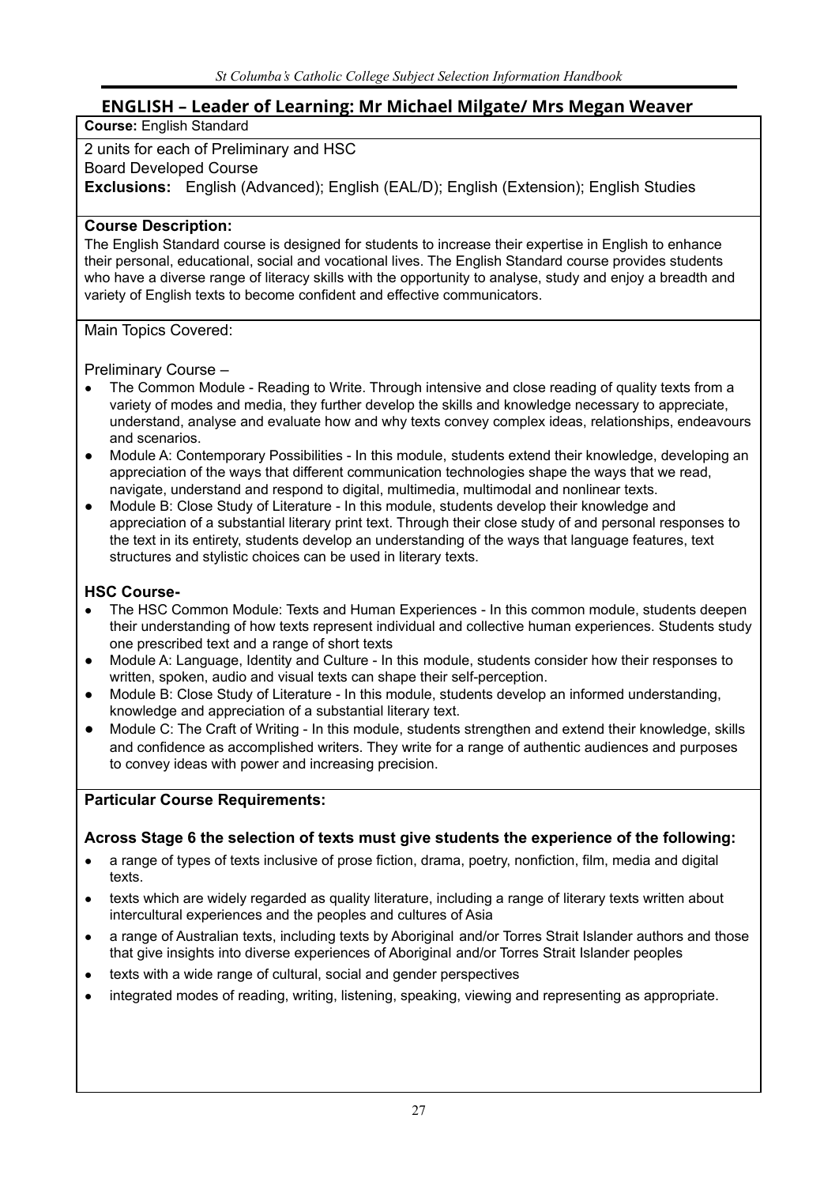## ENGLISH – Leader of Learning: Mr Michael Milgate/ Mrs Megan Weaver

**Course:** English Standard

2 units for each of Preliminary and HSC

Board Developed Course

**Exclusions:** English (Advanced); English (EAL/D); English (Extension); English Studies

**Course Description:**

The English Standard course is designed for students to increase their expertise in English to enhance their personal, educational, social and vocational lives. The English Standard course provides students who have a diverse range of literacy skills with the opportunity to analyse, study and enjoy a breadth and variety of English texts to become confident and effective communicators.

Main Topics Covered:

Preliminary Course –

- The Common Module - Reading to Write. Through intensive and close reading of quality texts from a variety of modes and media, they further develop the skills and knowledge necessary to appreciate, understand, analyse and evaluate how and why texts convey complex ideas, relationships, endeavours and scenarios.
- Module A: Contemporary Possibilities - In this module, students extend their knowledge, developing an appreciation of the ways that different communication technologies shape the ways that we read, navigate, understand and respond to digital, multimedia, multimodal and nonlinear texts.
- Module B: Close Study of Literature - In this module, students develop their knowledge and appreciation of a substantial literary print text. Through their close study of and personal responses to the text in its entirety, students develop an understanding of the ways that language features, text structures and stylistic choices can be used in literary texts.

**HSC Course-**

- The HSC Common Module: Texts and Human Experiences - In this common module, students deepen their understanding of how texts represent individual and collective human experiences. Students study one prescribed text and a range of short texts
- Module A: Language, Identity and Culture - In this module, students consider how their responses to written, spoken, audio and visual texts can shape their self-perception.
- Module B: Close Study of Literature - In this module, students develop an informed understanding, knowledge and appreciation of a substantial literary text.
- Module C: The Craft of Writing - In this module, students strengthen and extend their knowledge, skills and confidence as accomplished writers. They write for a range of authentic audiences and purposes to convey ideas with power and increasing precision.

**Particular Course Requirements:**

**Across Stage 6 the selection of texts must give students the experience of the following:**

- a range of types of texts inclusive of prose fiction, drama, poetry, nonfiction, film, media and digital texts.
- texts which are widely regarded as quality literature, including a range of literary texts written about intercultural experiences and the peoples and cultures of Asia
- a range of Australian texts, including texts by Aboriginal and/or Torres Strait Islander authors and those that give insights into diverse experiences of Aboriginal and/or Torres Strait Islander peoples
- texts with a wide range of cultural, social and gender perspectives
- integrated modes of reading, writing, listening, speaking, viewing and representing as appropriate.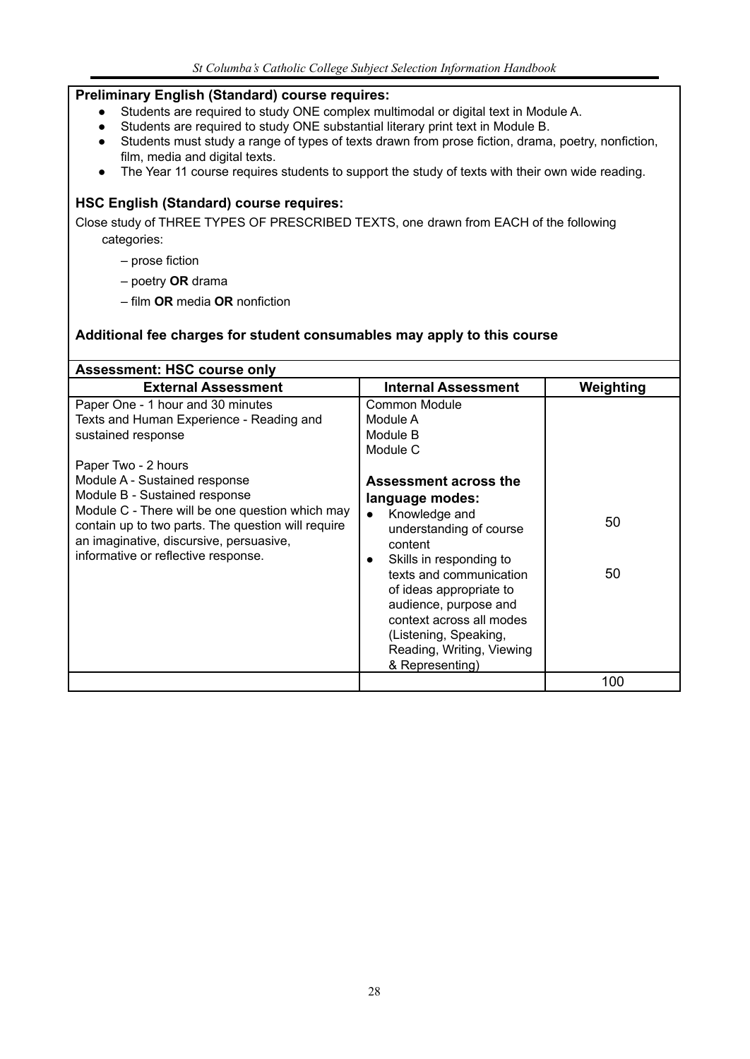**Preliminary English (Standard) course requires:**

- Students are required to study ONE complex multimodal or digital text in Module A.
- Students are required to study ONE substantial literary print text in Module B.
- Students must study a range of types of texts drawn from prose fiction, drama, poetry, nonfiction, film, media and digital texts.
- The Year 11 course requires students to support the study of texts with their own wide reading.

**HSC English (Standard) course requires:**

Close study of THREE TYPES OF PRESCRIBED TEXTS, one drawn from EACH of the following categories:

– prose fiction

– poetry **OR** drama

– film **OR** media **OR** nonfiction

**Additional fee charges for student consumables may apply to this course**

**Assessment: HSC course only**

| External Assessment | Internal Assessment | Weighting |
|---|---|---|
| Paper One - 1 hour and 30 minutes<br>Texts and Human Experience - Reading and sustained response<br><br>Paper Two - 2 hours<br>Module A - Sustained response<br>Module B - Sustained response<br>Module C - There will be one question which may contain up to two parts. The question will require an imaginative, discursive, persuasive, informative or reflective response. | Common Module<br>Module A<br>Module B<br>Module C<br><br>**Assessment across the language modes:**<br>• Knowledge and understanding of course content<br>• Skills in responding to texts and communication of ideas appropriate to audience, purpose and context across all modes (Listening, Speaking, Reading, Writing, Viewing & Representing) | <br><br><br><br><br><br>50<br><br>50 |
| | | 100 |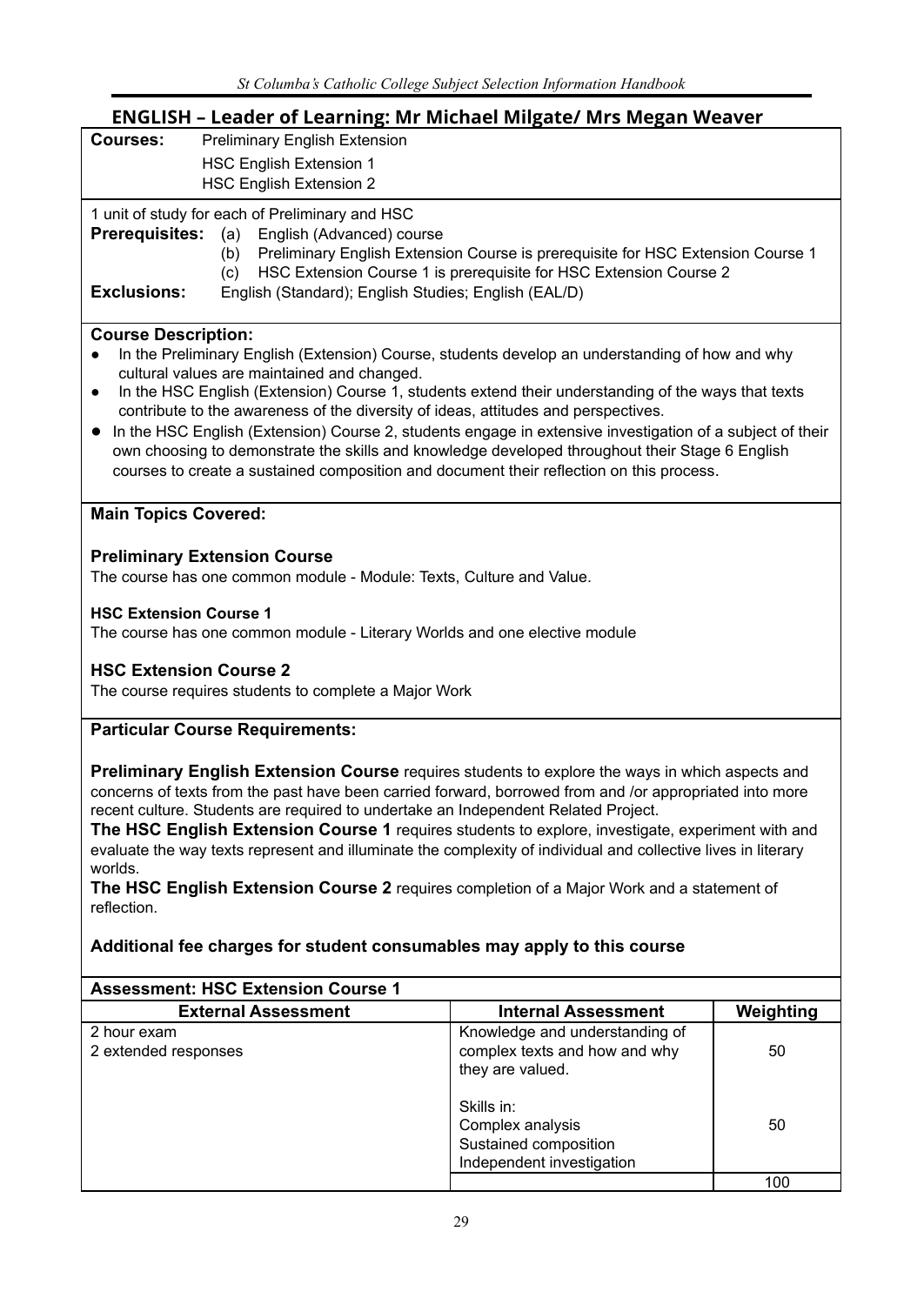## ENGLISH – Leader of Learning: Mr Michael Milgate/ Mrs Megan Weaver

**Courses:** Preliminary English Extension
HSC English Extension 1
HSC English Extension 2

1 unit of study for each of Preliminary and HSC

**Prerequisites:**
(a) English (Advanced) course
(b) Preliminary English Extension Course is prerequisite for HSC Extension Course 1
(c) HSC Extension Course 1 is prerequisite for HSC Extension Course 2

**Exclusions:** English (Standard); English Studies; English (EAL/D)

**Course Description:**

- In the Preliminary English (Extension) Course, students develop an understanding of how and why cultural values are maintained and changed.
- In the HSC English (Extension) Course 1, students extend their understanding of the ways that texts contribute to the awareness of the diversity of ideas, attitudes and perspectives.
- In the HSC English (Extension) Course 2, students engage in extensive investigation of a subject of their own choosing to demonstrate the skills and knowledge developed throughout their Stage 6 English courses to create a sustained composition and document their reflection on this process.

**Main Topics Covered:**

**Preliminary Extension Course**
The course has one common module - Module: Texts, Culture and Value.

**HSC Extension Course 1**
The course has one common module - Literary Worlds and one elective module

**HSC Extension Course 2**
The course requires students to complete a Major Work

**Particular Course Requirements:**

**Preliminary English Extension Course** requires students to explore the ways in which aspects and concerns of texts from the past have been carried forward, borrowed from and /or appropriated into more recent culture. Students are required to undertake an Independent Related Project.
**The HSC English Extension Course 1** requires students to explore, investigate, experiment with and evaluate the way texts represent and illuminate the complexity of individual and collective lives in literary worlds.
**The HSC English Extension Course 2** requires completion of a Major Work and a statement of reflection.

**Additional fee charges for student consumables may apply to this course**

**Assessment: HSC Extension Course 1**

| External Assessment | Internal Assessment | Weighting |
|---|---|---|
| 2 hour exam<br>2 extended responses | Knowledge and understanding of complex texts and how and why they are valued. | 50 |
| | Skills in:<br>Complex analysis<br>Sustained composition<br>Independent investigation | 50 |
| | | 100 |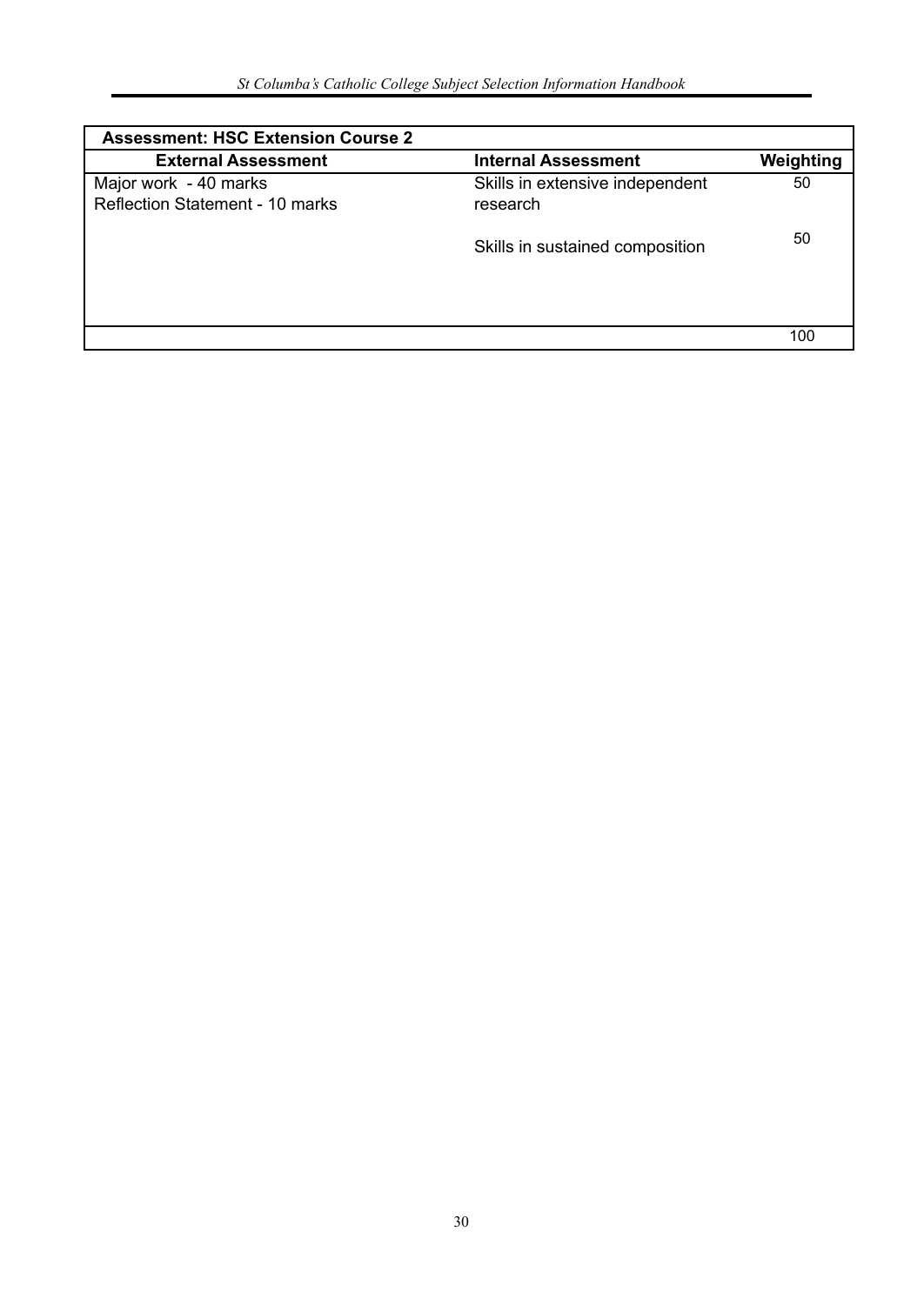| Assessment: HSC Extension Course 2 | | |
|---|---|---|
| **External Assessment** | **Internal Assessment** | **Weighting** |
| Major work - 40 marks<br>Reflection Statement - 10 marks | Skills in extensive independent research | 50 |
| | Skills in sustained composition | 50 |
| | | 100 |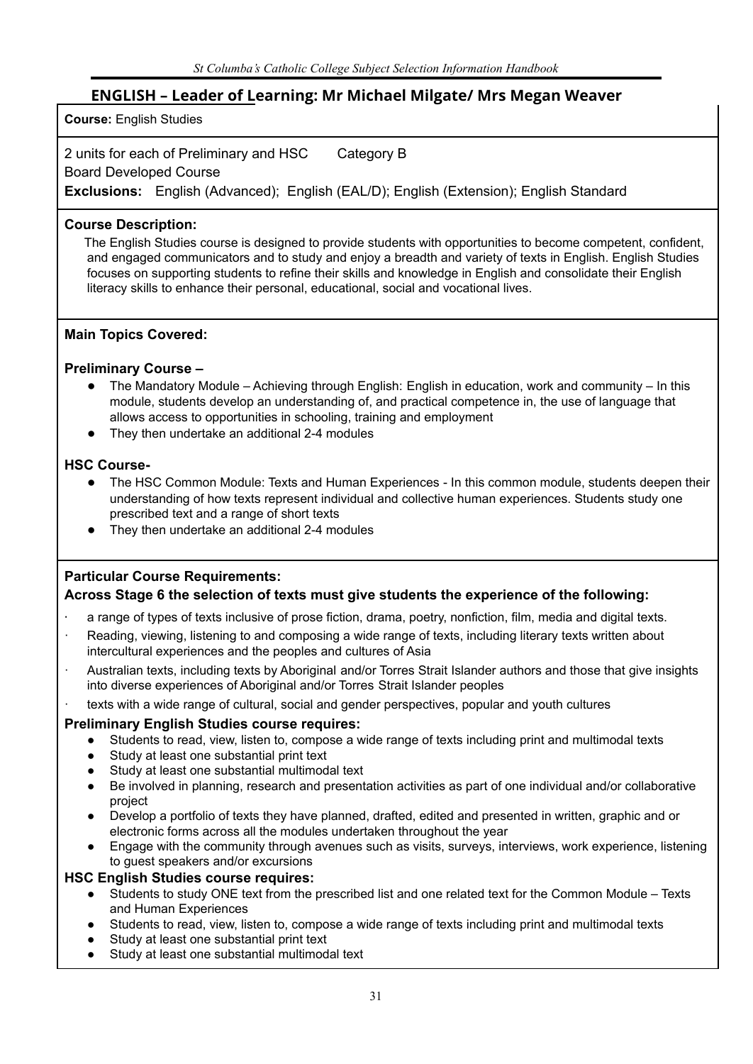## ENGLISH – Leader of Learning: Mr Michael Milgate/ Mrs Megan Weaver

**Course:** English Studies

2 units for each of Preliminary and HSC Category B
Board Developed Course
**Exclusions:** English (Advanced); English (EAL/D); English (Extension); English Standard

**Course Description:**

The English Studies course is designed to provide students with opportunities to become competent, confident, and engaged communicators and to study and enjoy a breadth and variety of texts in English. English Studies focuses on supporting students to refine their skills and knowledge in English and consolidate their English literacy skills to enhance their personal, educational, social and vocational lives.

**Main Topics Covered:**

**Preliminary Course –**

- The Mandatory Module – Achieving through English: English in education, work and community – In this module, students develop an understanding of, and practical competence in, the use of language that allows access to opportunities in schooling, training and employment
- They then undertake an additional 2-4 modules

**HSC Course-**

- The HSC Common Module: Texts and Human Experiences - In this common module, students deepen their understanding of how texts represent individual and collective human experiences. Students study one prescribed text and a range of short texts
- They then undertake an additional 2-4 modules

**Particular Course Requirements:**

**Across Stage 6 the selection of texts must give students the experience of the following:**

- a range of types of texts inclusive of prose fiction, drama, poetry, nonfiction, film, media and digital texts.
- Reading, viewing, listening to and composing a wide range of texts, including literary texts written about intercultural experiences and the peoples and cultures of Asia
- Australian texts, including texts by Aboriginal and/or Torres Strait Islander authors and those that give insights into diverse experiences of Aboriginal and/or Torres Strait Islander peoples
- texts with a wide range of cultural, social and gender perspectives, popular and youth cultures

**Preliminary English Studies course requires:**

- Students to read, view, listen to, compose a wide range of texts including print and multimodal texts
- Study at least one substantial print text
- Study at least one substantial multimodal text
- Be involved in planning, research and presentation activities as part of one individual and/or collaborative project
- Develop a portfolio of texts they have planned, drafted, edited and presented in written, graphic and or electronic forms across all the modules undertaken throughout the year
- Engage with the community through avenues such as visits, surveys, interviews, work experience, listening to guest speakers and/or excursions

**HSC English Studies course requires:**

- Students to study ONE text from the prescribed list and one related text for the Common Module – Texts and Human Experiences
- Students to read, view, listen to, compose a wide range of texts including print and multimodal texts
- Study at least one substantial print text
- Study at least one substantial multimodal text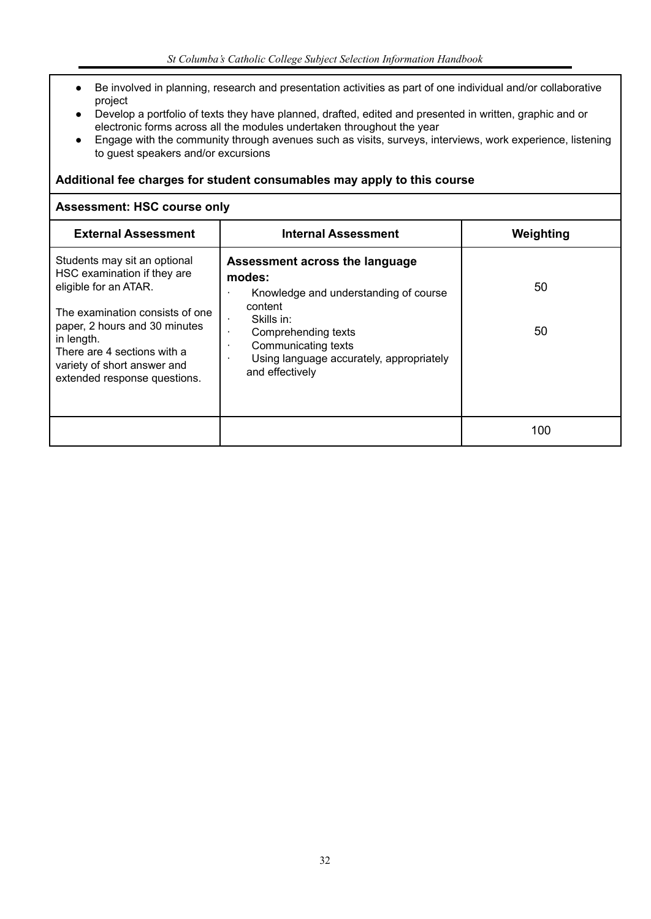- Be involved in planning, research and presentation activities as part of one individual and/or collaborative project
- Develop a portfolio of texts they have planned, drafted, edited and presented in written, graphic and or electronic forms across all the modules undertaken throughout the year
- Engage with the community through avenues such as visits, surveys, interviews, work experience, listening to guest speakers and/or excursions

**Additional fee charges for student consumables may apply to this course**

**Assessment: HSC course only**

| External Assessment | Internal Assessment | Weighting |
|---|---|---|
| Students may sit an optional HSC examination if they are eligible for an ATAR.<br><br>The examination consists of one paper, 2 hours and 30 minutes in length.<br>There are 4 sections with a variety of short answer and extended response questions. | **Assessment across the language modes:**<br>· Knowledge and understanding of course content<br>· Skills in:<br>· Comprehending texts<br>· Communicating texts<br>· Using language accurately, appropriately and effectively | 50<br><br>50 |
| | | 100 |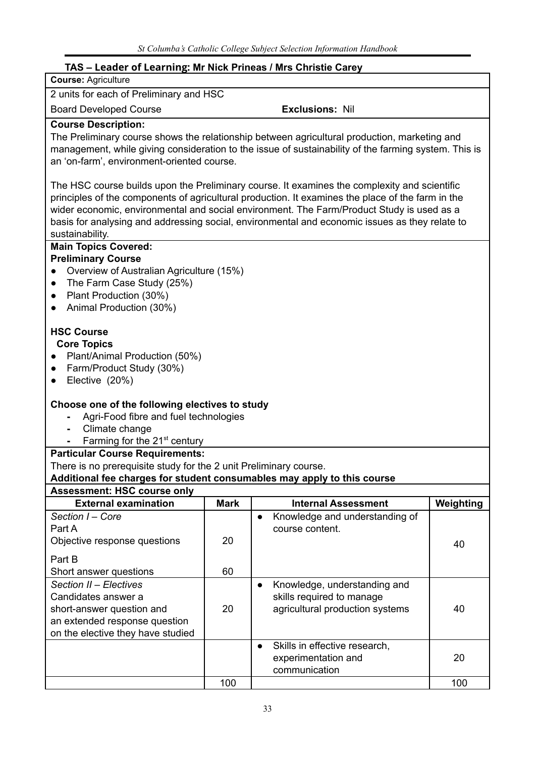## TAS – Leader of Learning: Mr Nick Prineas / Mrs Christie Carey

**Course:** Agriculture

2 units for each of Preliminary and HSC

Board Developed Course **Exclusions:** Nil

**Course Description:**

The Preliminary course shows the relationship between agricultural production, marketing and management, while giving consideration to the issue of sustainability of the farming system. This is an 'on-farm', environment-oriented course.

The HSC course builds upon the Preliminary course. It examines the complexity and scientific principles of the components of agricultural production. It examines the place of the farm in the wider economic, environmental and social environment. The Farm/Product Study is used as a basis for analysing and addressing social, environmental and economic issues as they relate to sustainability.

**Main Topics Covered:**

**Preliminary Course**

- Overview of Australian Agriculture (15%)
- The Farm Case Study (25%)
- Plant Production (30%)
- Animal Production (30%)

**HSC Course**

**Core Topics**

- Plant/Animal Production (50%)
- Farm/Product Study (30%)
- Elective (20%)

**Choose one of the following electives to study**

- Agri-Food fibre and fuel technologies
- Climate change
- Farming for the 21st century

**Particular Course Requirements:**

There is no prerequisite study for the 2 unit Preliminary course.

**Additional fee charges for student consumables may apply to this course**

**Assessment: HSC course only**

| External examination | Mark | Internal Assessment | Weighting |
|---|---|---|---|
| *Section I – Core*<br>Part A<br>Objective response questions<br>Part B<br>Short answer questions | 20<br><br>60 | • Knowledge and understanding of course content. | 40 |
| *Section II – Electives*<br>Candidates answer a short-answer question and an extended response question on the elective they have studied | 20 | • Knowledge, understanding and skills required to manage agricultural production systems | 40 |
| | | • Skills in effective research, experimentation and communication | 20 |
| | 100 | | 100 |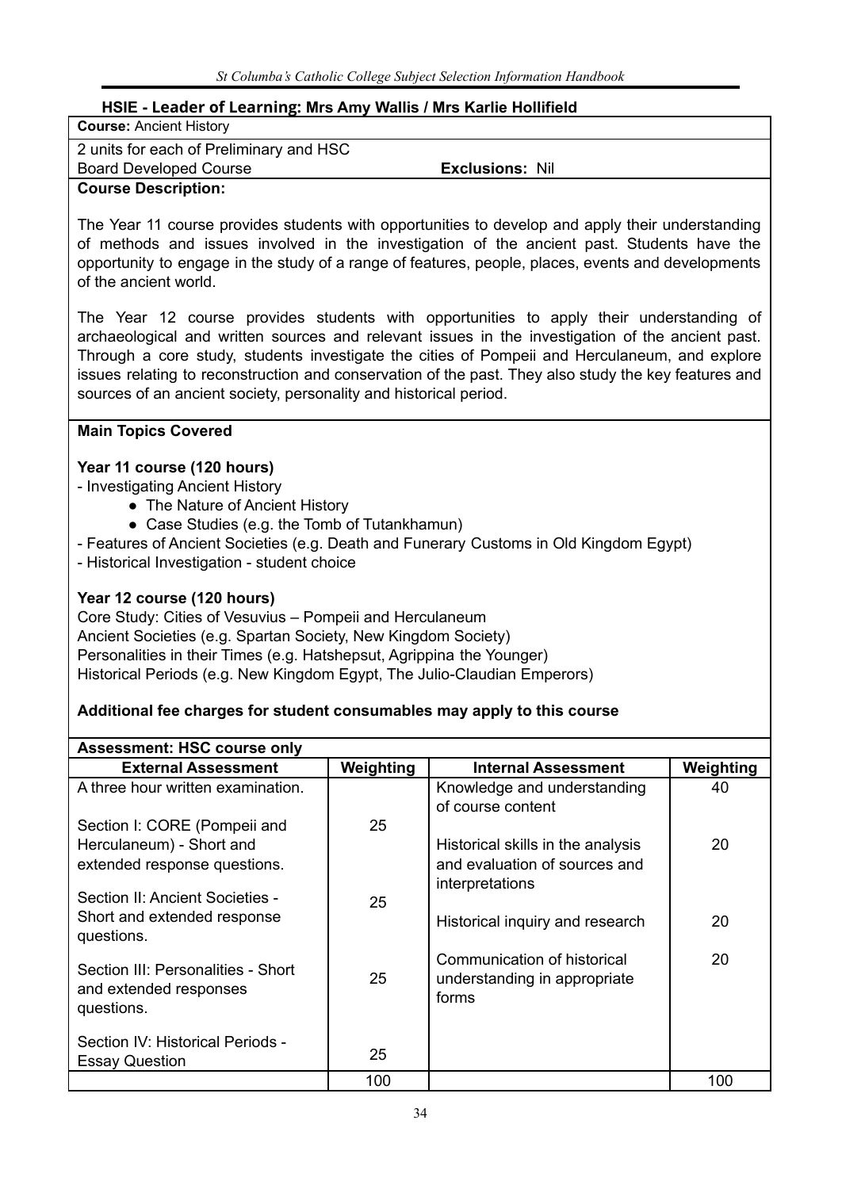## HSIE - Leader of Learning: Mrs Amy Wallis / Mrs Karlie Hollifield

**Course:** Ancient History

2 units for each of Preliminary and HSC

Board Developed Course **Exclusions:** Nil

**Course Description:**

The Year 11 course provides students with opportunities to develop and apply their understanding of methods and issues involved in the investigation of the ancient past. Students have the opportunity to engage in the study of a range of features, people, places, events and developments of the ancient world.

The Year 12 course provides students with opportunities to apply their understanding of archaeological and written sources and relevant issues in the investigation of the ancient past. Through a core study, students investigate the cities of Pompeii and Herculaneum, and explore issues relating to reconstruction and conservation of the past. They also study the key features and sources of an ancient society, personality and historical period.

**Main Topics Covered**

**Year 11 course (120 hours)**

- Investigating Ancient History
  - The Nature of Ancient History
  - Case Studies (e.g. the Tomb of Tutankhamun)
- Features of Ancient Societies (e.g. Death and Funerary Customs in Old Kingdom Egypt)
- Historical Investigation - student choice

**Year 12 course (120 hours)**

Core Study: Cities of Vesuvius – Pompeii and Herculaneum
Ancient Societies (e.g. Spartan Society, New Kingdom Society)
Personalities in their Times (e.g. Hatshepsut, Agrippina the Younger)
Historical Periods (e.g. New Kingdom Egypt, The Julio-Claudian Emperors)

**Additional fee charges for student consumables may apply to this course**

**Assessment: HSC course only**

| External Assessment | Weighting | Internal Assessment | Weighting |
|---|---|---|---|
| A three hour written examination. | | Knowledge and understanding of course content | 40 |
| Section I: CORE (Pompeii and Herculaneum) - Short and extended response questions. | 25 | Historical skills in the analysis and evaluation of sources and interpretations | 20 |
| Section II: Ancient Societies - Short and extended response questions. | 25 | Historical inquiry and research | 20 |
| Section III: Personalities - Short and extended responses questions. | 25 | Communication of historical understanding in appropriate forms | 20 |
| Section IV: Historical Periods - Essay Question | 25 | | |
| | 100 | | 100 |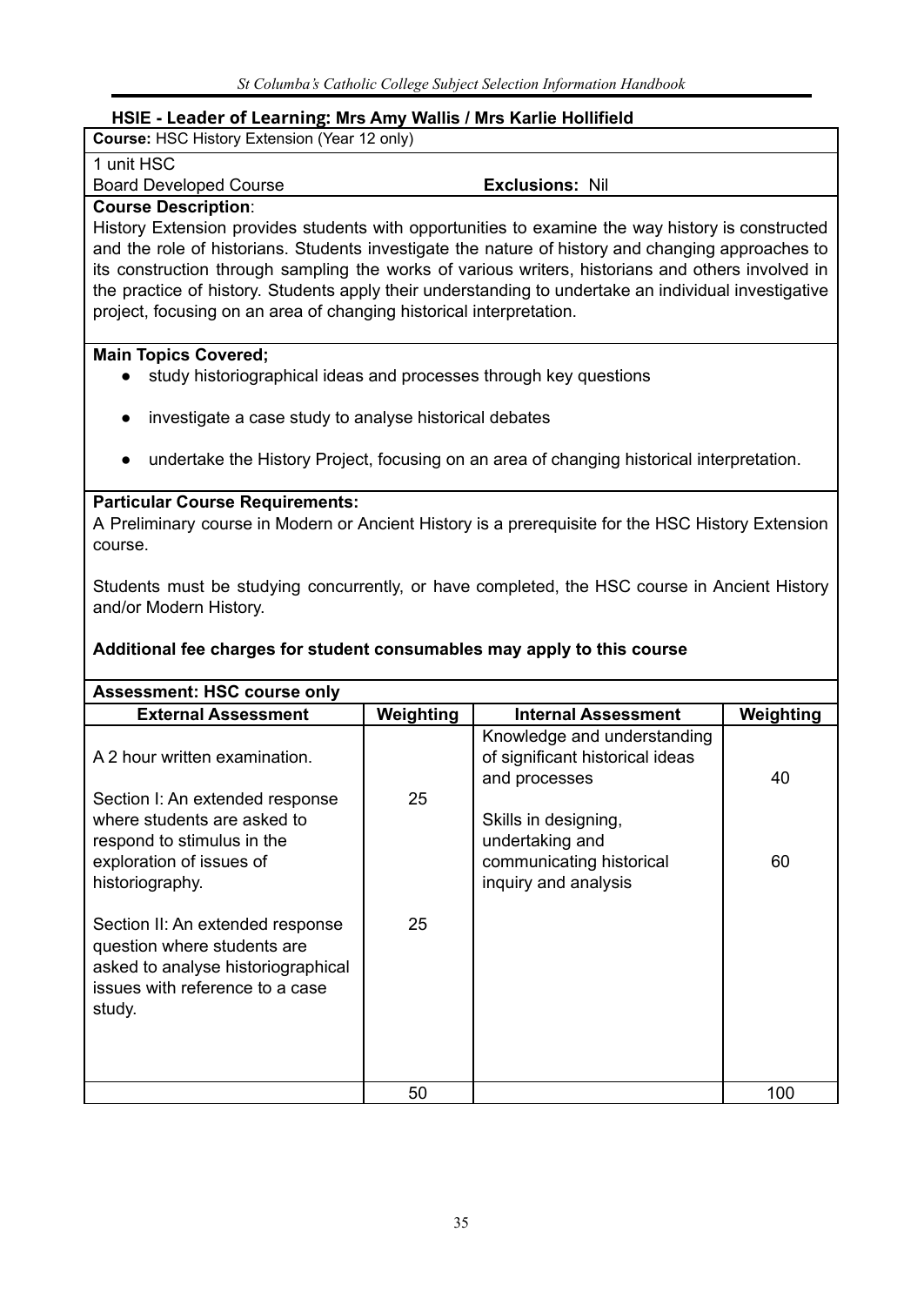## HSIE - Leader of Learning: Mrs Amy Wallis / Mrs Karlie Hollifield

**Course:** HSC History Extension (Year 12 only)

1 unit HSC

Board Developed Course **Exclusions:** Nil

**Course Description**:

History Extension provides students with opportunities to examine the way history is constructed and the role of historians. Students investigate the nature of history and changing approaches to its construction through sampling the works of various writers, historians and others involved in the practice of history. Students apply their understanding to undertake an individual investigative project, focusing on an area of changing historical interpretation.

**Main Topics Covered;**

- study historiographical ideas and processes through key questions
- investigate a case study to analyse historical debates
- undertake the History Project, focusing on an area of changing historical interpretation.

**Particular Course Requirements:**

A Preliminary course in Modern or Ancient History is a prerequisite for the HSC History Extension course.

Students must be studying concurrently, or have completed, the HSC course in Ancient History and/or Modern History.

**Additional fee charges for student consumables may apply to this course**

**Assessment: HSC course only**

| External Assessment | Weighting | Internal Assessment | Weighting |
|---|---|---|---|
| A 2 hour written examination. | | Knowledge and understanding of significant historical ideas and processes | 40 |
| Section I: An extended response where students are asked to respond to stimulus in the exploration of issues of historiography. | 25 | Skills in designing, undertaking and communicating historical inquiry and analysis | 60 |
| Section II: An extended response question where students are asked to analyse historiographical issues with reference to a case study. | 25 | | |
| | 50 | | 100 |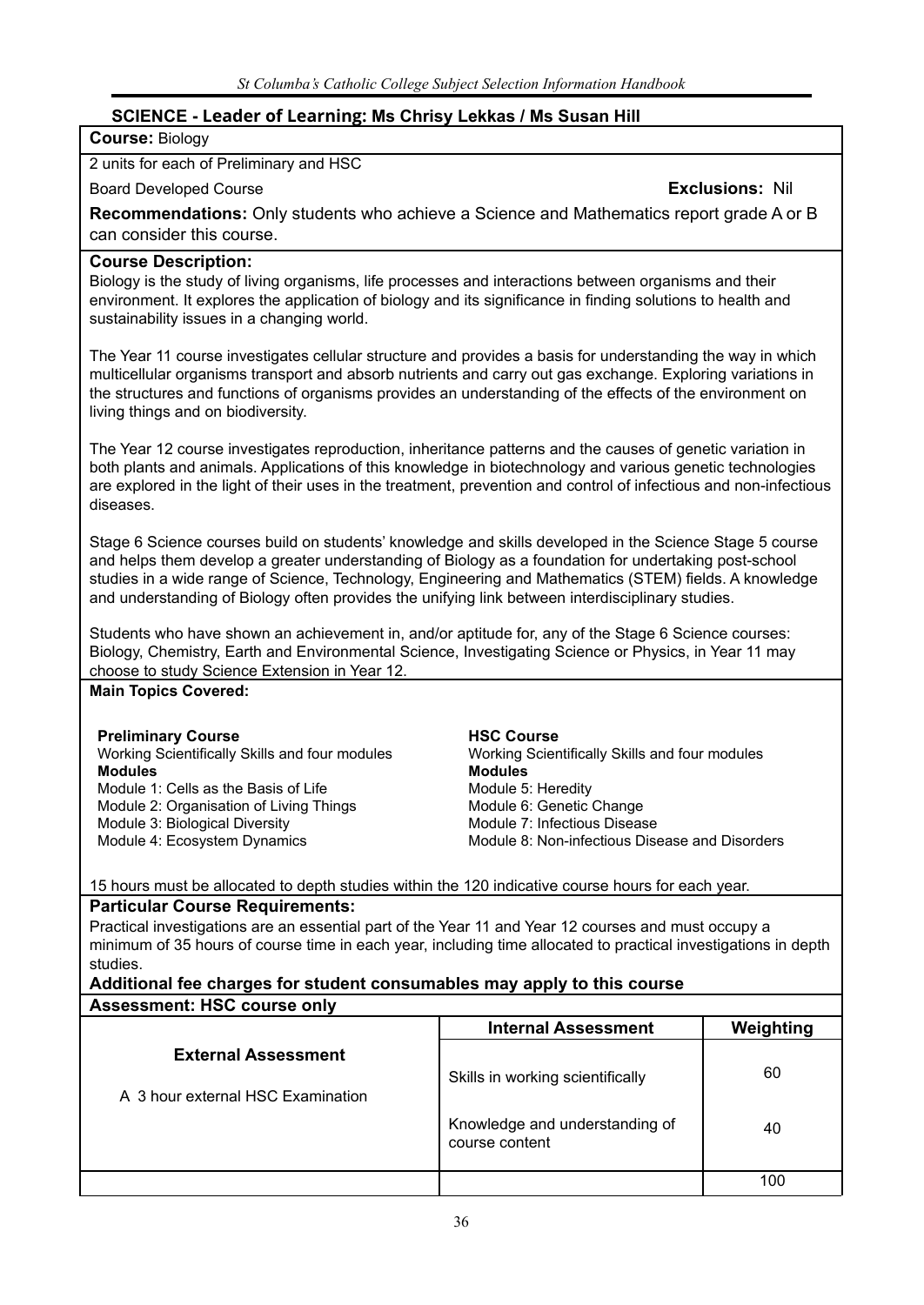## SCIENCE - Leader of Learning: Ms Chrisy Lekkas / Ms Susan Hill

**Course:** Biology

2 units for each of Preliminary and HSC

Board Developed Course **Exclusions:** Nil

**Recommendations:** Only students who achieve a Science and Mathematics report grade A or B can consider this course.

**Course Description:**

Biology is the study of living organisms, life processes and interactions between organisms and their environment. It explores the application of biology and its significance in finding solutions to health and sustainability issues in a changing world.

The Year 11 course investigates cellular structure and provides a basis for understanding the way in which multicellular organisms transport and absorb nutrients and carry out gas exchange. Exploring variations in the structures and functions of organisms provides an understanding of the effects of the environment on living things and on biodiversity.

The Year 12 course investigates reproduction, inheritance patterns and the causes of genetic variation in both plants and animals. Applications of this knowledge in biotechnology and various genetic technologies are explored in the light of their uses in the treatment, prevention and control of infectious and non-infectious diseases.

Stage 6 Science courses build on students' knowledge and skills developed in the Science Stage 5 course and helps them develop a greater understanding of Biology as a foundation for undertaking post-school studies in a wide range of Science, Technology, Engineering and Mathematics (STEM) fields. A knowledge and understanding of Biology often provides the unifying link between interdisciplinary studies.

Students who have shown an achievement in, and/or aptitude for, any of the Stage 6 Science courses: Biology, Chemistry, Earth and Environmental Science, Investigating Science or Physics, in Year 11 may choose to study Science Extension in Year 12.

**Main Topics Covered:**

**Preliminary Course**
Working Scientifically Skills and four modules
**Modules**
Module 1: Cells as the Basis of Life
Module 2: Organisation of Living Things
Module 3: Biological Diversity
Module 4: Ecosystem Dynamics

**HSC Course**
Working Scientifically Skills and four modules
**Modules**
Module 5: Heredity
Module 6: Genetic Change
Module 7: Infectious Disease
Module 8: Non-infectious Disease and Disorders

15 hours must be allocated to depth studies within the 120 indicative course hours for each year.

**Particular Course Requirements:**

Practical investigations are an essential part of the Year 11 and Year 12 courses and must occupy a minimum of 35 hours of course time in each year, including time allocated to practical investigations in depth studies.

**Additional fee charges for student consumables may apply to this course**

**Assessment: HSC course only**

| External Assessment | Internal Assessment | Weighting |
|---|---|---|
| A 3 hour external HSC Examination | Skills in working scientifically | 60 |
| | Knowledge and understanding of course content | 40 |
| | | 100 |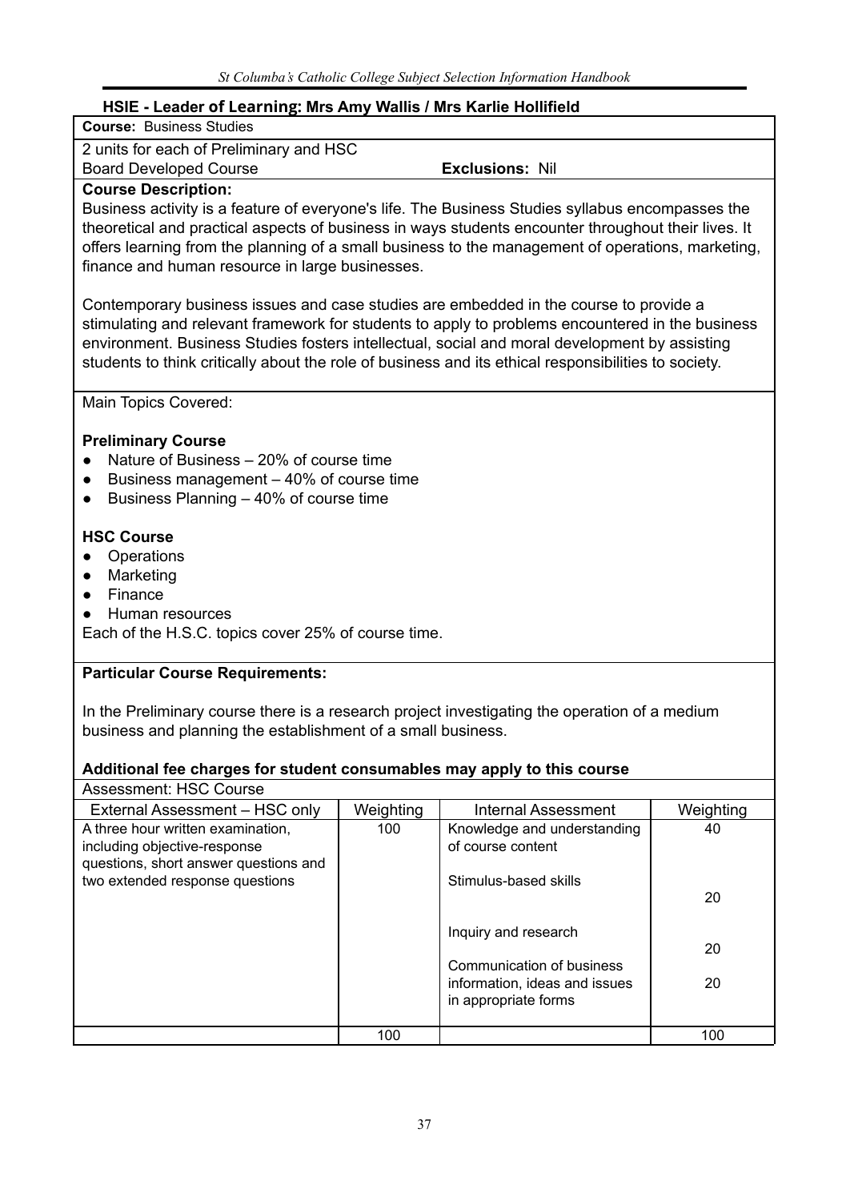## HSIE - Leader of Learning: Mrs Amy Wallis / Mrs Karlie Hollifield

**Course:** Business Studies

2 units for each of Preliminary and HSC

Board Developed Course **Exclusions:** Nil

**Course Description:**

Business activity is a feature of everyone's life. The Business Studies syllabus encompasses the theoretical and practical aspects of business in ways students encounter throughout their lives. It offers learning from the planning of a small business to the management of operations, marketing, finance and human resource in large businesses.

Contemporary business issues and case studies are embedded in the course to provide a stimulating and relevant framework for students to apply to problems encountered in the business environment. Business Studies fosters intellectual, social and moral development by assisting students to think critically about the role of business and its ethical responsibilities to society.

Main Topics Covered:

**Preliminary Course**

- Nature of Business – 20% of course time
- Business management – 40% of course time
- Business Planning – 40% of course time

**HSC Course**

- Operations
- Marketing
- Finance
- Human resources

Each of the H.S.C. topics cover 25% of course time.

**Particular Course Requirements:**

In the Preliminary course there is a research project investigating the operation of a medium business and planning the establishment of a small business.

**Additional fee charges for student consumables may apply to this course**

Assessment: HSC Course

| External Assessment – HSC only | Weighting | Internal Assessment | Weighting |
|---|---|---|---|
| A three hour written examination, including objective-response questions, short answer questions and two extended response questions | 100 | Knowledge and understanding of course content | 40 |
| | | Stimulus-based skills | 20 |
| | | Inquiry and research | 20 |
| | | Communication of business information, ideas and issues in appropriate forms | 20 |
| | 100 | | 100 |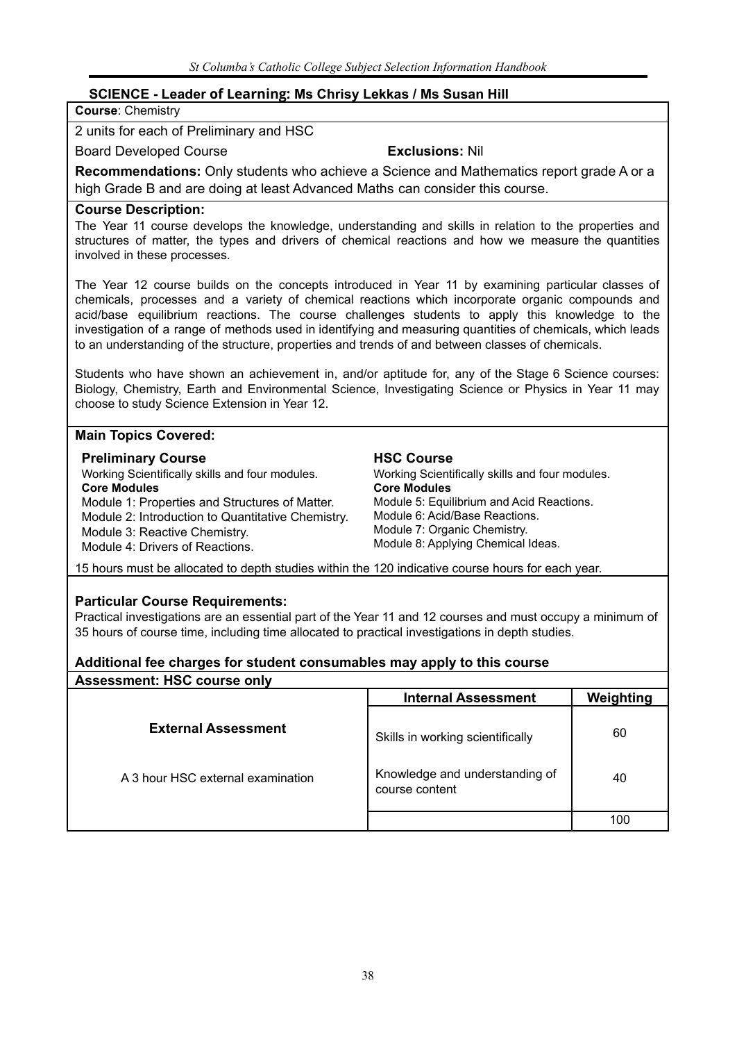## SCIENCE - Leader of Learning: Ms Chrisy Lekkas / Ms Susan Hill

**Course**: Chemistry

2 units for each of Preliminary and HSC

Board Developed Course **Exclusions:** Nil

**Recommendations:** Only students who achieve a Science and Mathematics report grade A or a high Grade B and are doing at least Advanced Maths can consider this course.

**Course Description:**

The Year 11 course develops the knowledge, understanding and skills in relation to the properties and structures of matter, the types and drivers of chemical reactions and how we measure the quantities involved in these processes.

The Year 12 course builds on the concepts introduced in Year 11 by examining particular classes of chemicals, processes and a variety of chemical reactions which incorporate organic compounds and acid/base equilibrium reactions. The course challenges students to apply this knowledge to the investigation of a range of methods used in identifying and measuring quantities of chemicals, which leads to an understanding of the structure, properties and trends of and between classes of chemicals.

Students who have shown an achievement in, and/or aptitude for, any of the Stage 6 Science courses: Biology, Chemistry, Earth and Environmental Science, Investigating Science or Physics in Year 11 may choose to study Science Extension in Year 12.

**Main Topics Covered:**

**Preliminary Course**

Working Scientifically skills and four modules.

**Core Modules**

Module 1: Properties and Structures of Matter.
Module 2: Introduction to Quantitative Chemistry.
Module 3: Reactive Chemistry.
Module 4: Drivers of Reactions.

**HSC Course**

Working Scientifically skills and four modules.

**Core Modules**

Module 5: Equilibrium and Acid Reactions.
Module 6: Acid/Base Reactions.
Module 7: Organic Chemistry.
Module 8: Applying Chemical Ideas.

15 hours must be allocated to depth studies within the 120 indicative course hours for each year.

**Particular Course Requirements:**

Practical investigations are an essential part of the Year 11 and 12 courses and must occupy a minimum of 35 hours of course time, including time allocated to practical investigations in depth studies.

**Additional fee charges for student consumables may apply to this course**

**Assessment: HSC course only**

| **External Assessment** | **Internal Assessment** | **Weighting** |
|---|---|---|
| A 3 hour HSC external examination | Skills in working scientifically | 60 |
| | Knowledge and understanding of course content | 40 |
| | | 100 |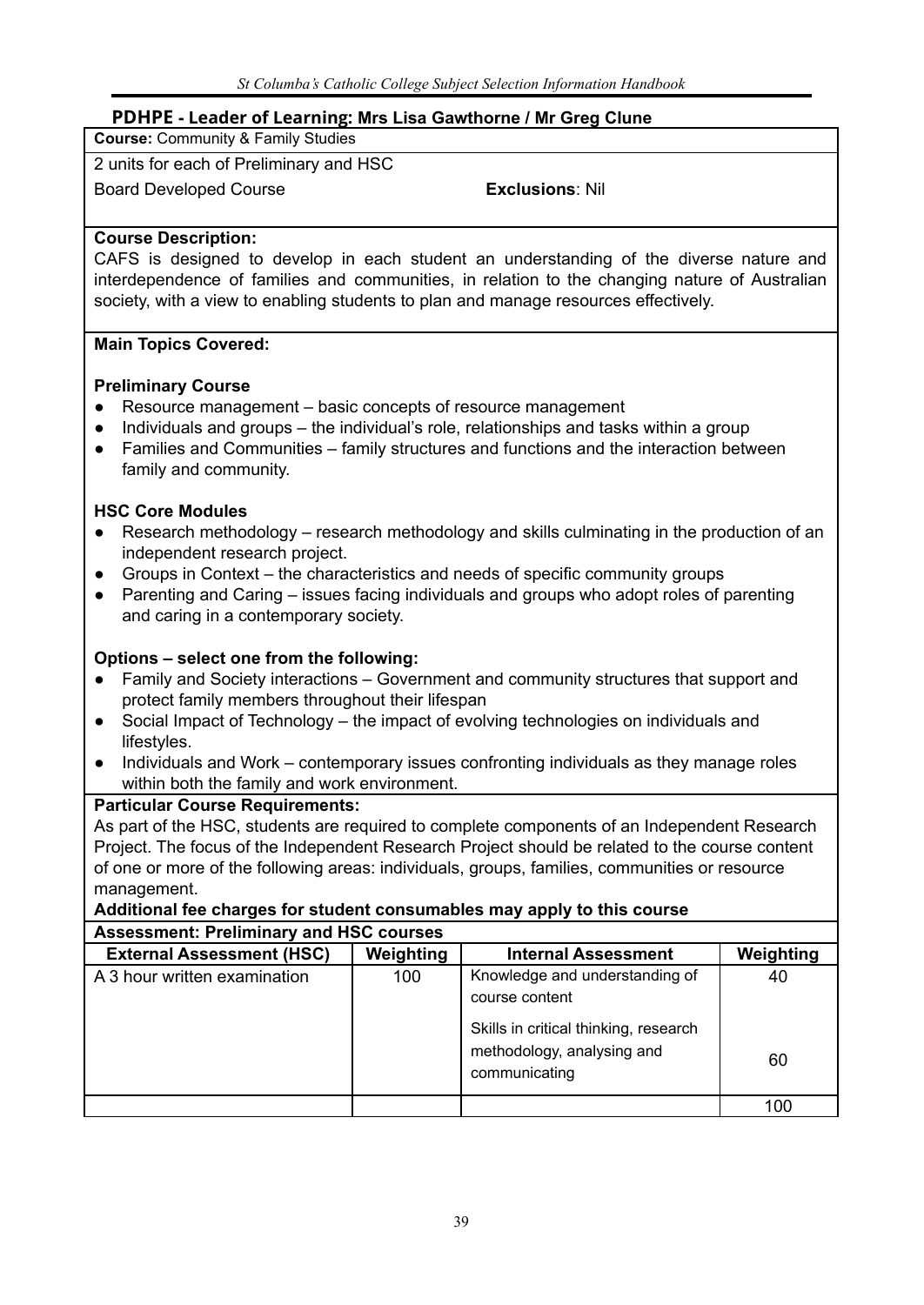## PDHPE - Leader of Learning: Mrs Lisa Gawthorne / Mr Greg Clune

**Course:** Community & Family Studies

2 units for each of Preliminary and HSC

Board Developed Course **Exclusions**: Nil

**Course Description:**

CAFS is designed to develop in each student an understanding of the diverse nature and interdependence of families and communities, in relation to the changing nature of Australian society, with a view to enabling students to plan and manage resources effectively.

**Main Topics Covered:**

**Preliminary Course**

- Resource management – basic concepts of resource management
- Individuals and groups – the individual's role, relationships and tasks within a group
- Families and Communities – family structures and functions and the interaction between family and community.

**HSC Core Modules**

- Research methodology – research methodology and skills culminating in the production of an independent research project.
- Groups in Context – the characteristics and needs of specific community groups
- Parenting and Caring – issues facing individuals and groups who adopt roles of parenting and caring in a contemporary society.

**Options – select one from the following:**

- Family and Society interactions – Government and community structures that support and protect family members throughout their lifespan
- Social Impact of Technology – the impact of evolving technologies on individuals and lifestyles.
- Individuals and Work – contemporary issues confronting individuals as they manage roles within both the family and work environment.

**Particular Course Requirements:**

As part of the HSC, students are required to complete components of an Independent Research Project. The focus of the Independent Research Project should be related to the course content of one or more of the following areas: individuals, groups, families, communities or resource management.

**Additional fee charges for student consumables may apply to this course**

**Assessment: Preliminary and HSC courses**

| External Assessment (HSC) | Weighting | Internal Assessment | Weighting |
|---|---|---|---|
| A 3 hour written examination | 100 | Knowledge and understanding of course content | 40 |
| | | Skills in critical thinking, research methodology, analysing and communicating | 60 |
| | | | 100 |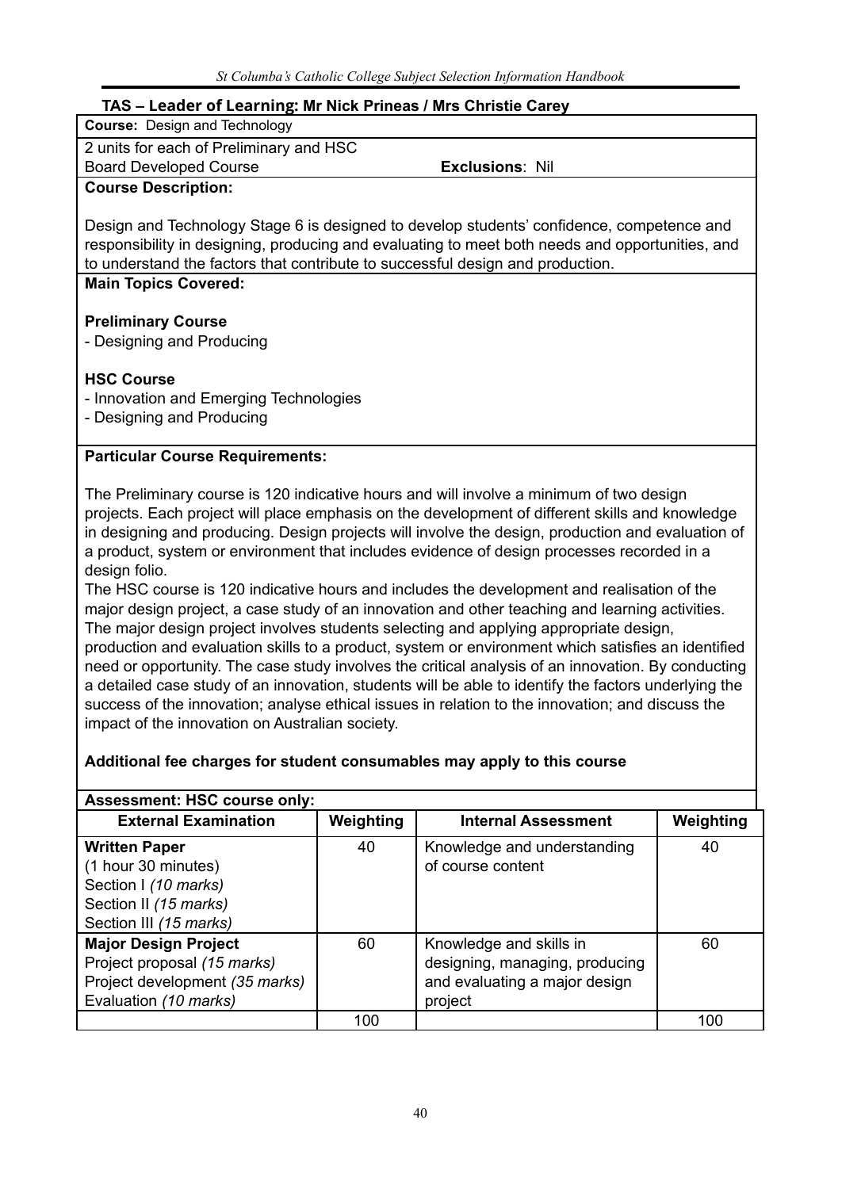## TAS – Leader of Learning: Mr Nick Prineas / Mrs Christie Carey

**Course:** Design and Technology

2 units for each of Preliminary and HSC

Board Developed Course **Exclusions**: Nil

**Course Description:**

Design and Technology Stage 6 is designed to develop students' confidence, competence and responsibility in designing, producing and evaluating to meet both needs and opportunities, and to understand the factors that contribute to successful design and production.

**Main Topics Covered:**

**Preliminary Course**

- Designing and Producing

**HSC Course**

- Innovation and Emerging Technologies
- Designing and Producing

**Particular Course Requirements:**

The Preliminary course is 120 indicative hours and will involve a minimum of two design projects. Each project will place emphasis on the development of different skills and knowledge in designing and producing. Design projects will involve the design, production and evaluation of a product, system or environment that includes evidence of design processes recorded in a design folio.

The HSC course is 120 indicative hours and includes the development and realisation of the major design project, a case study of an innovation and other teaching and learning activities. The major design project involves students selecting and applying appropriate design, production and evaluation skills to a product, system or environment which satisfies an identified need or opportunity. The case study involves the critical analysis of an innovation. By conducting a detailed case study of an innovation, students will be able to identify the factors underlying the success of the innovation; analyse ethical issues in relation to the innovation; and discuss the impact of the innovation on Australian society.

**Additional fee charges for student consumables may apply to this course**

**Assessment: HSC course only:**

| External Examination | Weighting | Internal Assessment | Weighting |
|---|---|---|---|
| **Written Paper**<br>(1 hour 30 minutes)<br>Section I *(10 marks)*<br>Section II *(15 marks)*<br>Section III *(15 marks)* | 40 | Knowledge and understanding of course content | 40 |
| **Major Design Project**<br>Project proposal *(15 marks)*<br>Project development *(35 marks)*<br>Evaluation *(10 marks)* | 60 | Knowledge and skills in designing, managing, producing and evaluating a major design project | 60 |
| | 100 | | 100 |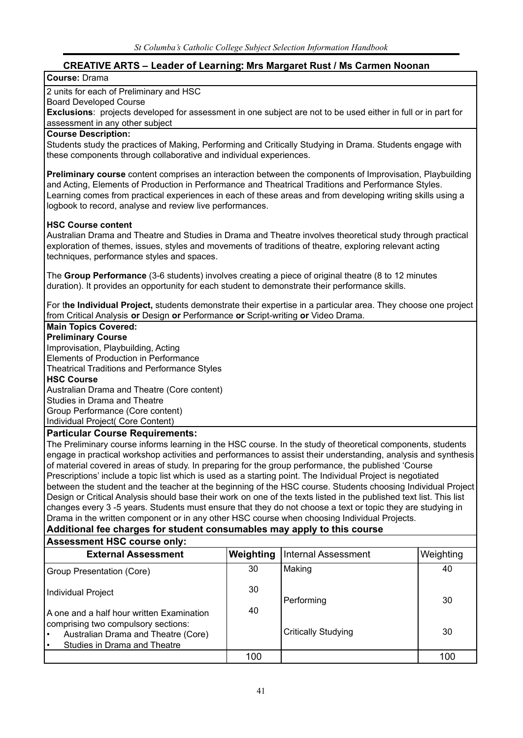## CREATIVE ARTS – Leader of Learning: Mrs Margaret Rust / Ms Carmen Noonan

**Course:** Drama

2 units for each of Preliminary and HSC
Board Developed Course
**Exclusions**: projects developed for assessment in one subject are not to be used either in full or in part for assessment in any other subject

**Course Description:**
Students study the practices of Making, Performing and Critically Studying in Drama. Students engage with these components through collaborative and individual experiences.

**Preliminary course** content comprises an interaction between the components of Improvisation, Playbuilding and Acting, Elements of Production in Performance and Theatrical Traditions and Performance Styles. Learning comes from practical experiences in each of these areas and from developing writing skills using a logbook to record, analyse and review live performances.

**HSC Course content**
Australian Drama and Theatre and Studies in Drama and Theatre involves theoretical study through practical exploration of themes, issues, styles and movements of traditions of theatre, exploring relevant acting techniques, performance styles and spaces.

The **Group Performance** (3-6 students) involves creating a piece of original theatre (8 to 12 minutes duration). It provides an opportunity for each student to demonstrate their performance skills.

For t**he Individual Project,** students demonstrate their expertise in a particular area. They choose one project from Critical Analysis **or** Design **or** Performance **or** Script-writing **or** Video Drama.

**Main Topics Covered:**
**Preliminary Course**
Improvisation, Playbuilding, Acting
Elements of Production in Performance
Theatrical Traditions and Performance Styles
**HSC Course**
Australian Drama and Theatre (Core content)
Studies in Drama and Theatre
Group Performance (Core content)
Individual Project( Core Content)

**Particular Course Requirements:**
The Preliminary course informs learning in the HSC course. In the study of theoretical components, students engage in practical workshop activities and performances to assist their understanding, analysis and synthesis of material covered in areas of study. In preparing for the group performance, the published 'Course Prescriptions' include a topic list which is used as a starting point. The Individual Project is negotiated between the student and the teacher at the beginning of the HSC course. Students choosing Individual Project Design or Critical Analysis should base their work on one of the texts listed in the published text list. This list changes every 3 -5 years. Students must ensure that they do not choose a text or topic they are studying in Drama in the written component or in any other HSC course when choosing Individual Projects.
**Additional fee charges for student consumables may apply to this course**

**Assessment HSC course only:**

| External Assessment | Weighting | Internal Assessment | Weighting |
|---|---|---|---|
| Group Presentation (Core) | 30 | Making | 40 |
| Individual Project | 30 | Performing | 30 |
| A one and a half hour written Examination comprising two compulsory sections:<br>• Australian Drama and Theatre (Core)<br>• Studies in Drama and Theatre | 40 | Critically Studying | 30 |
| | 100 | | 100 |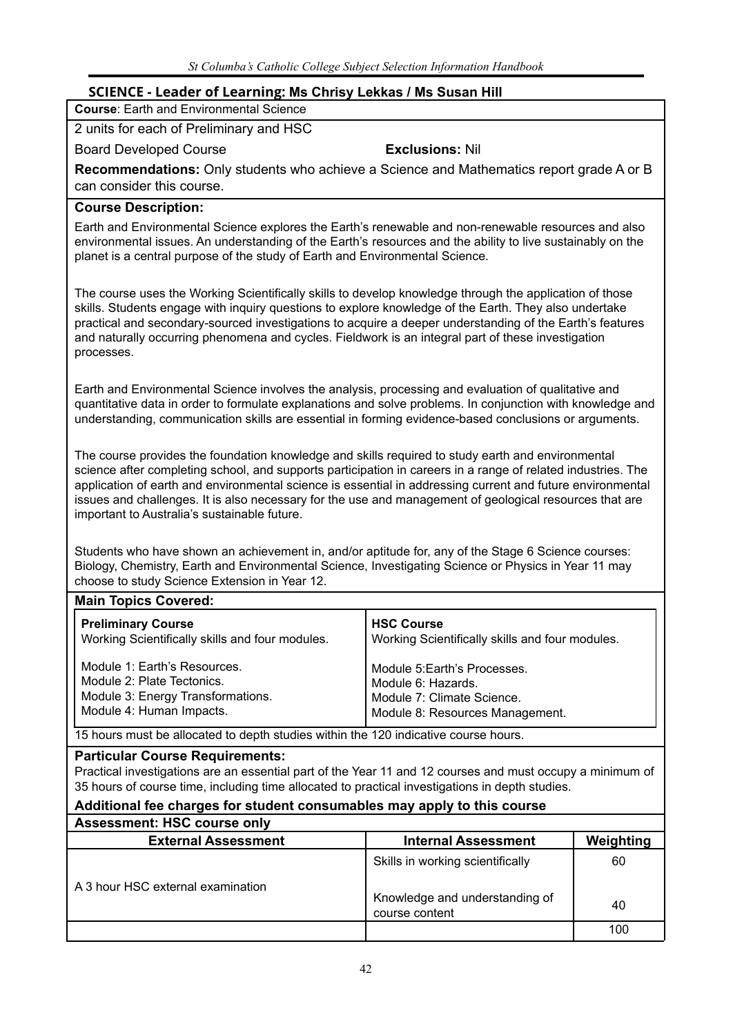## SCIENCE - Leader of Learning: Ms Chrisy Lekkas / Ms Susan Hill

**Course**: Earth and Environmental Science

2 units for each of Preliminary and HSC

Board Developed Course **Exclusions:** Nil

**Recommendations:** Only students who achieve a Science and Mathematics report grade A or B can consider this course.

**Course Description:**

Earth and Environmental Science explores the Earth's renewable and non-renewable resources and also environmental issues. An understanding of the Earth's resources and the ability to live sustainably on the planet is a central purpose of the study of Earth and Environmental Science.

The course uses the Working Scientifically skills to develop knowledge through the application of those skills. Students engage with inquiry questions to explore knowledge of the Earth. They also undertake practical and secondary-sourced investigations to acquire a deeper understanding of the Earth's features and naturally occurring phenomena and cycles. Fieldwork is an integral part of these investigation processes.

Earth and Environmental Science involves the analysis, processing and evaluation of qualitative and quantitative data in order to formulate explanations and solve problems. In conjunction with knowledge and understanding, communication skills are essential in forming evidence-based conclusions or arguments.

The course provides the foundation knowledge and skills required to study earth and environmental science after completing school, and supports participation in careers in a range of related industries. The application of earth and environmental science is essential in addressing current and future environmental issues and challenges. It is also necessary for the use and management of geological resources that are important to Australia's sustainable future.

Students who have shown an achievement in, and/or aptitude for, any of the Stage 6 Science courses: Biology, Chemistry, Earth and Environmental Science, Investigating Science or Physics in Year 11 may choose to study Science Extension in Year 12.

**Main Topics Covered:**

| **Preliminary Course**<br>Working Scientifically skills and four modules. | **HSC Course**<br>Working Scientifically skills and four modules. |
|---|---|
| Module 1: Earth's Resources.<br>Module 2: Plate Tectonics.<br>Module 3: Energy Transformations.<br>Module 4: Human Impacts. | Module 5:Earth's Processes.<br>Module 6: Hazards.<br>Module 7: Climate Science.<br>Module 8: Resources Management. |

15 hours must be allocated to depth studies within the 120 indicative course hours.

**Particular Course Requirements:**

Practical investigations are an essential part of the Year 11 and 12 courses and must occupy a minimum of 35 hours of course time, including time allocated to practical investigations in depth studies.

**Additional fee charges for student consumables may apply to this course**

**Assessment: HSC course only**

| External Assessment | Internal Assessment | Weighting |
|---|---|---|
| A 3 hour HSC external examination | Skills in working scientifically | 60 |
| | Knowledge and understanding of course content | 40 |
| | | 100 |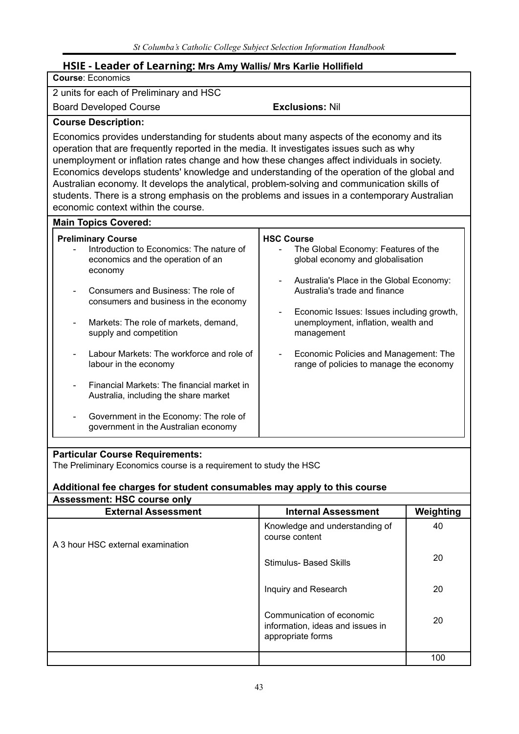## HSIE - Leader of Learning: Mrs Amy Wallis/ Mrs Karlie Hollifield

**Course**: Economics

2 units for each of Preliminary and HSC

Board Developed Course — **Exclusions:** Nil

**Course Description:**

Economics provides understanding for students about many aspects of the economy and its operation that are frequently reported in the media. It investigates issues such as why unemployment or inflation rates change and how these changes affect individuals in society. Economics develops students' knowledge and understanding of the operation of the global and Australian economy. It develops the analytical, problem-solving and communication skills of students. There is a strong emphasis on the problems and issues in a contemporary Australian economic context within the course.

**Main Topics Covered:**

**Preliminary Course**

- Introduction to Economics: The nature of economics and the operation of an economy
- Consumers and Business: The role of consumers and business in the economy
- Markets: The role of markets, demand, supply and competition
- Labour Markets: The workforce and role of labour in the economy
- Financial Markets: The financial market in Australia, including the share market
- Government in the Economy: The role of government in the Australian economy

**HSC Course**

- The Global Economy: Features of the global economy and globalisation
- Australia's Place in the Global Economy: Australia's trade and finance
- Economic Issues: Issues including growth, unemployment, inflation, wealth and management
- Economic Policies and Management: The range of policies to manage the economy

**Particular Course Requirements:**

The Preliminary Economics course is a requirement to study the HSC

**Additional fee charges for student consumables may apply to this course**

**Assessment: HSC course only**

| External Assessment | Internal Assessment | Weighting |
|---|---|---|
| A 3 hour HSC external examination | Knowledge and understanding of course content | 40 |
| | Stimulus- Based Skills | 20 |
| | Inquiry and Research | 20 |
| | Communication of economic information, ideas and issues in appropriate forms | 20 |
| | | 100 |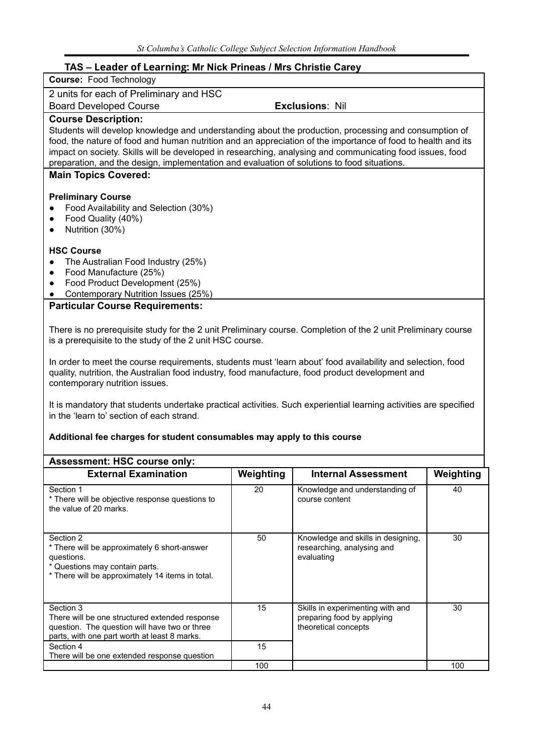## TAS – Leader of Learning: Mr Nick Prineas / Mrs Christie Carey

**Course:** Food Technology

2 units for each of Preliminary and HSC

Board Developed Course **Exclusions**: Nil

### Course Description:

Students will develop knowledge and understanding about the production, processing and consumption of food, the nature of food and human nutrition and an appreciation of the importance of food to health and its impact on society. Skills will be developed in researching, analysing and communicating food issues, food preparation, and the design, implementation and evaluation of solutions to food situations.

### Main Topics Covered:

**Preliminary Course**

- Food Availability and Selection (30%)
- Food Quality (40%)
- Nutrition (30%)

**HSC Course**

- The Australian Food Industry (25%)
- Food Manufacture (25%)
- Food Product Development (25%)
- Contemporary Nutrition Issues (25%)

### Particular Course Requirements:

There is no prerequisite study for the 2 unit Preliminary course. Completion of the 2 unit Preliminary course is a prerequisite to the study of the 2 unit HSC course.

In order to meet the course requirements, students must 'learn about' food availability and selection, food quality, nutrition, the Australian food industry, food manufacture, food product development and contemporary nutrition issues.

It is mandatory that students undertake practical activities. Such experiential learning activities are specified in the 'learn to' section of each strand.

**Additional fee charges for student consumables may apply to this course**

### Assessment: HSC course only:

| External Examination | Weighting | Internal Assessment | Weighting |
|---|---|---|---|
| Section 1<br>* There will be objective response questions to the value of 20 marks. | 20 | Knowledge and understanding of course content | 40 |
| Section 2<br>* There will be approximately 6 short-answer questions.<br>* Questions may contain parts.<br>* There will be approximately 14 items in total. | 50 | Knowledge and skills in designing, researching, analysing and evaluating | 30 |
| Section 3<br>There will be one structured extended response question. The question will have two or three parts, with one part worth at least 8 marks. | 15 | Skills in experimenting with and preparing food by applying theoretical concepts | 30 |
| Section 4<br>There will be one extended response question | 15 | | |
| | 100 | | 100 |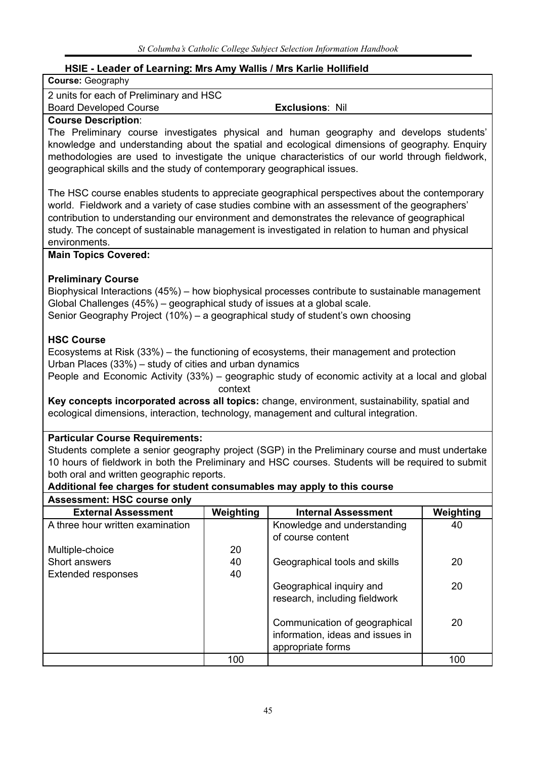## HSIE - Leader of Learning: Mrs Amy Wallis / Mrs Karlie Hollifield

**Course:** Geography

2 units for each of Preliminary and HSC

Board Developed Course **Exclusions**: Nil

**Course Description**:

The Preliminary course investigates physical and human geography and develops students' knowledge and understanding about the spatial and ecological dimensions of geography. Enquiry methodologies are used to investigate the unique characteristics of our world through fieldwork, geographical skills and the study of contemporary geographical issues.

The HSC course enables students to appreciate geographical perspectives about the contemporary world. Fieldwork and a variety of case studies combine with an assessment of the geographers' contribution to understanding our environment and demonstrates the relevance of geographical study. The concept of sustainable management is investigated in relation to human and physical environments.

**Main Topics Covered:**

**Preliminary Course**

Biophysical Interactions (45%) – how biophysical processes contribute to sustainable management
Global Challenges (45%) – geographical study of issues at a global scale.
Senior Geography Project (10%) – a geographical study of student's own choosing

**HSC Course**

Ecosystems at Risk (33%) – the functioning of ecosystems, their management and protection
Urban Places (33%) – study of cities and urban dynamics
People and Economic Activity (33%) – geographic study of economic activity at a local and global context

**Key concepts incorporated across all topics:** change, environment, sustainability, spatial and ecological dimensions, interaction, technology, management and cultural integration.

**Particular Course Requirements:**

Students complete a senior geography project (SGP) in the Preliminary course and must undertake 10 hours of fieldwork in both the Preliminary and HSC courses. Students will be required to submit both oral and written geographic reports.

**Additional fee charges for student consumables may apply to this course**

**Assessment: HSC course only**

| External Assessment | Weighting | Internal Assessment | Weighting |
|---|---|---|---|
| A three hour written examination | | Knowledge and understanding of course content | 40 |
| Multiple-choice | 20 | | |
| Short answers | 40 | Geographical tools and skills | 20 |
| Extended responses | 40 | | |
| | | Geographical inquiry and research, including fieldwork | 20 |
| | | Communication of geographical information, ideas and issues in appropriate forms | 20 |
| | 100 | | 100 |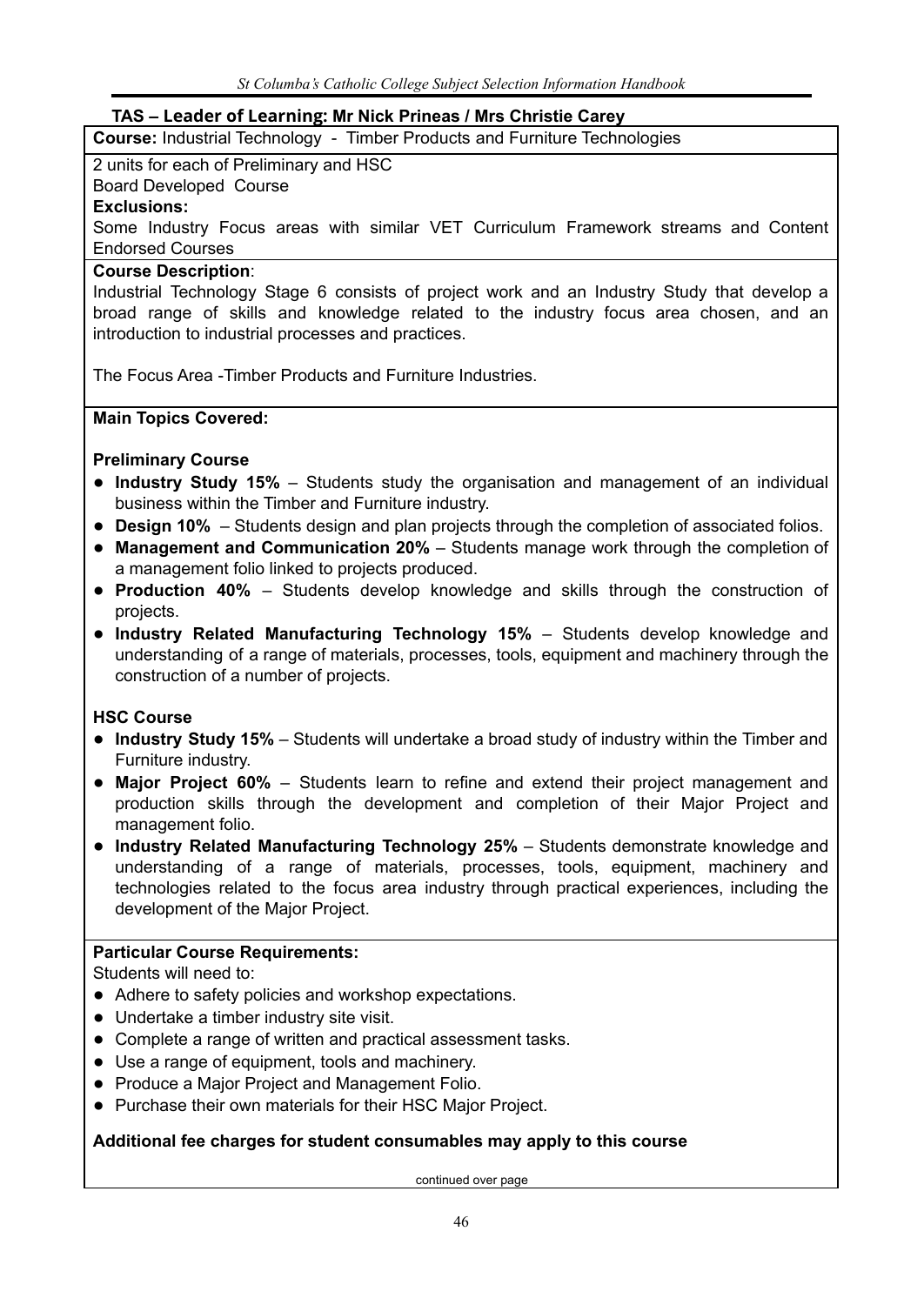## TAS – Leader of Learning: Mr Nick Prineas / Mrs Christie Carey

**Course:** Industrial Technology - Timber Products and Furniture Technologies

2 units for each of Preliminary and HSC

Board Developed Course

**Exclusions:**

Some Industry Focus areas with similar VET Curriculum Framework streams and Content Endorsed Courses

**Course Description**:

Industrial Technology Stage 6 consists of project work and an Industry Study that develop a broad range of skills and knowledge related to the industry focus area chosen, and an introduction to industrial processes and practices.

The Focus Area -Timber Products and Furniture Industries.

**Main Topics Covered:**

**Preliminary Course**

- **Industry Study 15%** – Students study the organisation and management of an individual business within the Timber and Furniture industry.
- **Design 10%** – Students design and plan projects through the completion of associated folios.
- **Management and Communication 20%** – Students manage work through the completion of a management folio linked to projects produced.
- **Production 40%** – Students develop knowledge and skills through the construction of projects.
- **Industry Related Manufacturing Technology 15%** – Students develop knowledge and understanding of a range of materials, processes, tools, equipment and machinery through the construction of a number of projects.

**HSC Course**

- **Industry Study 15%** – Students will undertake a broad study of industry within the Timber and Furniture industry.
- **Major Project 60%** – Students learn to refine and extend their project management and production skills through the development and completion of their Major Project and management folio.
- **Industry Related Manufacturing Technology 25%** – Students demonstrate knowledge and understanding of a range of materials, processes, tools, equipment, machinery and technologies related to the focus area industry through practical experiences, including the development of the Major Project.

**Particular Course Requirements:**

Students will need to:

- Adhere to safety policies and workshop expectations.
- Undertake a timber industry site visit.
- Complete a range of written and practical assessment tasks.
- Use a range of equipment, tools and machinery.
- Produce a Major Project and Management Folio.
- Purchase their own materials for their HSC Major Project.

**Additional fee charges for student consumables may apply to this course**

continued over page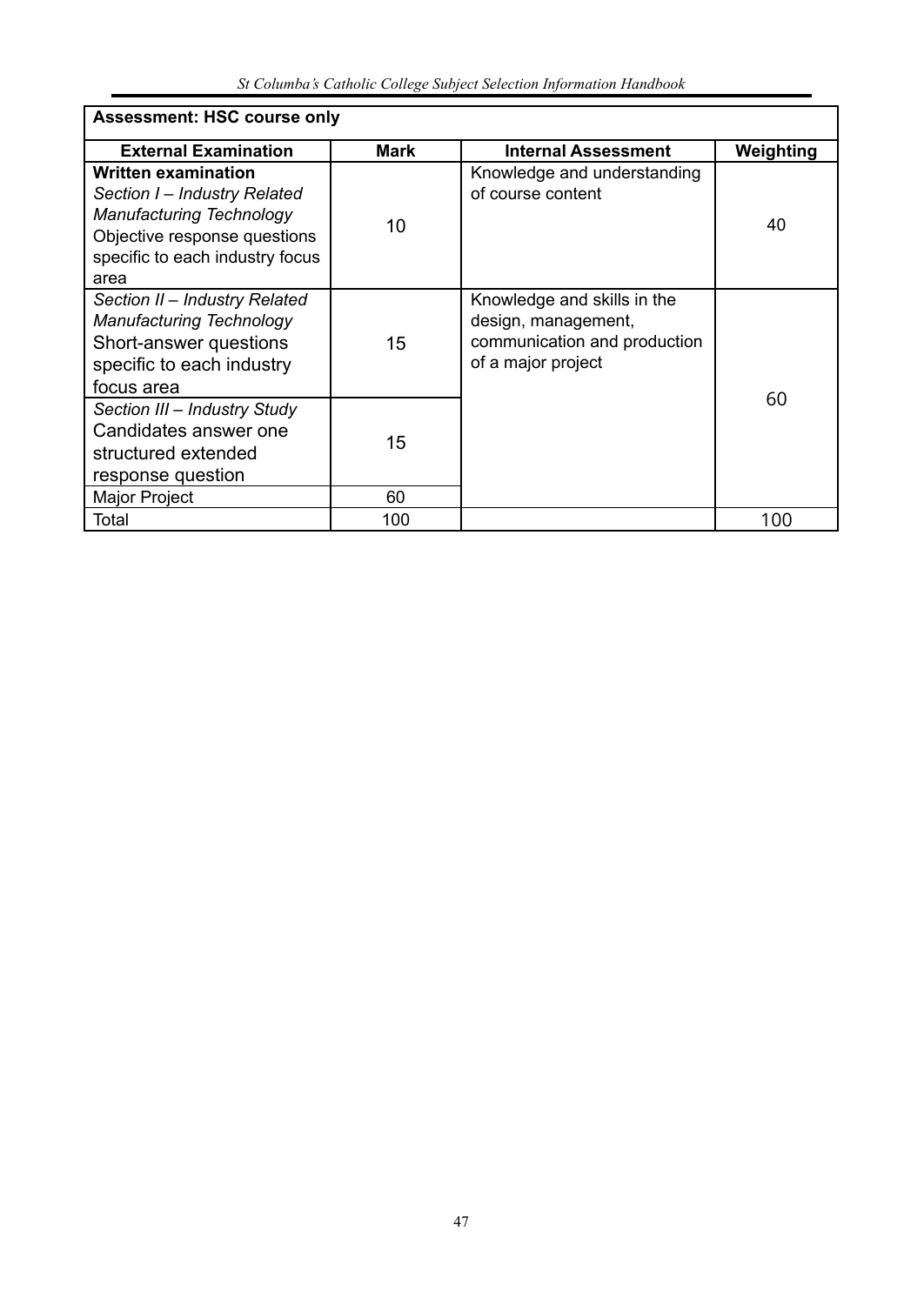**Assessment: HSC course only**

| External Examination | Mark | Internal Assessment | Weighting |
|---|---|---|---|
| **Written examination**<br>*Section I – Industry Related Manufacturing Technology*<br>Objective response questions specific to each industry focus area | 10 | Knowledge and understanding of course content | 40 |
| *Section II – Industry Related Manufacturing Technology*<br>Short-answer questions specific to each industry focus area | 15 | Knowledge and skills in the design, management, communication and production of a major project | 60 |
| *Section III – Industry Study*<br>Candidates answer one structured extended response question | 15 | | |
| Major Project | 60 | | |
| Total | 100 | | 100 |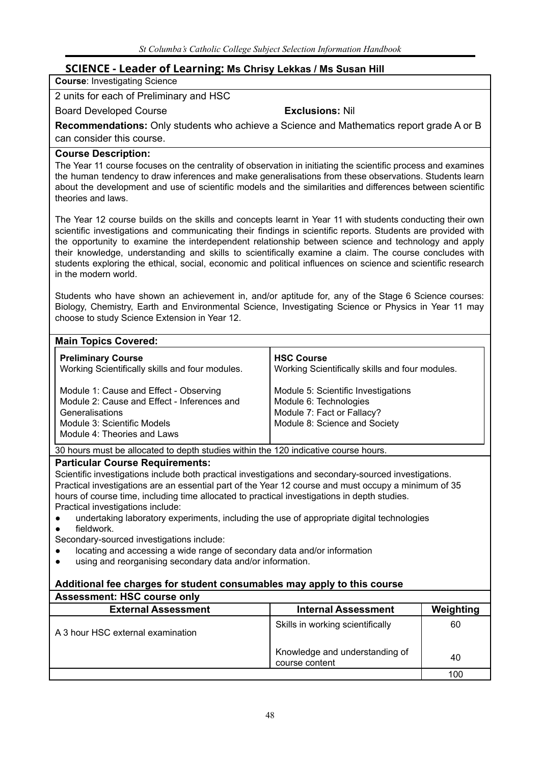## SCIENCE - Leader of Learning: Ms Chrisy Lekkas / Ms Susan Hill

**Course**: Investigating Science

2 units for each of Preliminary and HSC

Board Developed Course **Exclusions:** Nil

**Recommendations:** Only students who achieve a Science and Mathematics report grade A or B can consider this course.

**Course Description:**

The Year 11 course focuses on the centrality of observation in initiating the scientific process and examines the human tendency to draw inferences and make generalisations from these observations. Students learn about the development and use of scientific models and the similarities and differences between scientific theories and laws.

The Year 12 course builds on the skills and concepts learnt in Year 11 with students conducting their own scientific investigations and communicating their findings in scientific reports. Students are provided with the opportunity to examine the interdependent relationship between science and technology and apply their knowledge, understanding and skills to scientifically examine a claim. The course concludes with students exploring the ethical, social, economic and political influences on science and scientific research in the modern world.

Students who have shown an achievement in, and/or aptitude for, any of the Stage 6 Science courses: Biology, Chemistry, Earth and Environmental Science, Investigating Science or Physics in Year 11 may choose to study Science Extension in Year 12.

**Main Topics Covered:**

| **Preliminary Course**<br>Working Scientifically skills and four modules. | **HSC Course**<br>Working Scientifically skills and four modules. |
|---|---|
| Module 1: Cause and Effect - Observing<br>Module 2: Cause and Effect - Inferences and Generalisations<br>Module 3: Scientific Models<br>Module 4: Theories and Laws | Module 5: Scientific Investigations<br>Module 6: Technologies<br>Module 7: Fact or Fallacy?<br>Module 8: Science and Society |

30 hours must be allocated to depth studies within the 120 indicative course hours.

**Particular Course Requirements:**

Scientific investigations include both practical investigations and secondary-sourced investigations. Practical investigations are an essential part of the Year 12 course and must occupy a minimum of 35 hours of course time, including time allocated to practical investigations in depth studies.

Practical investigations include:

- undertaking laboratory experiments, including the use of appropriate digital technologies
- fieldwork.

Secondary-sourced investigations include:

- locating and accessing a wide range of secondary data and/or information
- using and reorganising secondary data and/or information.

**Additional fee charges for student consumables may apply to this course**

**Assessment: HSC course only**

| External Assessment | Internal Assessment | Weighting |
|---|---|---|
| A 3 hour HSC external examination | Skills in working scientifically | 60 |
| | Knowledge and understanding of course content | 40 |
| | | 100 |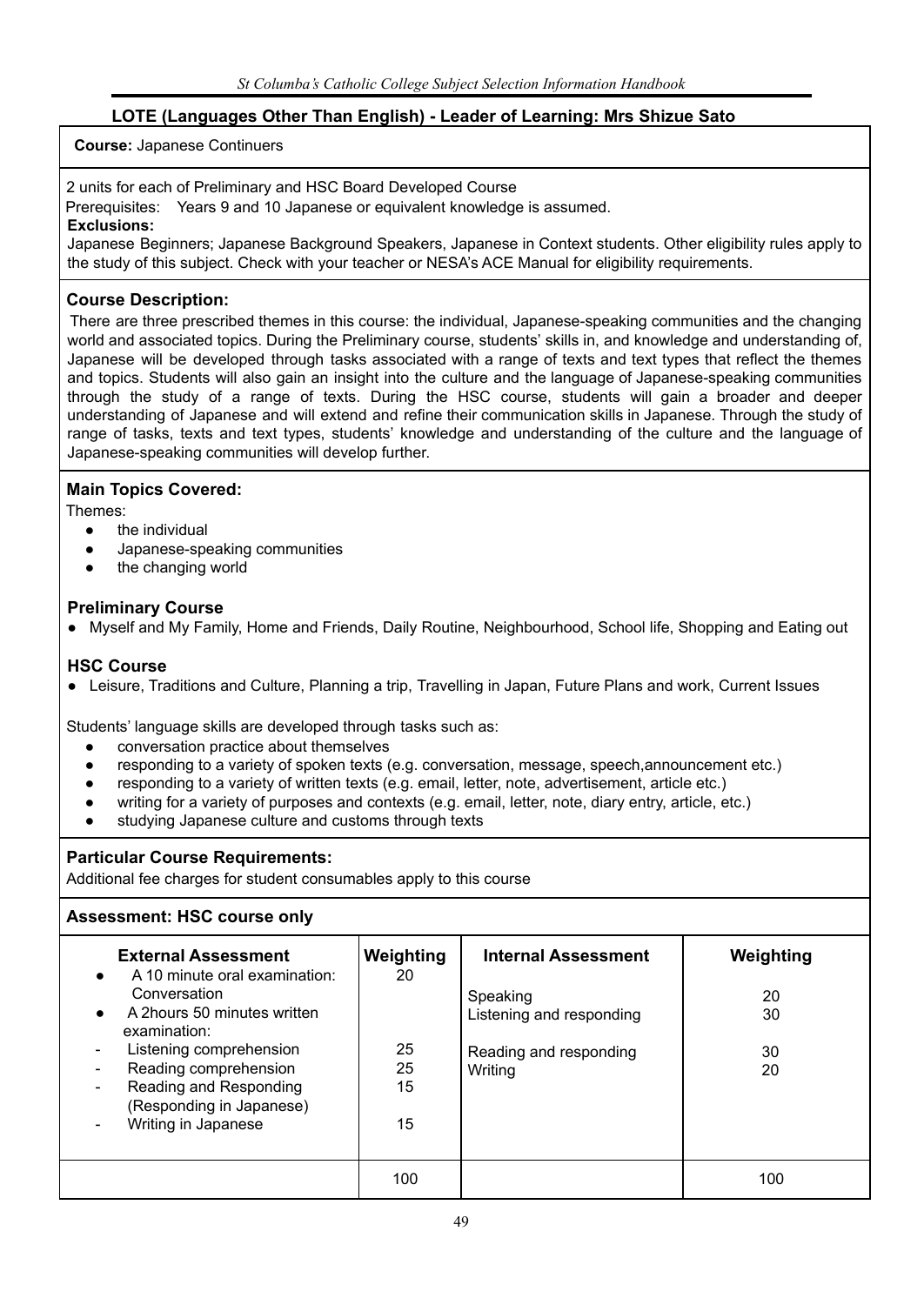## LOTE (Languages Other Than English) - Leader of Learning: Mrs Shizue Sato

**Course:** Japanese Continuers

2 units for each of Preliminary and HSC Board Developed Course

Prerequisites: Years 9 and 10 Japanese or equivalent knowledge is assumed.

**Exclusions:**

Japanese Beginners; Japanese Background Speakers, Japanese in Context students. Other eligibility rules apply to the study of this subject. Check with your teacher or NESA's ACE Manual for eligibility requirements.

### Course Description:

There are three prescribed themes in this course: the individual, Japanese-speaking communities and the changing world and associated topics. During the Preliminary course, students' skills in, and knowledge and understanding of, Japanese will be developed through tasks associated with a range of texts and text types that reflect the themes and topics. Students will also gain an insight into the culture and the language of Japanese-speaking communities through the study of a range of texts. During the HSC course, students will gain a broader and deeper understanding of Japanese and will extend and refine their communication skills in Japanese. Through the study of range of tasks, texts and text types, students' knowledge and understanding of the culture and the language of Japanese-speaking communities will develop further.

### Main Topics Covered:

Themes:

- the individual
- Japanese-speaking communities
- the changing world

### Preliminary Course

- Myself and My Family, Home and Friends, Daily Routine, Neighbourhood, School life, Shopping and Eating out

### HSC Course

- Leisure, Traditions and Culture, Planning a trip, Travelling in Japan, Future Plans and work, Current Issues

Students' language skills are developed through tasks such as:

- conversation practice about themselves
- responding to a variety of spoken texts (e.g. conversation, message, speech,announcement etc.)
- responding to a variety of written texts (e.g. email, letter, note, advertisement, article etc.)
- writing for a variety of purposes and contexts (e.g. email, letter, note, diary entry, article, etc.)
- studying Japanese culture and customs through texts

### Particular Course Requirements:

Additional fee charges for student consumables apply to this course

### Assessment: HSC course only

| External Assessment | Weighting | Internal Assessment | Weighting |
|---|---|---|---|
| • A 10 minute oral examination: Conversation | 20 | Speaking | 20 |
| • A 2hours 50 minutes written examination: | | Listening and responding | 30 |
| - Listening comprehension | 25 | Reading and responding | 30 |
| - Reading comprehension | 25 | Writing | 20 |
| - Reading and Responding (Responding in Japanese) | 15 | | |
| - Writing in Japanese | 15 | | |
| | 100 | | 100 |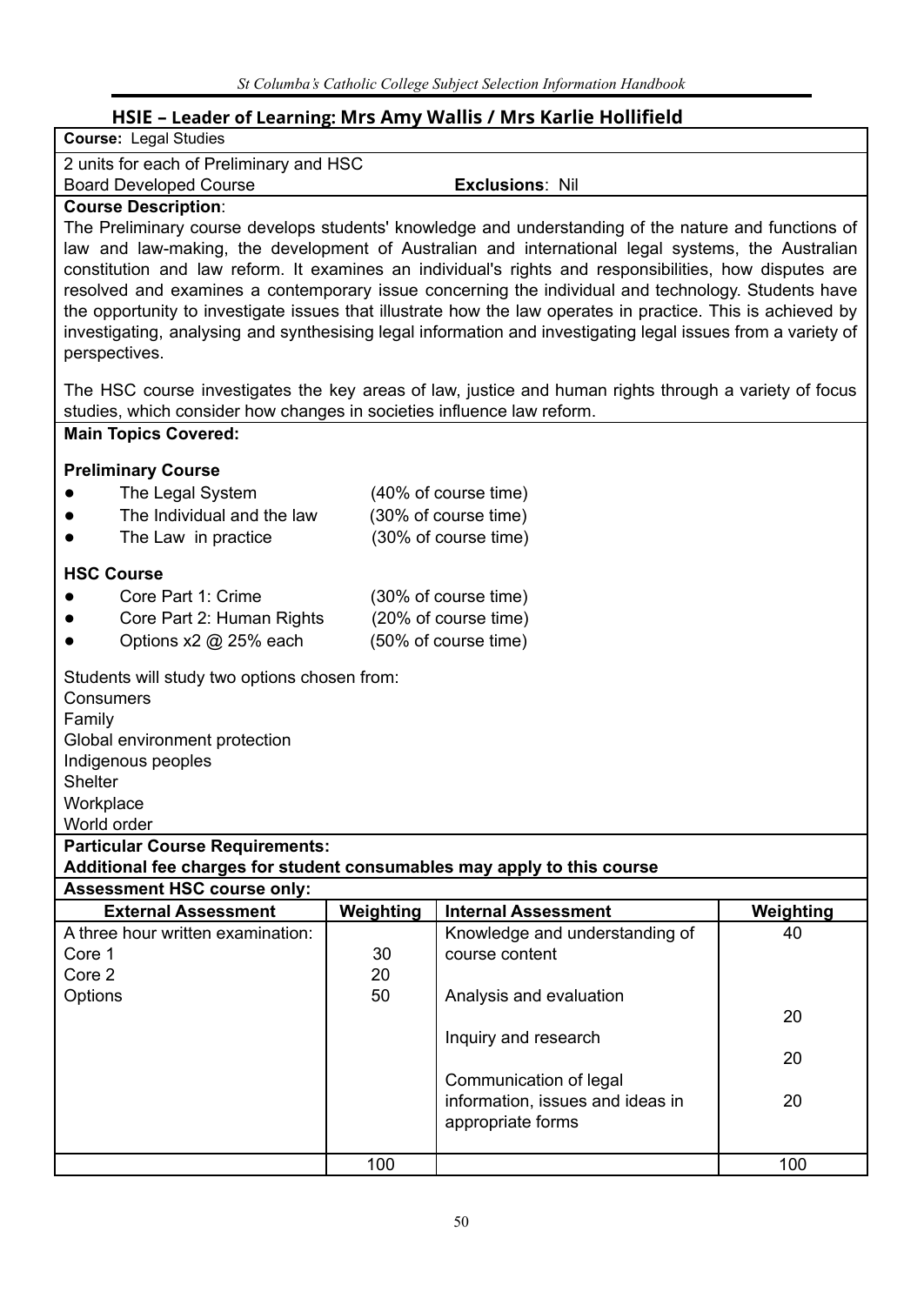## HSIE – Leader of Learning: Mrs Amy Wallis / Mrs Karlie Hollifield

**Course:** Legal Studies

2 units for each of Preliminary and HSC
Board Developed Course **Exclusions**: Nil

**Course Description**:

The Preliminary course develops students' knowledge and understanding of the nature and functions of law and law-making, the development of Australian and international legal systems, the Australian constitution and law reform. It examines an individual's rights and responsibilities, how disputes are resolved and examines a contemporary issue concerning the individual and technology. Students have the opportunity to investigate issues that illustrate how the law operates in practice. This is achieved by investigating, analysing and synthesising legal information and investigating legal issues from a variety of perspectives.

The HSC course investigates the key areas of law, justice and human rights through a variety of focus studies, which consider how changes in societies influence law reform.

**Main Topics Covered:**

**Preliminary Course**

- The Legal System (40% of course time)
- The Individual and the law (30% of course time)
- The Law in practice (30% of course time)

**HSC Course**

- Core Part 1: Crime (30% of course time)
- Core Part 2: Human Rights (20% of course time)
- Options x2 @ 25% each (50% of course time)

Students will study two options chosen from:
Consumers
Family
Global environment protection
Indigenous peoples
Shelter
Workplace
World order

**Particular Course Requirements:**
**Additional fee charges for student consumables may apply to this course**

**Assessment HSC course only:**

| External Assessment | Weighting | Internal Assessment | Weighting |
|---|---|---|---|
| A three hour written examination: | | Knowledge and understanding of course content | 40 |
| Core 1 | 30 | | |
| Core 2 | 20 | | |
| Options | 50 | Analysis and evaluation | 20 |
| | | Inquiry and research | 20 |
| | | Communication of legal information, issues and ideas in appropriate forms | 20 |
| | 100 | | 100 |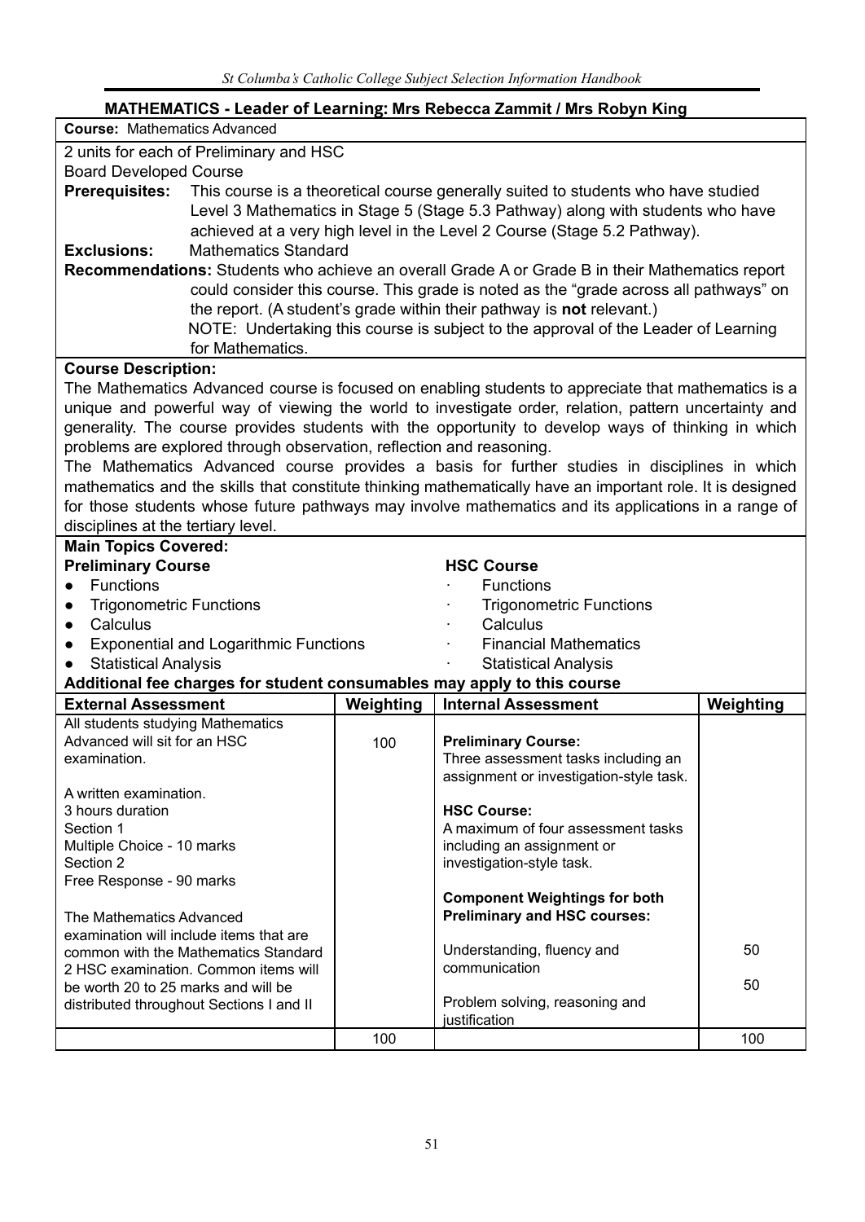## MATHEMATICS - Leader of Learning: Mrs Rebecca Zammit / Mrs Robyn King

**Course:** Mathematics Advanced

2 units for each of Preliminary and HSC

Board Developed Course

**Prerequisites:** This course is a theoretical course generally suited to students who have studied Level 3 Mathematics in Stage 5 (Stage 5.3 Pathway) along with students who have achieved at a very high level in the Level 2 Course (Stage 5.2 Pathway).

**Exclusions:** Mathematics Standard

**Recommendations:** Students who achieve an overall Grade A or Grade B in their Mathematics report could consider this course. This grade is noted as the "grade across all pathways" on the report. (A student's grade within their pathway is **not** relevant.)

NOTE: Undertaking this course is subject to the approval of the Leader of Learning for Mathematics.

**Course Description:**

The Mathematics Advanced course is focused on enabling students to appreciate that mathematics is a unique and powerful way of viewing the world to investigate order, relation, pattern uncertainty and generality. The course provides students with the opportunity to develop ways of thinking in which problems are explored through observation, reflection and reasoning.

The Mathematics Advanced course provides a basis for further studies in disciplines in which mathematics and the skills that constitute thinking mathematically have an important role. It is designed for those students whose future pathways may involve mathematics and its applications in a range of disciplines at the tertiary level.

**Main Topics Covered:**

**Preliminary Course**

- Functions
- Trigonometric Functions
- Calculus
- Exponential and Logarithmic Functions
- Statistical Analysis

**HSC Course**

- Functions
- Trigonometric Functions
- Calculus
- Financial Mathematics
- Statistical Analysis

**Additional fee charges for student consumables may apply to this course**

| External Assessment | Weighting | Internal Assessment | Weighting |
|---|---|---|---|
| All students studying Mathematics Advanced will sit for an HSC examination.<br><br>A written examination.<br>3 hours duration<br>Section 1<br>Multiple Choice - 10 marks<br>Section 2<br>Free Response - 90 marks<br><br>The Mathematics Advanced examination will include items that are common with the Mathematics Standard 2 HSC examination. Common items will be worth 20 to 25 marks and will be distributed throughout Sections I and II | 100 | **Preliminary Course:**<br>Three assessment tasks including an assignment or investigation-style task.<br><br>**HSC Course:**<br>A maximum of four assessment tasks including an assignment or investigation-style task.<br><br>**Component Weightings for both Preliminary and HSC courses:**<br><br>Understanding, fluency and communication<br><br>Problem solving, reasoning and justification | <br><br><br><br><br><br><br><br><br><br>50<br><br>50 |
| | 100 | | 100 |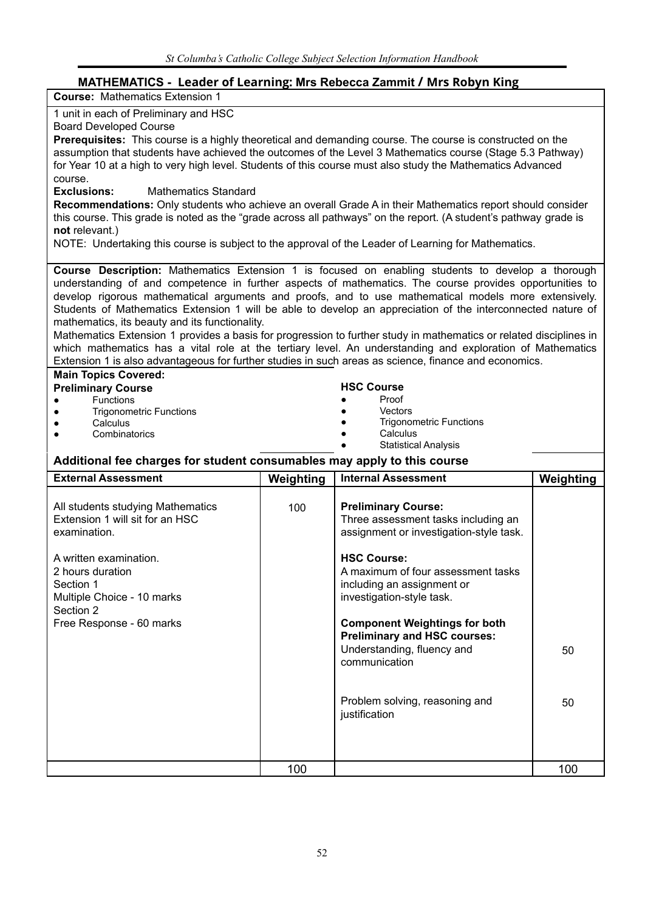## MATHEMATICS - Leader of Learning: Mrs Rebecca Zammit / Mrs Robyn King

**Course:** Mathematics Extension 1

1 unit in each of Preliminary and HSC

Board Developed Course

**Prerequisites:** This course is a highly theoretical and demanding course. The course is constructed on the assumption that students have achieved the outcomes of the Level 3 Mathematics course (Stage 5.3 Pathway) for Year 10 at a high to very high level. Students of this course must also study the Mathematics Advanced course.

**Exclusions:** Mathematics Standard

**Recommendations:** Only students who achieve an overall Grade A in their Mathematics report should consider this course. This grade is noted as the "grade across all pathways" on the report. (A student's pathway grade is **not** relevant.)

NOTE: Undertaking this course is subject to the approval of the Leader of Learning for Mathematics.

**Course Description:** Mathematics Extension 1 is focused on enabling students to develop a thorough understanding of and competence in further aspects of mathematics. The course provides opportunities to develop rigorous mathematical arguments and proofs, and to use mathematical models more extensively. Students of Mathematics Extension 1 will be able to develop an appreciation of the interconnected nature of mathematics, its beauty and its functionality.

Mathematics Extension 1 provides a basis for progression to further study in mathematics or related disciplines in which mathematics has a vital role at the tertiary level. An understanding and exploration of Mathematics Extension 1 is also advantageous for further studies in such areas as science, finance and economics.

**Main Topics Covered:**

**Preliminary Course**

- Functions
- Trigonometric Functions
- Calculus
- Combinatorics

**HSC Course**

- Proof
- Vectors
- Trigonometric Functions
- Calculus
- Statistical Analysis

**Additional fee charges for student consumables may apply to this course**

| External Assessment | Weighting | Internal Assessment | Weighting |
|---|---|---|---|
| All students studying Mathematics Extension 1 will sit for an HSC examination.<br><br>A written examination.<br>2 hours duration<br>Section 1<br>Multiple Choice - 10 marks<br>Section 2<br>Free Response - 60 marks | 100 | **Preliminary Course:**<br>Three assessment tasks including an assignment or investigation-style task.<br><br>**HSC Course:**<br>A maximum of four assessment tasks including an assignment or investigation-style task.<br><br>**Component Weightings for both Preliminary and HSC courses:** | |
| | | Understanding, fluency and communication | 50 |
| | | Problem solving, reasoning and justification | 50 |
| | 100 | | 100 |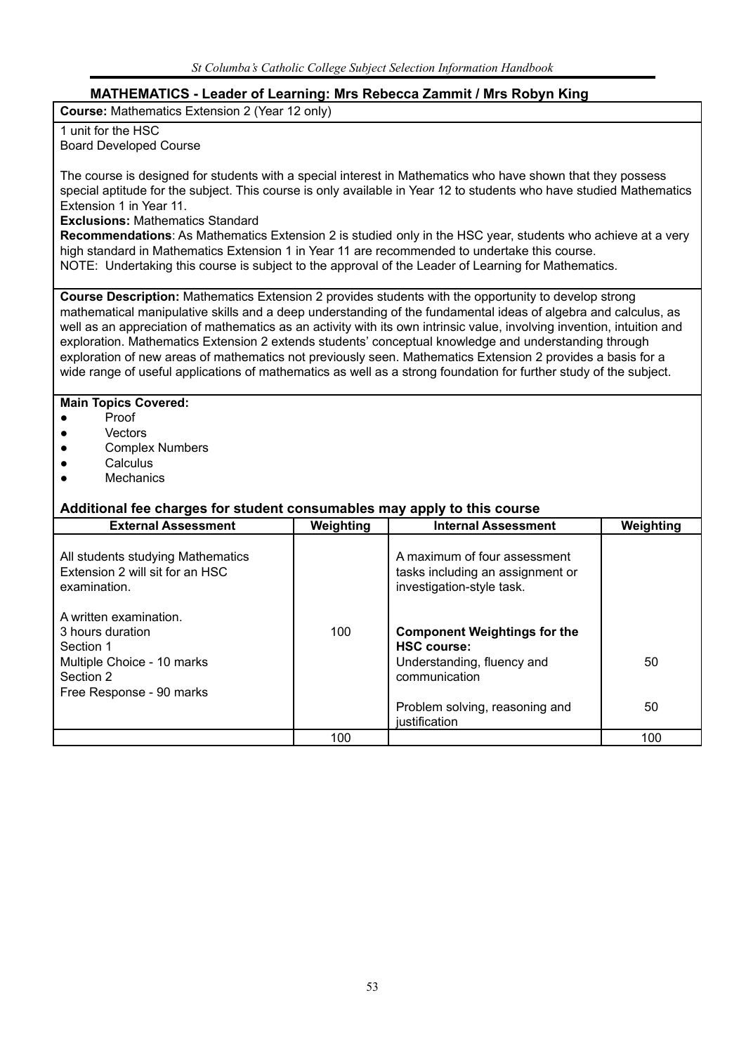## MATHEMATICS - Leader of Learning: Mrs Rebecca Zammit / Mrs Robyn King

**Course:** Mathematics Extension 2 (Year 12 only)

1 unit for the HSC
Board Developed Course

The course is designed for students with a special interest in Mathematics who have shown that they possess special aptitude for the subject. This course is only available in Year 12 to students who have studied Mathematics Extension 1 in Year 11.

**Exclusions:** Mathematics Standard

**Recommendations**: As Mathematics Extension 2 is studied only in the HSC year, students who achieve at a very high standard in Mathematics Extension 1 in Year 11 are recommended to undertake this course.

NOTE: Undertaking this course is subject to the approval of the Leader of Learning for Mathematics.

**Course Description:** Mathematics Extension 2 provides students with the opportunity to develop strong mathematical manipulative skills and a deep understanding of the fundamental ideas of algebra and calculus, as well as an appreciation of mathematics as an activity with its own intrinsic value, involving invention, intuition and exploration. Mathematics Extension 2 extends students' conceptual knowledge and understanding through exploration of new areas of mathematics not previously seen. Mathematics Extension 2 provides a basis for a wide range of useful applications of mathematics as well as a strong foundation for further study of the subject.

**Main Topics Covered:**

- Proof
- Vectors
- Complex Numbers
- Calculus
- Mechanics

### Additional fee charges for student consumables may apply to this course

| External Assessment | Weighting | Internal Assessment | Weighting |
|---|---|---|---|
| All students studying Mathematics Extension 2 will sit for an HSC examination. | | A maximum of four assessment tasks including an assignment or investigation-style task. | |
| A written examination.<br>3 hours duration<br>Section 1<br>Multiple Choice - 10 marks<br>Section 2<br>Free Response - 90 marks | 100 | **Component Weightings for the HSC course:** | |
| | | Understanding, fluency and communication | 50 |
| | | Problem solving, reasoning and justification | 50 |
| | 100 | | 100 |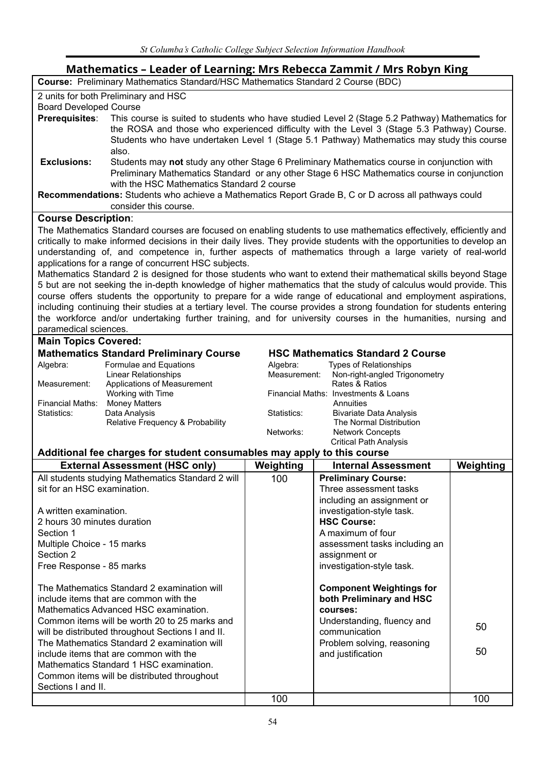## Mathematics – Leader of Learning: Mrs Rebecca Zammit / Mrs Robyn King

**Course:** Preliminary Mathematics Standard/HSC Mathematics Standard 2 Course (BDC)

2 units for both Preliminary and HSC
Board Developed Course

**Prerequisites**: This course is suited to students who have studied Level 2 (Stage 5.2 Pathway) Mathematics for the ROSA and those who experienced difficulty with the Level 3 (Stage 5.3 Pathway) Course. Students who have undertaken Level 1 (Stage 5.1 Pathway) Mathematics may study this course also.

**Exclusions:** Students may **not** study any other Stage 6 Preliminary Mathematics course in conjunction with Preliminary Mathematics Standard or any other Stage 6 HSC Mathematics course in conjunction with the HSC Mathematics Standard 2 course

**Recommendations:** Students who achieve a Mathematics Report Grade B, C or D across all pathways could consider this course.

**Course Description**:

The Mathematics Standard courses are focused on enabling students to use mathematics effectively, efficiently and critically to make informed decisions in their daily lives. They provide students with the opportunities to develop an understanding of, and competence in, further aspects of mathematics through a large variety of real-world applications for a range of concurrent HSC subjects.

Mathematics Standard 2 is designed for those students who want to extend their mathematical skills beyond Stage 5 but are not seeking the in-depth knowledge of higher mathematics that the study of calculus would provide. This course offers students the opportunity to prepare for a wide range of educational and employment aspirations, including continuing their studies at a tertiary level. The course provides a strong foundation for students entering the workforce and/or undertaking further training, and for university courses in the humanities, nursing and paramedical sciences.

**Main Topics Covered:**

**Mathematics Standard Preliminary Course**

| | |
|---|---|
| Algebra: | Formulae and Equations |
| | Linear Relationships |
| Measurement: | Applications of Measurement |
| | Working with Time |
| Financial Maths: | Money Matters |
| Statistics: | Data Analysis |
| | Relative Frequency & Probability |

**HSC Mathematics Standard 2 Course**

| | |
|---|---|
| Algebra: | Types of Relationships |
| Measurement: | Non-right-angled Trigonometry |
| | Rates & Ratios |
| Financial Maths: | Investments & Loans |
| | Annuities |
| Statistics: | Bivariate Data Analysis |
| | The Normal Distribution |
| Networks: | Network Concepts |
| | Critical Path Analysis |

**Additional fee charges for student consumables may apply to this course**

| External Assessment (HSC only) | Weighting | Internal Assessment | Weighting |
|---|---|---|---|
| All students studying Mathematics Standard 2 will sit for an HSC examination.<br><br>A written examination.<br>2 hours 30 minutes duration<br>Section 1<br>Multiple Choice - 15 marks<br>Section 2<br>Free Response - 85 marks<br><br>The Mathematics Standard 2 examination will include items that are common with the Mathematics Advanced HSC examination.<br>Common items will be worth 20 to 25 marks and will be distributed throughout Sections I and II.<br>The Mathematics Standard 2 examination will include items that are common with the Mathematics Standard 1 HSC examination.<br>Common items will be distributed throughout Sections I and II. | 100 | **Preliminary Course:**<br>Three assessment tasks including an assignment or investigation-style task.<br>**HSC Course:**<br>A maximum of four assessment tasks including an assignment or investigation-style task.<br><br>**Component Weightings for both Preliminary and HSC courses:**<br>Understanding, fluency and communication<br>Problem solving, reasoning and justification | <br><br><br><br><br><br><br><br><br><br>50<br><br>50 |
| | 100 | | 100 |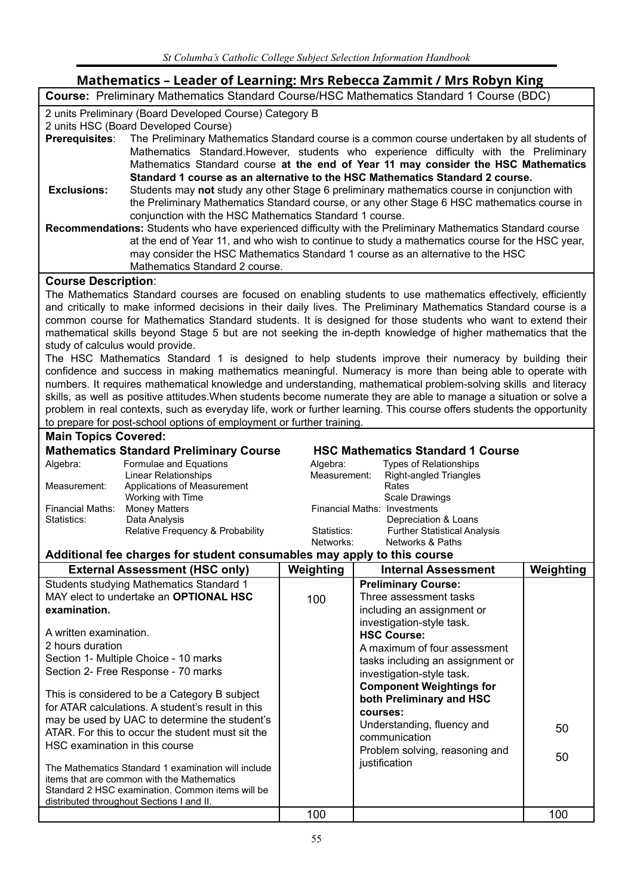## Mathematics – Leader of Learning: Mrs Rebecca Zammit / Mrs Robyn King

**Course:** Preliminary Mathematics Standard Course/HSC Mathematics Standard 1 Course (BDC)

2 units Preliminary (Board Developed Course) Category B
2 units HSC (Board Developed Course)

**Prerequisites**: The Preliminary Mathematics Standard course is a common course undertaken by all students of Mathematics Standard.However, students who experience difficulty with the Preliminary Mathematics Standard course **at the end of Year 11 may consider the HSC Mathematics Standard 1 course as an alternative to the HSC Mathematics Standard 2 course.**

**Exclusions:** Students may **not** study any other Stage 6 preliminary mathematics course in conjunction with the Preliminary Mathematics Standard course, or any other Stage 6 HSC mathematics course in conjunction with the HSC Mathematics Standard 1 course.

**Recommendations:** Students who have experienced difficulty with the Preliminary Mathematics Standard course at the end of Year 11, and who wish to continue to study a mathematics course for the HSC year, may consider the HSC Mathematics Standard 1 course as an alternative to the HSC Mathematics Standard 2 course.

**Course Description**:

The Mathematics Standard courses are focused on enabling students to use mathematics effectively, efficiently and critically to make informed decisions in their daily lives. The Preliminary Mathematics Standard course is a common course for Mathematics Standard students. It is designed for those students who want to extend their mathematical skills beyond Stage 5 but are not seeking the in-depth knowledge of higher mathematics that the study of calculus would provide.

The HSC Mathematics Standard 1 is designed to help students improve their numeracy by building their confidence and success in making mathematics meaningful. Numeracy is more than being able to operate with numbers. It requires mathematical knowledge and understanding, mathematical problem-solving skills and literacy skills, as well as positive attitudes.When students become numerate they are able to manage a situation or solve a problem in real contexts, such as everyday life, work or further learning. This course offers students the opportunity to prepare for post-school options of employment or further training.

**Main Topics Covered:**

**Mathematics Standard Preliminary Course**

| | |
|---|---|
| Algebra: | Formulae and Equations |
| | Linear Relationships |
| Measurement: | Applications of Measurement |
| | Working with Time |
| Financial Maths: | Money Matters |
| Statistics: | Data Analysis |
| | Relative Frequency & Probability |

**HSC Mathematics Standard 1 Course**

| | |
|---|---|
| Algebra: | Types of Relationships |
| Measurement: | Right-angled Triangles |
| | Rates |
| | Scale Drawings |
| Financial Maths: | Investments |
| | Depreciation & Loans |
| Statistics: | Further Statistical Analysis |
| Networks: | Networks & Paths |

**Additional fee charges for student consumables may apply to this course**

| External Assessment (HSC only) | Weighting | Internal Assessment | Weighting |
|---|---|---|---|
| Students studying Mathematics Standard 1 MAY elect to undertake an **OPTIONAL HSC examination.**<br><br>A written examination.<br>2 hours duration<br>Section 1- Multiple Choice - 10 marks<br>Section 2- Free Response - 70 marks<br><br>This is considered to be a Category B subject for ATAR calculations. A student's result in this may be used by UAC to determine the student's ATAR. For this to occur the student must sit the HSC examination in this course<br><br>The Mathematics Standard 1 examination will include items that are common with the Mathematics Standard 2 HSC examination. Common items will be distributed throughout Sections I and II. | 100 | **Preliminary Course:**<br>Three assessment tasks including an assignment or investigation-style task.<br>**HSC Course:**<br>A maximum of four assessment tasks including an assignment or investigation-style task.<br>**Component Weightings for both Preliminary and HSC courses:**<br>Understanding, fluency and communication<br>Problem solving, reasoning and justification | <br><br><br><br><br><br><br>50<br>50 |
| | 100 | | 100 |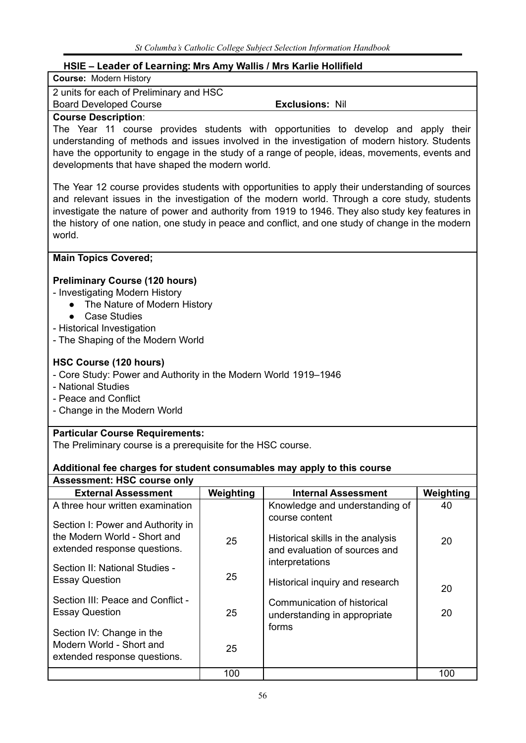## HSIE – Leader of Learning: Mrs Amy Wallis / Mrs Karlie Hollifield

**Course:** Modern History

2 units for each of Preliminary and HSC

Board Developed Course **Exclusions:** Nil

**Course Description**:

The Year 11 course provides students with opportunities to develop and apply their understanding of methods and issues involved in the investigation of modern history. Students have the opportunity to engage in the study of a range of people, ideas, movements, events and developments that have shaped the modern world.

The Year 12 course provides students with opportunities to apply their understanding of sources and relevant issues in the investigation of the modern world. Through a core study, students investigate the nature of power and authority from 1919 to 1946. They also study key features in the history of one nation, one study in peace and conflict, and one study of change in the modern world.

**Main Topics Covered;**

**Preliminary Course (120 hours)**

- Investigating Modern History
  - The Nature of Modern History
  - Case Studies
- Historical Investigation
- The Shaping of the Modern World

**HSC Course (120 hours)**

- Core Study: Power and Authority in the Modern World 1919–1946
- National Studies
- Peace and Conflict
- Change in the Modern World

**Particular Course Requirements:**

The Preliminary course is a prerequisite for the HSC course.

**Additional fee charges for student consumables may apply to this course**

**Assessment: HSC course only**

| External Assessment | Weighting | Internal Assessment | Weighting |
|---|---|---|---|
| A three hour written examination | | | |
| Section I: Power and Authority in the Modern World - Short and extended response questions. | 25 | Knowledge and understanding of course content | 40 |
| Section II: National Studies - Essay Question | 25 | Historical skills in the analysis and evaluation of sources and interpretations | 20 |
| Section III: Peace and Conflict - Essay Question | 25 | Historical inquiry and research | 20 |
| Section IV: Change in the Modern World - Short and extended response questions. | 25 | Communication of historical understanding in appropriate forms | 20 |
| | 100 | | 100 |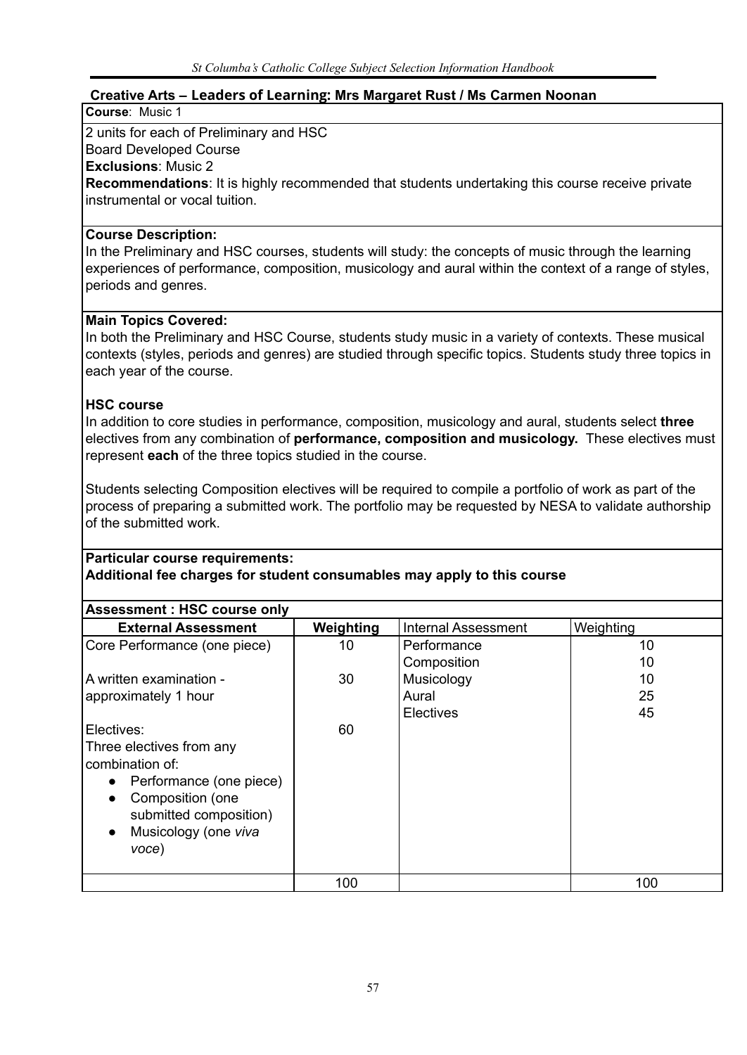## Creative Arts – Leaders of Learning: Mrs Margaret Rust / Ms Carmen Noonan

**Course**: Music 1

2 units for each of Preliminary and HSC
Board Developed Course
**Exclusions**: Music 2
**Recommendations**: It is highly recommended that students undertaking this course receive private instrumental or vocal tuition.

**Course Description:**
In the Preliminary and HSC courses, students will study: the concepts of music through the learning experiences of performance, composition, musicology and aural within the context of a range of styles, periods and genres.

**Main Topics Covered:**
In both the Preliminary and HSC Course, students study music in a variety of contexts. These musical contexts (styles, periods and genres) are studied through specific topics. Students study three topics in each year of the course.

**HSC course**
In addition to core studies in performance, composition, musicology and aural, students select **three** electives from any combination of **performance, composition and musicology.** These electives must represent **each** of the three topics studied in the course.

Students selecting Composition electives will be required to compile a portfolio of work as part of the process of preparing a submitted work. The portfolio may be requested by NESA to validate authorship of the submitted work.

**Particular course requirements:**
**Additional fee charges for student consumables may apply to this course**

**Assessment : HSC course only**

| External Assessment | Weighting | Internal Assessment | Weighting |
|---|---|---|---|
| Core Performance (one piece) | 10 | Performance | 10 |
| | | Composition | 10 |
| A written examination - approximately 1 hour | 30 | Musicology | 10 |
| | | Aural | 25 |
| | | Electives | 45 |
| Electives: Three electives from any combination of: <br>• Performance (one piece)<br>• Composition (one submitted composition)<br>• Musicology (one *viva voce*) | 60 | | |
| | 100 | | 100 |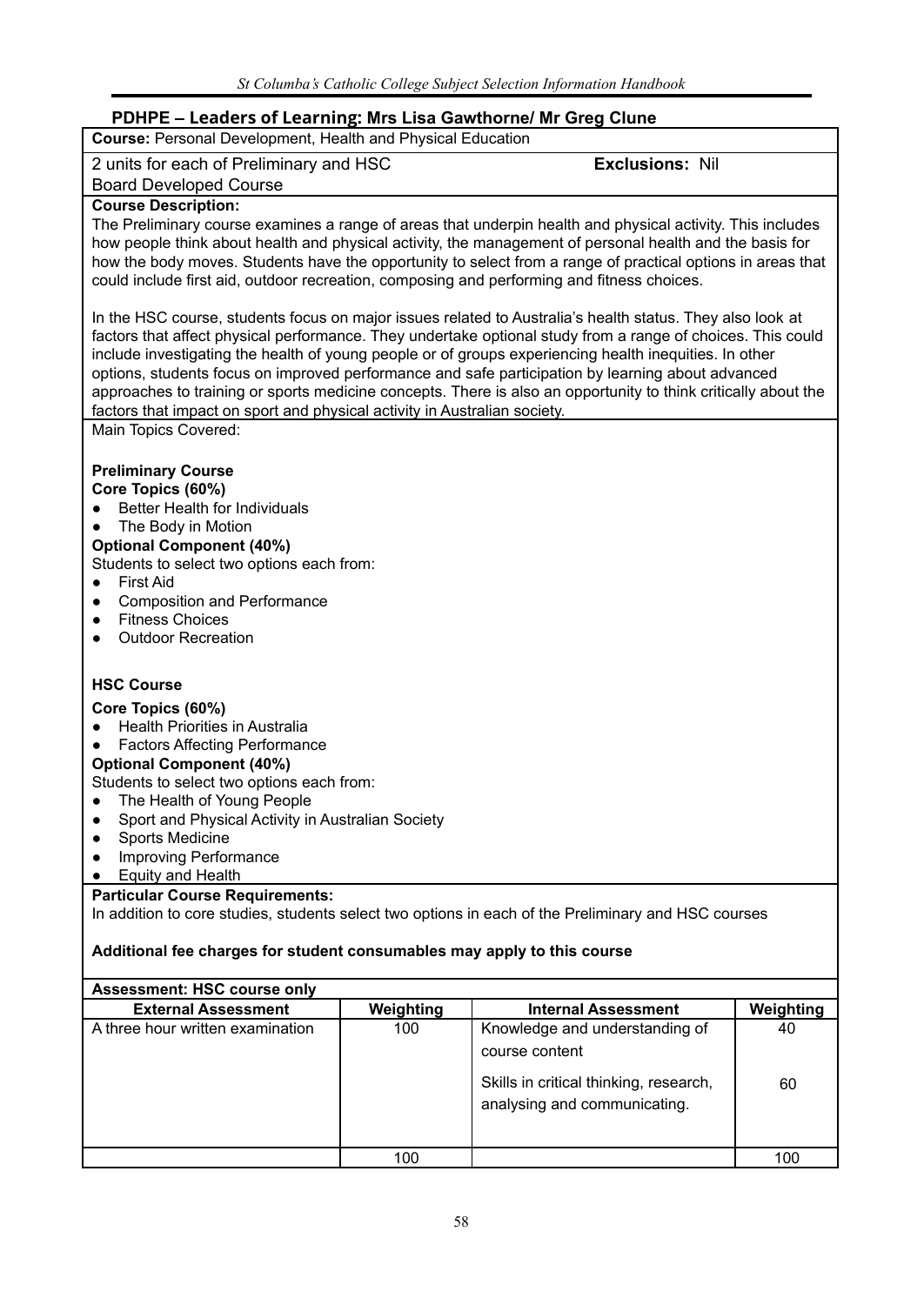## PDHPE – Leaders of Learning: Mrs Lisa Gawthorne/ Mr Greg Clune

**Course:** Personal Development, Health and Physical Education

2 units for each of Preliminary and HSC **Exclusions:** Nil

Board Developed Course

**Course Description:**

The Preliminary course examines a range of areas that underpin health and physical activity. This includes how people think about health and physical activity, the management of personal health and the basis for how the body moves. Students have the opportunity to select from a range of practical options in areas that could include first aid, outdoor recreation, composing and performing and fitness choices.

In the HSC course, students focus on major issues related to Australia's health status. They also look at factors that affect physical performance. They undertake optional study from a range of choices. This could include investigating the health of young people or of groups experiencing health inequities. In other options, students focus on improved performance and safe participation by learning about advanced approaches to training or sports medicine concepts. There is also an opportunity to think critically about the factors that impact on sport and physical activity in Australian society.

Main Topics Covered:

**Preliminary Course**

**Core Topics (60%)**

- Better Health for Individuals
- The Body in Motion

**Optional Component (40%)**

Students to select two options each from:

- First Aid
- Composition and Performance
- Fitness Choices
- Outdoor Recreation

**HSC Course**

**Core Topics (60%)**

- Health Priorities in Australia
- Factors Affecting Performance

**Optional Component (40%)**

Students to select two options each from:

- The Health of Young People
- Sport and Physical Activity in Australian Society
- Sports Medicine
- Improving Performance
- Equity and Health

**Particular Course Requirements:**

In addition to core studies, students select two options in each of the Preliminary and HSC courses

**Additional fee charges for student consumables may apply to this course**

**Assessment: HSC course only**

| External Assessment | Weighting | Internal Assessment | Weighting |
|---|---|---|---|
| A three hour written examination | 100 | Knowledge and understanding of course content | 40 |
| | | Skills in critical thinking, research, analysing and communicating. | 60 |
| | 100 | | 100 |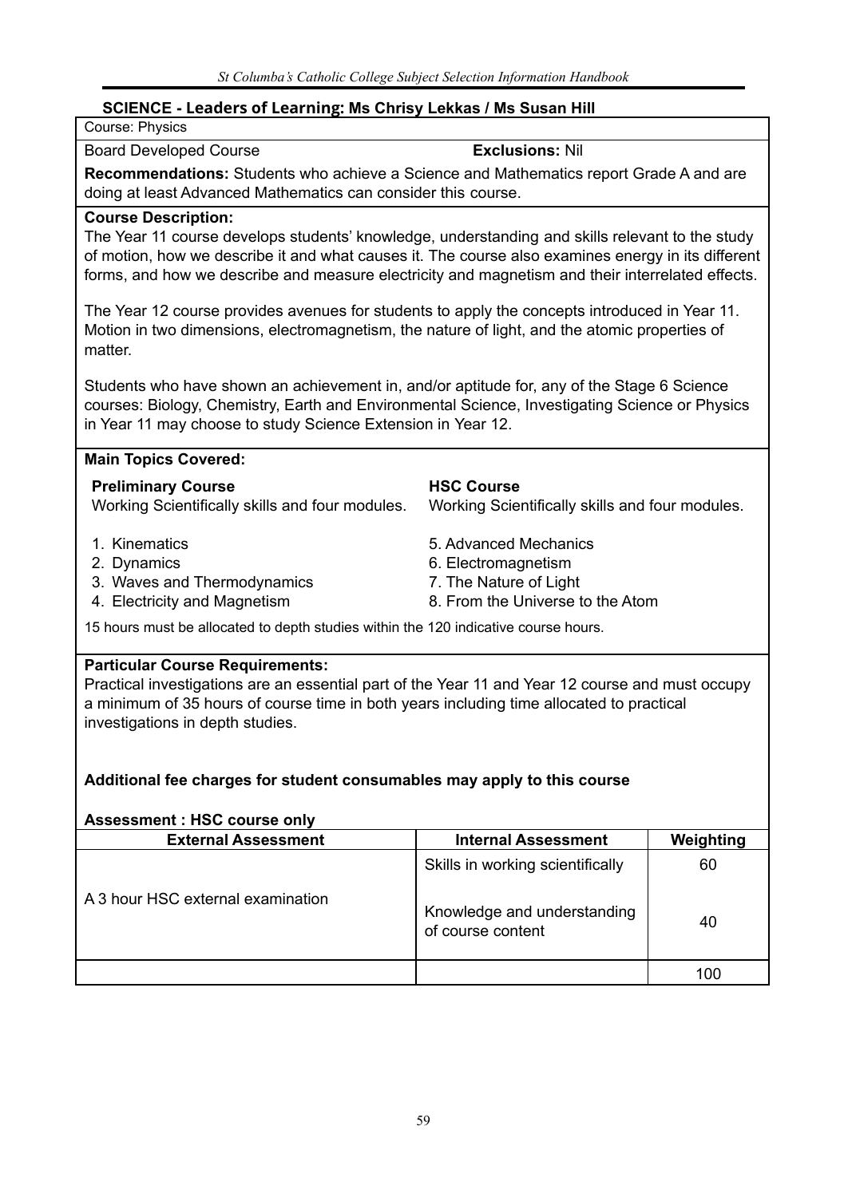## SCIENCE - Leaders of Learning: Ms Chrisy Lekkas / Ms Susan Hill

Course: Physics

Board Developed Course **Exclusions:** Nil

**Recommendations:** Students who achieve a Science and Mathematics report Grade A and are doing at least Advanced Mathematics can consider this course.

**Course Description:**

The Year 11 course develops students' knowledge, understanding and skills relevant to the study of motion, how we describe it and what causes it. The course also examines energy in its different forms, and how we describe and measure electricity and magnetism and their interrelated effects.

The Year 12 course provides avenues for students to apply the concepts introduced in Year 11. Motion in two dimensions, electromagnetism, the nature of light, and the atomic properties of matter.

Students who have shown an achievement in, and/or aptitude for, any of the Stage 6 Science courses: Biology, Chemistry, Earth and Environmental Science, Investigating Science or Physics in Year 11 may choose to study Science Extension in Year 12.

**Main Topics Covered:**

**Preliminary Course**
Working Scientifically skills and four modules.

1. Kinematics
2. Dynamics
3. Waves and Thermodynamics
4. Electricity and Magnetism

**HSC Course**
Working Scientifically skills and four modules.

5. Advanced Mechanics
6. Electromagnetism
7. The Nature of Light
8. From the Universe to the Atom

15 hours must be allocated to depth studies within the 120 indicative course hours.

**Particular Course Requirements:**

Practical investigations are an essential part of the Year 11 and Year 12 course and must occupy a minimum of 35 hours of course time in both years including time allocated to practical investigations in depth studies.

**Additional fee charges for student consumables may apply to this course**

**Assessment : HSC course only**

| External Assessment | Internal Assessment | Weighting |
|---|---|---|
| A 3 hour HSC external examination | Skills in working scientifically | 60 |
| | Knowledge and understanding of course content | 40 |
| | | 100 |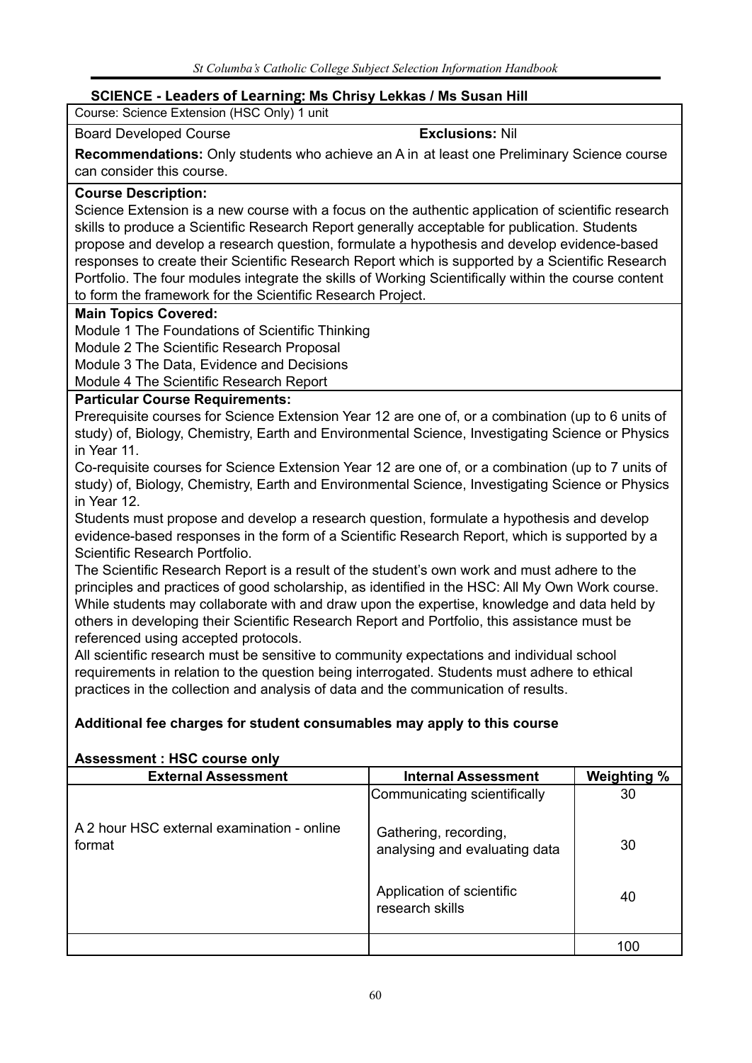## SCIENCE - Leaders of Learning: Ms Chrisy Lekkas / Ms Susan Hill

Course: Science Extension (HSC Only) 1 unit

Board Developed Course **Exclusions:** Nil

**Recommendations:** Only students who achieve an A in at least one Preliminary Science course can consider this course.

**Course Description:**

Science Extension is a new course with a focus on the authentic application of scientific research skills to produce a Scientific Research Report generally acceptable for publication. Students propose and develop a research question, formulate a hypothesis and develop evidence-based responses to create their Scientific Research Report which is supported by a Scientific Research Portfolio. The four modules integrate the skills of Working Scientifically within the course content to form the framework for the Scientific Research Project.

**Main Topics Covered:**

Module 1 The Foundations of Scientific Thinking
Module 2 The Scientific Research Proposal
Module 3 The Data, Evidence and Decisions
Module 4 The Scientific Research Report

**Particular Course Requirements:**

Prerequisite courses for Science Extension Year 12 are one of, or a combination (up to 6 units of study) of, Biology, Chemistry, Earth and Environmental Science, Investigating Science or Physics in Year 11.

Co-requisite courses for Science Extension Year 12 are one of, or a combination (up to 7 units of study) of, Biology, Chemistry, Earth and Environmental Science, Investigating Science or Physics in Year 12.

Students must propose and develop a research question, formulate a hypothesis and develop evidence-based responses in the form of a Scientific Research Report, which is supported by a Scientific Research Portfolio.

The Scientific Research Report is a result of the student's own work and must adhere to the principles and practices of good scholarship, as identified in the HSC: All My Own Work course. While students may collaborate with and draw upon the expertise, knowledge and data held by others in developing their Scientific Research Report and Portfolio, this assistance must be referenced using accepted protocols.

All scientific research must be sensitive to community expectations and individual school requirements in relation to the question being interrogated. Students must adhere to ethical practices in the collection and analysis of data and the communication of results.

**Additional fee charges for student consumables may apply to this course**

**Assessment : HSC course only**

| External Assessment | Internal Assessment | Weighting % |
|---|---|---|
| A 2 hour HSC external examination - online format | Communicating scientifically | 30 |
| | Gathering, recording, analysing and evaluating data | 30 |
| | Application of scientific research skills | 40 |
| | | 100 |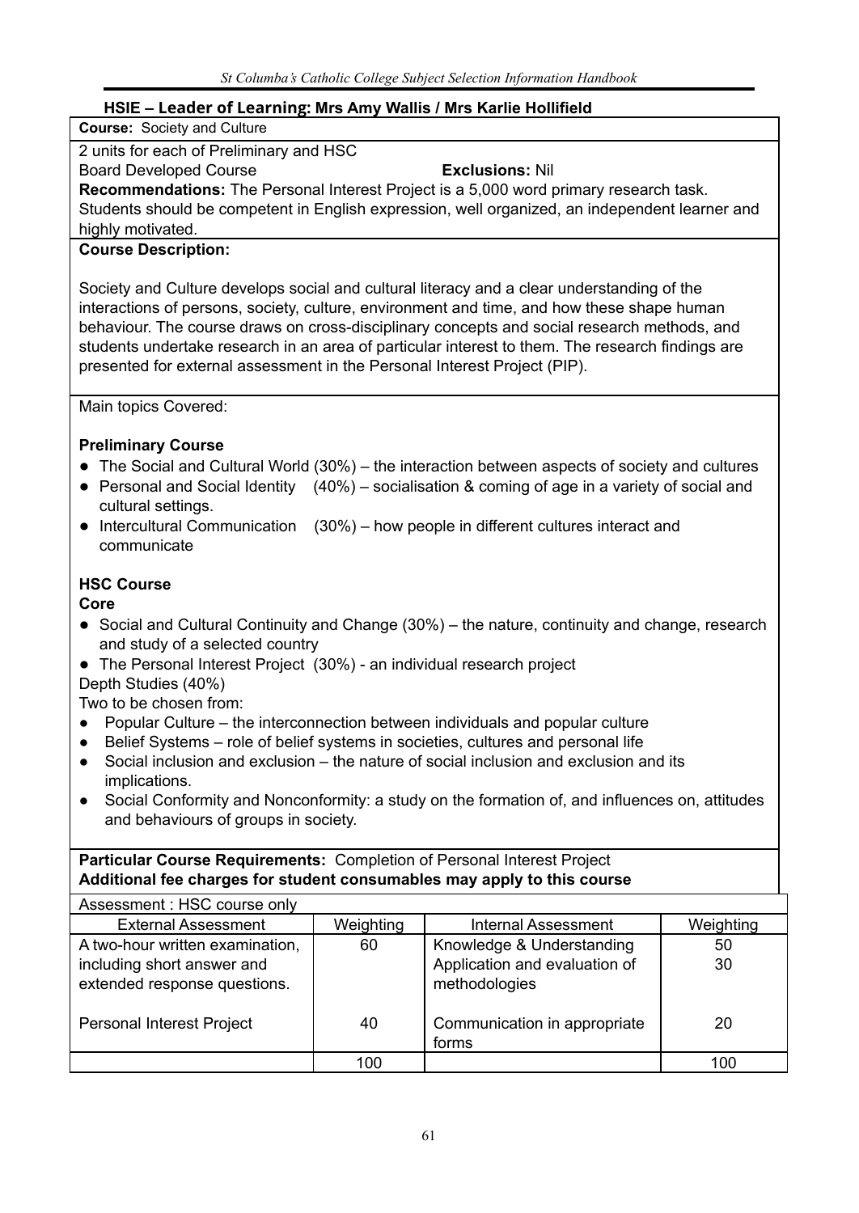## HSIE – Leader of Learning: Mrs Amy Wallis / Mrs Karlie Hollifield

**Course:** Society and Culture

2 units for each of Preliminary and HSC

Board Developed Course **Exclusions:** Nil

**Recommendations:** The Personal Interest Project is a 5,000 word primary research task. Students should be competent in English expression, well organized, an independent learner and highly motivated.

**Course Description:**

Society and Culture develops social and cultural literacy and a clear understanding of the interactions of persons, society, culture, environment and time, and how these shape human behaviour. The course draws on cross-disciplinary concepts and social research methods, and students undertake research in an area of particular interest to them. The research findings are presented for external assessment in the Personal Interest Project (PIP).

Main topics Covered:

**Preliminary Course**

- The Social and Cultural World (30%) – the interaction between aspects of society and cultures
- Personal and Social Identity (40%) – socialisation & coming of age in a variety of social and cultural settings.
- Intercultural Communication (30%) – how people in different cultures interact and communicate

**HSC Course**

**Core**

- Social and Cultural Continuity and Change (30%) – the nature, continuity and change, research and study of a selected country
- The Personal Interest Project (30%) - an individual research project

Depth Studies (40%)

Two to be chosen from:

- Popular Culture – the interconnection between individuals and popular culture
- Belief Systems – role of belief systems in societies, cultures and personal life
- Social inclusion and exclusion – the nature of social inclusion and exclusion and its implications.
- Social Conformity and Nonconformity: a study on the formation of, and influences on, attitudes and behaviours of groups in society.

**Particular Course Requirements:** Completion of Personal Interest Project

**Additional fee charges for student consumables may apply to this course**

Assessment : HSC course only

| External Assessment | Weighting | Internal Assessment | Weighting |
|---|---|---|---|
| A two-hour written examination, including short answer and extended response questions. | 60 | Knowledge & Understanding<br>Application and evaluation of methodologies | 50<br>30 |
| Personal Interest Project | 40 | Communication in appropriate forms | 20 |
| | 100 | | 100 |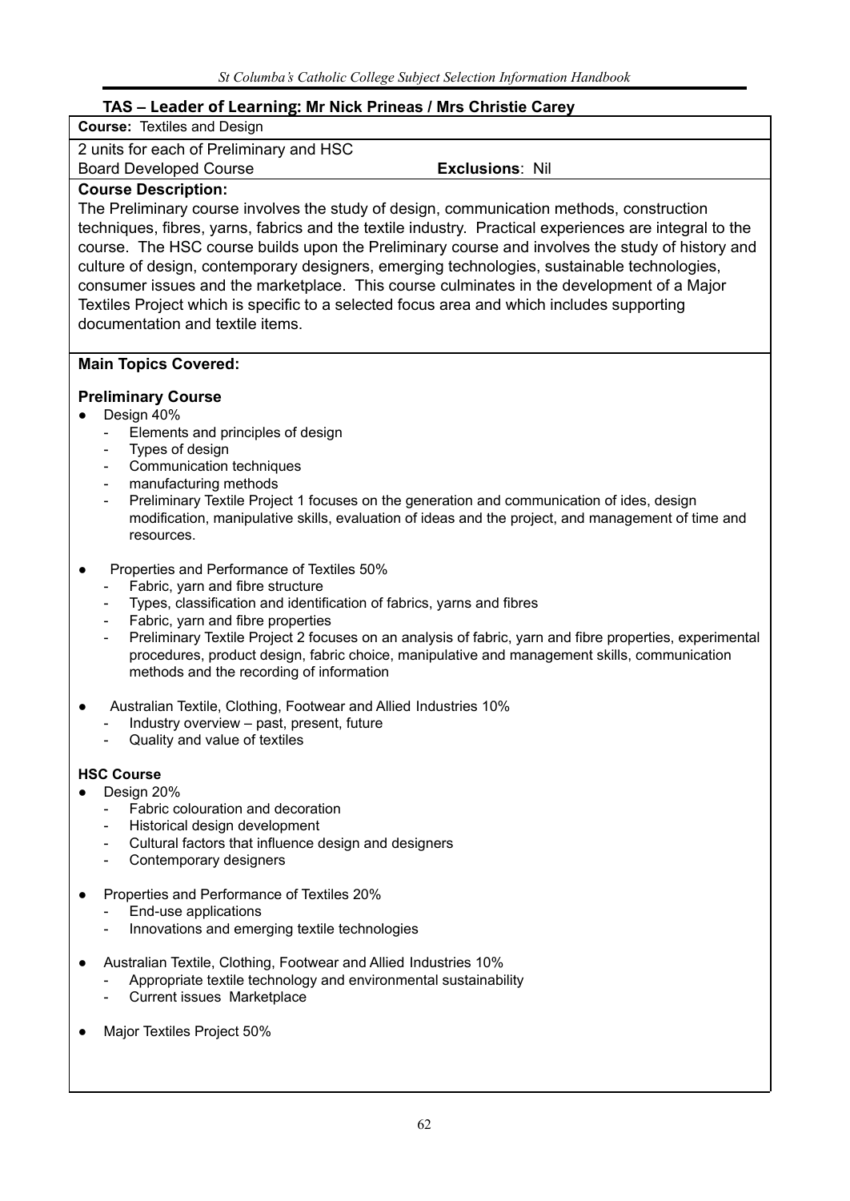## TAS – Leader of Learning: Mr Nick Prineas / Mrs Christie Carey

**Course:** Textiles and Design

2 units for each of Preliminary and HSC

Board Developed Course **Exclusions**: Nil

**Course Description:**

The Preliminary course involves the study of design, communication methods, construction techniques, fibres, yarns, fabrics and the textile industry. Practical experiences are integral to the course. The HSC course builds upon the Preliminary course and involves the study of history and culture of design, contemporary designers, emerging technologies, sustainable technologies, consumer issues and the marketplace. This course culminates in the development of a Major Textiles Project which is specific to a selected focus area and which includes supporting documentation and textile items.

**Main Topics Covered:**

**Preliminary Course**

- Design 40%
  - Elements and principles of design
  - Types of design
  - Communication techniques
  - manufacturing methods
  - Preliminary Textile Project 1 focuses on the generation and communication of ides, design modification, manipulative skills, evaluation of ideas and the project, and management of time and resources.
- Properties and Performance of Textiles 50%
  - Fabric, yarn and fibre structure
  - Types, classification and identification of fabrics, yarns and fibres
  - Fabric, yarn and fibre properties
  - Preliminary Textile Project 2 focuses on an analysis of fabric, yarn and fibre properties, experimental procedures, product design, fabric choice, manipulative and management skills, communication methods and the recording of information
- Australian Textile, Clothing, Footwear and Allied Industries 10%
  - Industry overview – past, present, future
  - Quality and value of textiles

**HSC Course**

- Design 20%
  - Fabric colouration and decoration
  - Historical design development
  - Cultural factors that influence design and designers
  - Contemporary designers
- Properties and Performance of Textiles 20%
  - End-use applications
  - Innovations and emerging textile technologies
- Australian Textile, Clothing, Footwear and Allied Industries 10%
  - Appropriate textile technology and environmental sustainability
  - Current issues Marketplace
- Major Textiles Project 50%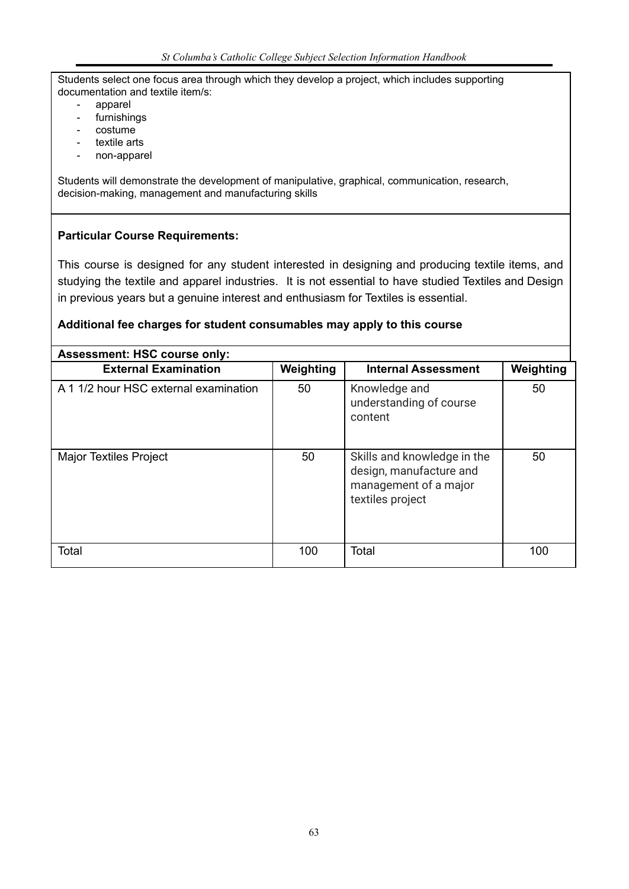Students select one focus area through which they develop a project, which includes supporting documentation and textile item/s:

- apparel
- furnishings
- costume
- textile arts
- non-apparel

Students will demonstrate the development of manipulative, graphical, communication, research, decision-making, management and manufacturing skills

**Particular Course Requirements:**

This course is designed for any student interested in designing and producing textile items, and studying the textile and apparel industries. It is not essential to have studied Textiles and Design in previous years but a genuine interest and enthusiasm for Textiles is essential.

**Additional fee charges for student consumables may apply to this course**

**Assessment: HSC course only:**

| External Examination | Weighting | Internal Assessment | Weighting |
|---|---|---|---|
| A 1 1/2 hour HSC external examination | 50 | Knowledge and understanding of course content | 50 |
| Major Textiles Project | 50 | Skills and knowledge in the design, manufacture and management of a major textiles project | 50 |
| Total | 100 | Total | 100 |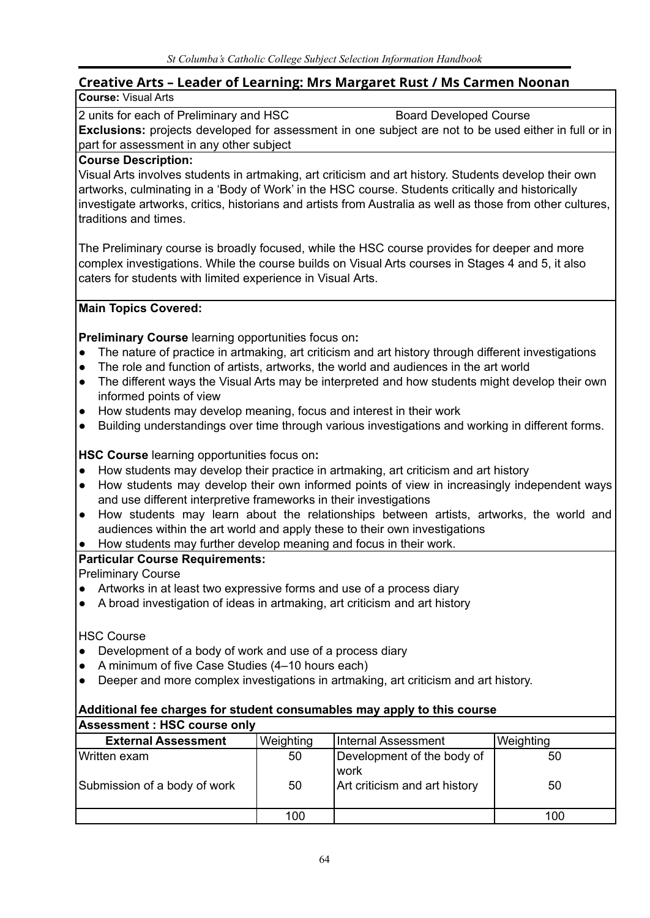## Creative Arts – Leader of Learning: Mrs Margaret Rust / Ms Carmen Noonan

**Course:** Visual Arts

2 units for each of Preliminary and HSC — Board Developed Course

**Exclusions:** projects developed for assessment in one subject are not to be used either in full or in part for assessment in any other subject

**Course Description:**

Visual Arts involves students in artmaking, art criticism and art history. Students develop their own artworks, culminating in a 'Body of Work' in the HSC course. Students critically and historically investigate artworks, critics, historians and artists from Australia as well as those from other cultures, traditions and times.

The Preliminary course is broadly focused, while the HSC course provides for deeper and more complex investigations. While the course builds on Visual Arts courses in Stages 4 and 5, it also caters for students with limited experience in Visual Arts.

**Main Topics Covered:**

**Preliminary Course** learning opportunities focus on**:**

- The nature of practice in artmaking, art criticism and art history through different investigations
- The role and function of artists, artworks, the world and audiences in the art world
- The different ways the Visual Arts may be interpreted and how students might develop their own informed points of view
- How students may develop meaning, focus and interest in their work
- Building understandings over time through various investigations and working in different forms.

**HSC Course** learning opportunities focus on**:**

- How students may develop their practice in artmaking, art criticism and art history
- How students may develop their own informed points of view in increasingly independent ways and use different interpretive frameworks in their investigations
- How students may learn about the relationships between artists, artworks, the world and audiences within the art world and apply these to their own investigations
- How students may further develop meaning and focus in their work.

**Particular Course Requirements:**

Preliminary Course

- Artworks in at least two expressive forms and use of a process diary
- A broad investigation of ideas in artmaking, art criticism and art history

HSC Course

- Development of a body of work and use of a process diary
- A minimum of five Case Studies (4–10 hours each)
- Deeper and more complex investigations in artmaking, art criticism and art history.

**Additional fee charges for student consumables may apply to this course**

**Assessment : HSC course only**

| External Assessment | Weighting | Internal Assessment | Weighting |
|---|---|---|---|
| Written exam | 50 | Development of the body of work | 50 |
| Submission of a body of work | 50 | Art criticism and art history | 50 |
| | 100 | | 100 |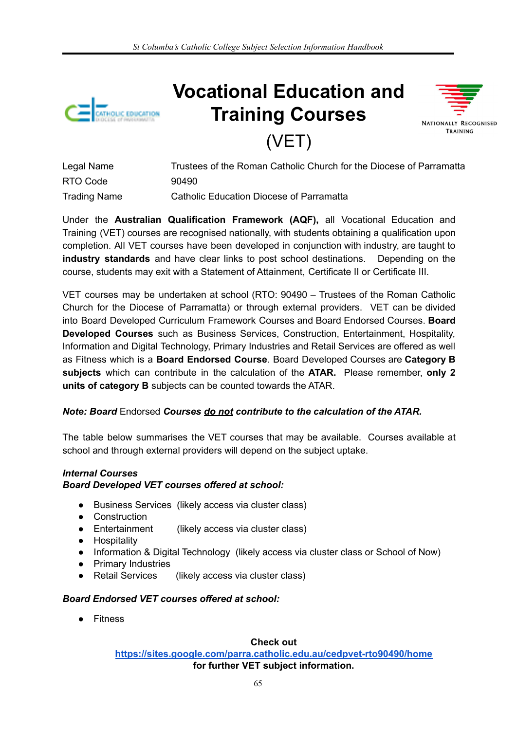# Vocational Education and Training Courses (VET)

NATIONALLY RECOGNISED TRAINING

| | |
|---|---|
| Legal Name | Trustees of the Roman Catholic Church for the Diocese of Parramatta |
| RTO Code | 90490 |
| Trading Name | Catholic Education Diocese of Parramatta |

Under the **Australian Qualification Framework (AQF),** all Vocational Education and Training (VET) courses are recognised nationally, with students obtaining a qualification upon completion. All VET courses have been developed in conjunction with industry, are taught to **industry standards** and have clear links to post school destinations. Depending on the course, students may exit with a Statement of Attainment, Certificate II or Certificate III.

VET courses may be undertaken at school (RTO: 90490 – Trustees of the Roman Catholic Church for the Diocese of Parramatta) or through external providers. VET can be divided into Board Developed Curriculum Framework Courses and Board Endorsed Courses. **Board Developed Courses** such as Business Services, Construction, Entertainment, Hospitality, Information and Digital Technology, Primary Industries and Retail Services are offered as well as Fitness which is a **Board Endorsed Course**. Board Developed Courses are **Category B subjects** which can contribute in the calculation of the **ATAR.** Please remember, **only 2 units of category B** subjects can be counted towards the ATAR.

***Note: Board** Endorsed **Courses <u>do not</u> contribute to the calculation of the ATAR.***

The table below summarises the VET courses that may be available. Courses available at school and through external providers will depend on the subject uptake.

***Internal Courses***
***Board Developed VET courses offered at school:***

- Business Services (likely access via cluster class)
- Construction
- Entertainment (likely access via cluster class)
- Hospitality
- Information & Digital Technology (likely access via cluster class or School of Now)
- Primary Industries
- Retail Services (likely access via cluster class)

***Board Endorsed VET courses offered at school:***

- Fitness

**Check out**
**https://sites.google.com/parra.catholic.edu.au/cedpvet-rto90490/home**
**for further VET subject information.**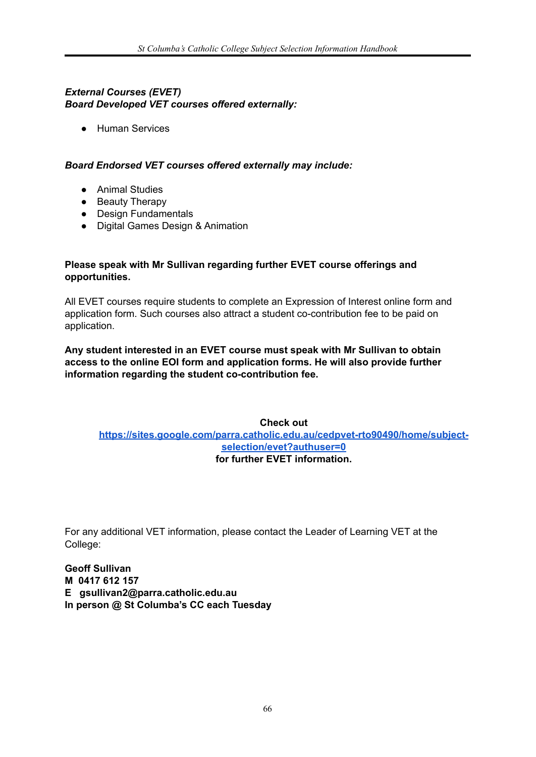***External Courses (EVET)***
***Board Developed VET courses offered externally:***

- Human Services

***Board Endorsed VET courses offered externally may include:***

- Animal Studies
- Beauty Therapy
- Design Fundamentals
- Digital Games Design & Animation

**Please speak with Mr Sullivan regarding further EVET course offerings and opportunities.**

All EVET courses require students to complete an Expression of Interest online form and application form. Such courses also attract a student co-contribution fee to be paid on application.

**Any student interested in an EVET course must speak with Mr Sullivan to obtain access to the online EOI form and application forms. He will also provide further information regarding the student co-contribution fee.**

**Check out**
**[https://sites.google.com/parra.catholic.edu.au/cedpvet-rto90490/home/subject-selection/evet?authuser=0](https://sites.google.com/parra.catholic.edu.au/cedpvet-rto90490/home/subject-selection/evet?authuser=0)**
**for further EVET information.**

For any additional VET information, please contact the Leader of Learning VET at the College:

**Geoff Sullivan**
**M 0417 612 157**
**E gsullivan2@parra.catholic.edu.au**
**In person @ St Columba's CC each Tuesday**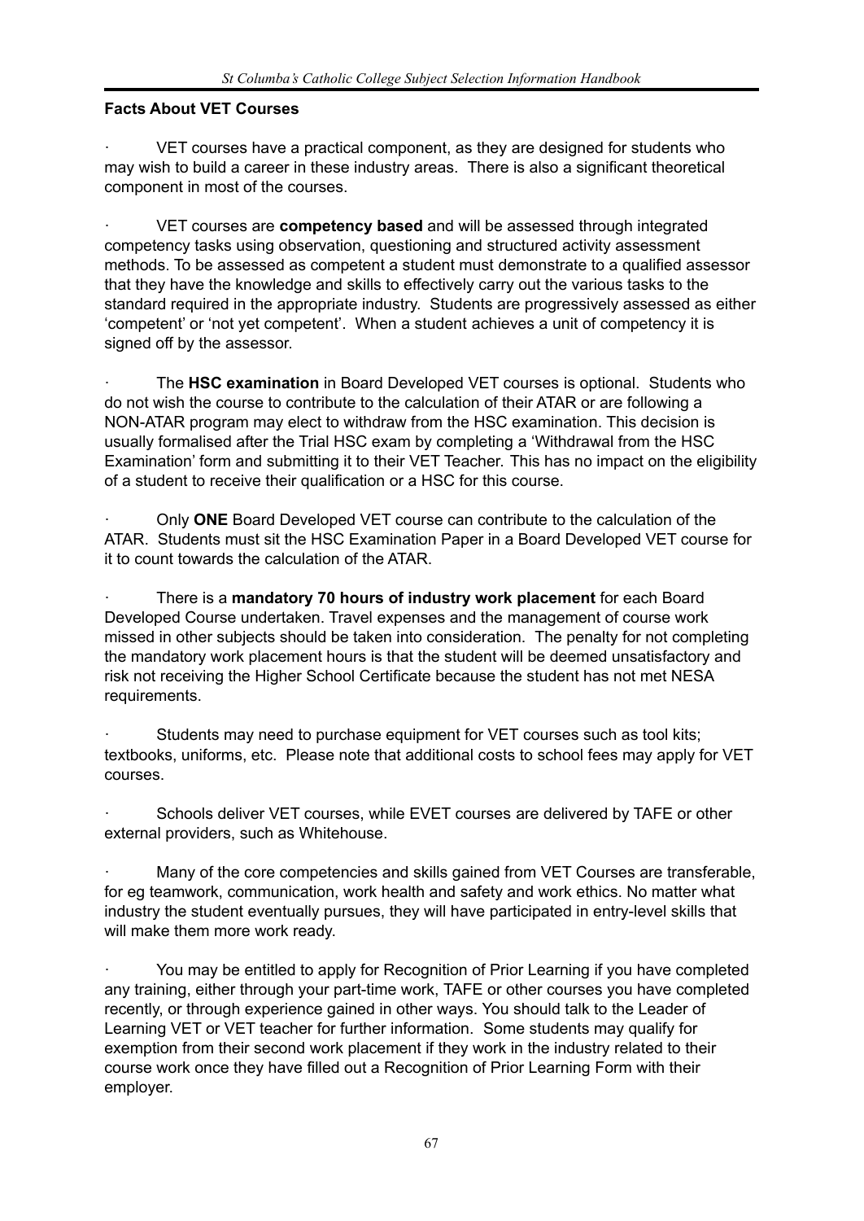### Facts About VET Courses

- VET courses have a practical component, as they are designed for students who may wish to build a career in these industry areas. There is also a significant theoretical component in most of the courses.

- VET courses are **competency based** and will be assessed through integrated competency tasks using observation, questioning and structured activity assessment methods. To be assessed as competent a student must demonstrate to a qualified assessor that they have the knowledge and skills to effectively carry out the various tasks to the standard required in the appropriate industry. Students are progressively assessed as either 'competent' or 'not yet competent'. When a student achieves a unit of competency it is signed off by the assessor.

- The **HSC examination** in Board Developed VET courses is optional. Students who do not wish the course to contribute to the calculation of their ATAR or are following a NON-ATAR program may elect to withdraw from the HSC examination. This decision is usually formalised after the Trial HSC exam by completing a 'Withdrawal from the HSC Examination' form and submitting it to their VET Teacher. This has no impact on the eligibility of a student to receive their qualification or a HSC for this course.

- Only **ONE** Board Developed VET course can contribute to the calculation of the ATAR. Students must sit the HSC Examination Paper in a Board Developed VET course for it to count towards the calculation of the ATAR.

- There is a **mandatory 70 hours of industry work placement** for each Board Developed Course undertaken. Travel expenses and the management of course work missed in other subjects should be taken into consideration. The penalty for not completing the mandatory work placement hours is that the student will be deemed unsatisfactory and risk not receiving the Higher School Certificate because the student has not met NESA requirements.

- Students may need to purchase equipment for VET courses such as tool kits; textbooks, uniforms, etc. Please note that additional costs to school fees may apply for VET courses.

- Schools deliver VET courses, while EVET courses are delivered by TAFE or other external providers, such as Whitehouse.

- Many of the core competencies and skills gained from VET Courses are transferable, for eg teamwork, communication, work health and safety and work ethics. No matter what industry the student eventually pursues, they will have participated in entry-level skills that will make them more work ready.

- You may be entitled to apply for Recognition of Prior Learning if you have completed any training, either through your part-time work, TAFE or other courses you have completed recently, or through experience gained in other ways. You should talk to the Leader of Learning VET or VET teacher for further information. Some students may qualify for exemption from their second work placement if they work in the industry related to their course work once they have filled out a Recognition of Prior Learning Form with their employer.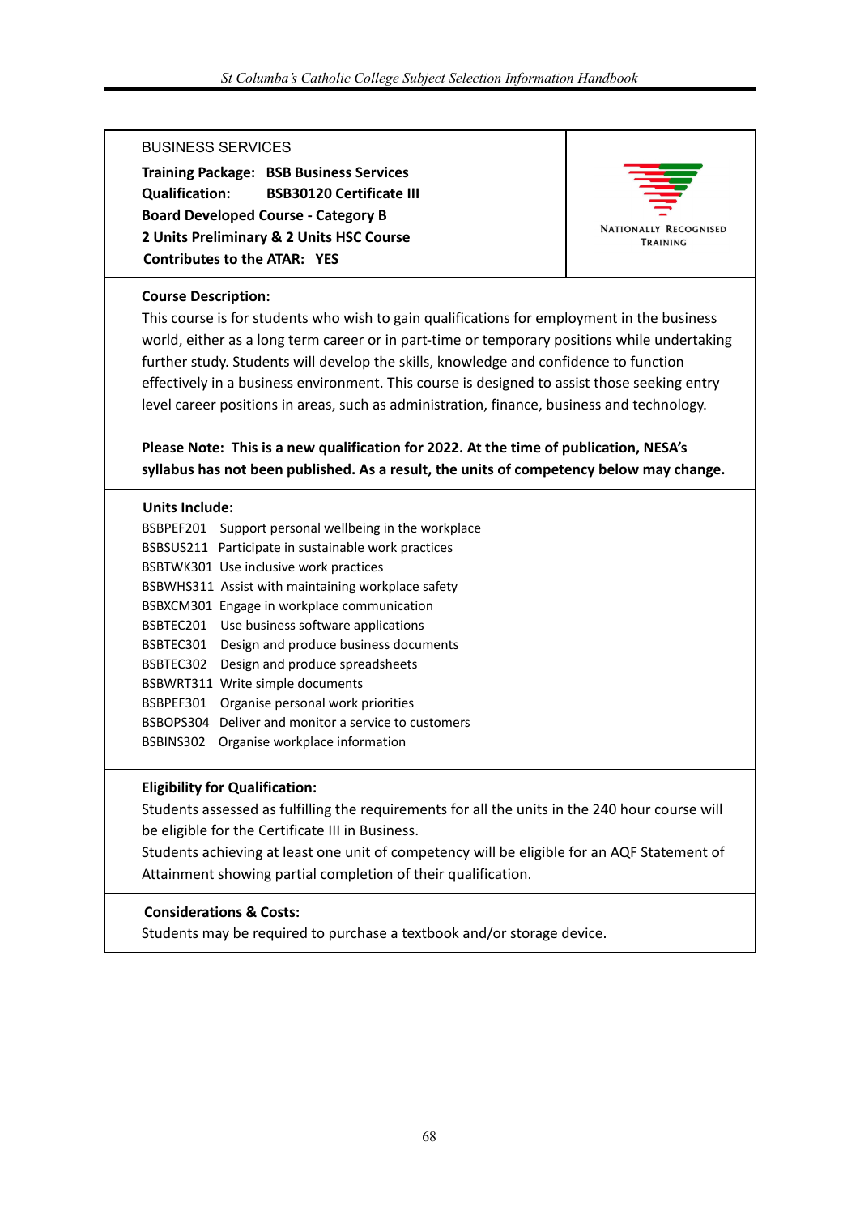## BUSINESS SERVICES

**Training Package:** **BSB Business Services**
**Qualification:** **BSB30120 Certificate III**
**Board Developed Course - Category B**
**2 Units Preliminary & 2 Units HSC Course**
**Contributes to the ATAR:** **YES**

NATIONALLY RECOGNISED TRAINING

**Course Description:**

This course is for students who wish to gain qualifications for employment in the business world, either as a long term career or in part-time or temporary positions while undertaking further study. Students will develop the skills, knowledge and confidence to function effectively in a business environment. This course is designed to assist those seeking entry level career positions in areas, such as administration, finance, business and technology.

**Please Note: This is a new qualification for 2022. At the time of publication, NESA's syllabus has not been published. As a result, the units of competency below may change.**

**Units Include:**

BSBPEF201 Support personal wellbeing in the workplace
BSBSUS211 Participate in sustainable work practices
BSBTWK301 Use inclusive work practices
BSBWHS311 Assist with maintaining workplace safety
BSBXCM301 Engage in workplace communication
BSBTEC201 Use business software applications
BSBTEC301 Design and produce business documents
BSBTEC302 Design and produce spreadsheets
BSBWRT311 Write simple documents
BSBPEF301 Organise personal work priorities
BSBOPS304 Deliver and monitor a service to customers
BSBINS302 Organise workplace information

**Eligibility for Qualification:**

Students assessed as fulfilling the requirements for all the units in the 240 hour course will be eligible for the Certificate III in Business.
Students achieving at least one unit of competency will be eligible for an AQF Statement of Attainment showing partial completion of their qualification.

**Considerations & Costs:**

Students may be required to purchase a textbook and/or storage device.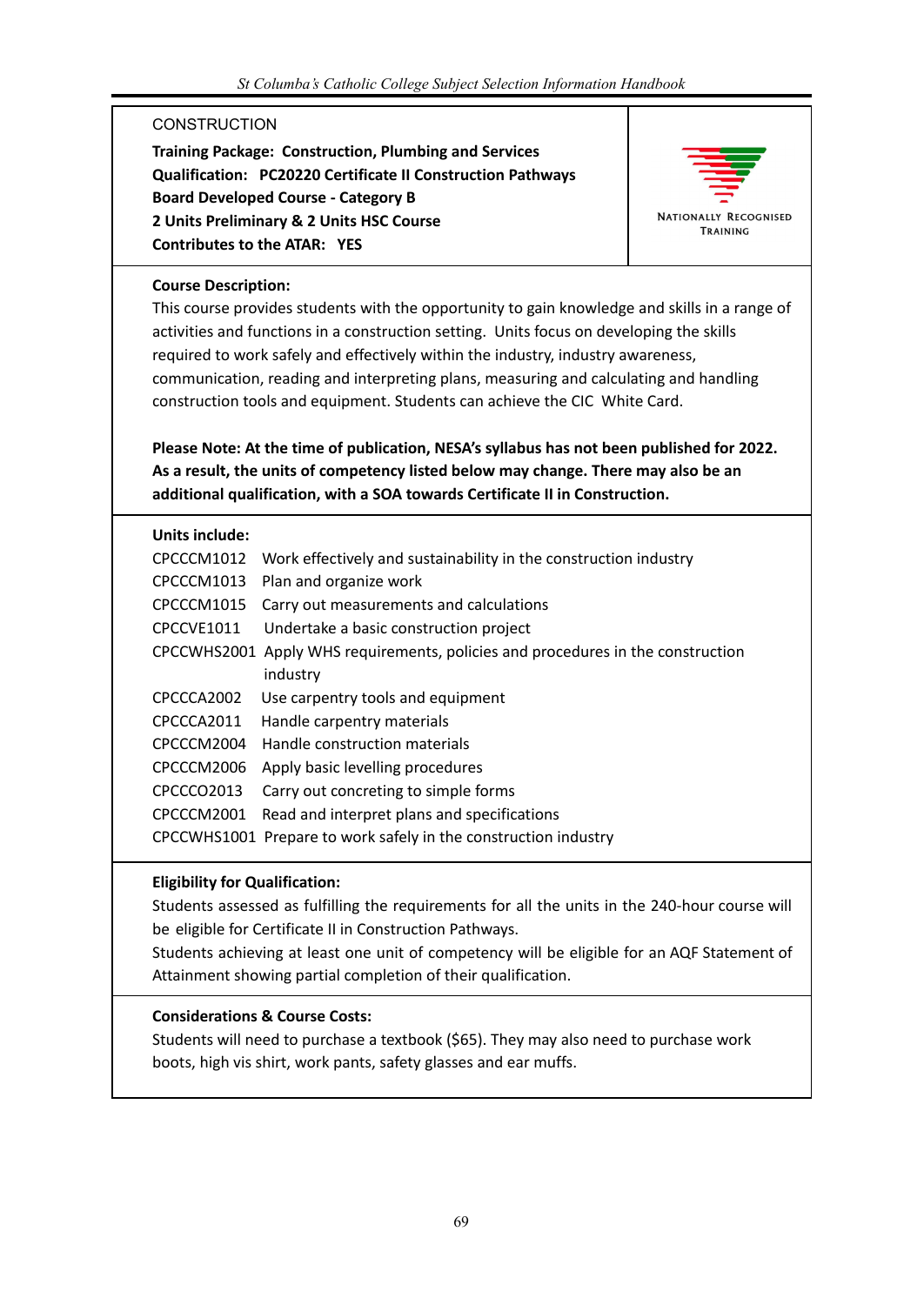## CONSTRUCTION

**Training Package: Construction, Plumbing and Services**
**Qualification: PC20220 Certificate II Construction Pathways**
**Board Developed Course - Category B**
**2 Units Preliminary & 2 Units HSC Course**
**Contributes to the ATAR: YES**

NATIONALLY RECOGNISED TRAINING

**Course Description:**
This course provides students with the opportunity to gain knowledge and skills in a range of activities and functions in a construction setting. Units focus on developing the skills required to work safely and effectively within the industry, industry awareness, communication, reading and interpreting plans, measuring and calculating and handling construction tools and equipment. Students can achieve the CIC White Card.

**Please Note: At the time of publication, NESA's syllabus has not been published for 2022. As a result, the units of competency listed below may change. There may also be an additional qualification, with a SOA towards Certificate II in Construction.**

**Units include:**

| | |
|---|---|
| CPCCCM1012 | Work effectively and sustainability in the construction industry |
| CPCCCM1013 | Plan and organize work |
| CPCCCM1015 | Carry out measurements and calculations |
| CPCCVE1011 | Undertake a basic construction project |
| CPCCWHS2001 | Apply WHS requirements, policies and procedures in the construction industry |
| CPCCCA2002 | Use carpentry tools and equipment |
| CPCCCA2011 | Handle carpentry materials |
| CPCCCM2004 | Handle construction materials |
| CPCCCM2006 | Apply basic levelling procedures |
| CPCCCO2013 | Carry out concreting to simple forms |
| CPCCCM2001 | Read and interpret plans and specifications |
| CPCCWHS1001 | Prepare to work safely in the construction industry |

**Eligibility for Qualification:**
Students assessed as fulfilling the requirements for all the units in the 240-hour course will be eligible for Certificate II in Construction Pathways.
Students achieving at least one unit of competency will be eligible for an AQF Statement of Attainment showing partial completion of their qualification.

**Considerations & Course Costs:**
Students will need to purchase a textbook ($65). They may also need to purchase work boots, high vis shirt, work pants, safety glasses and ear muffs.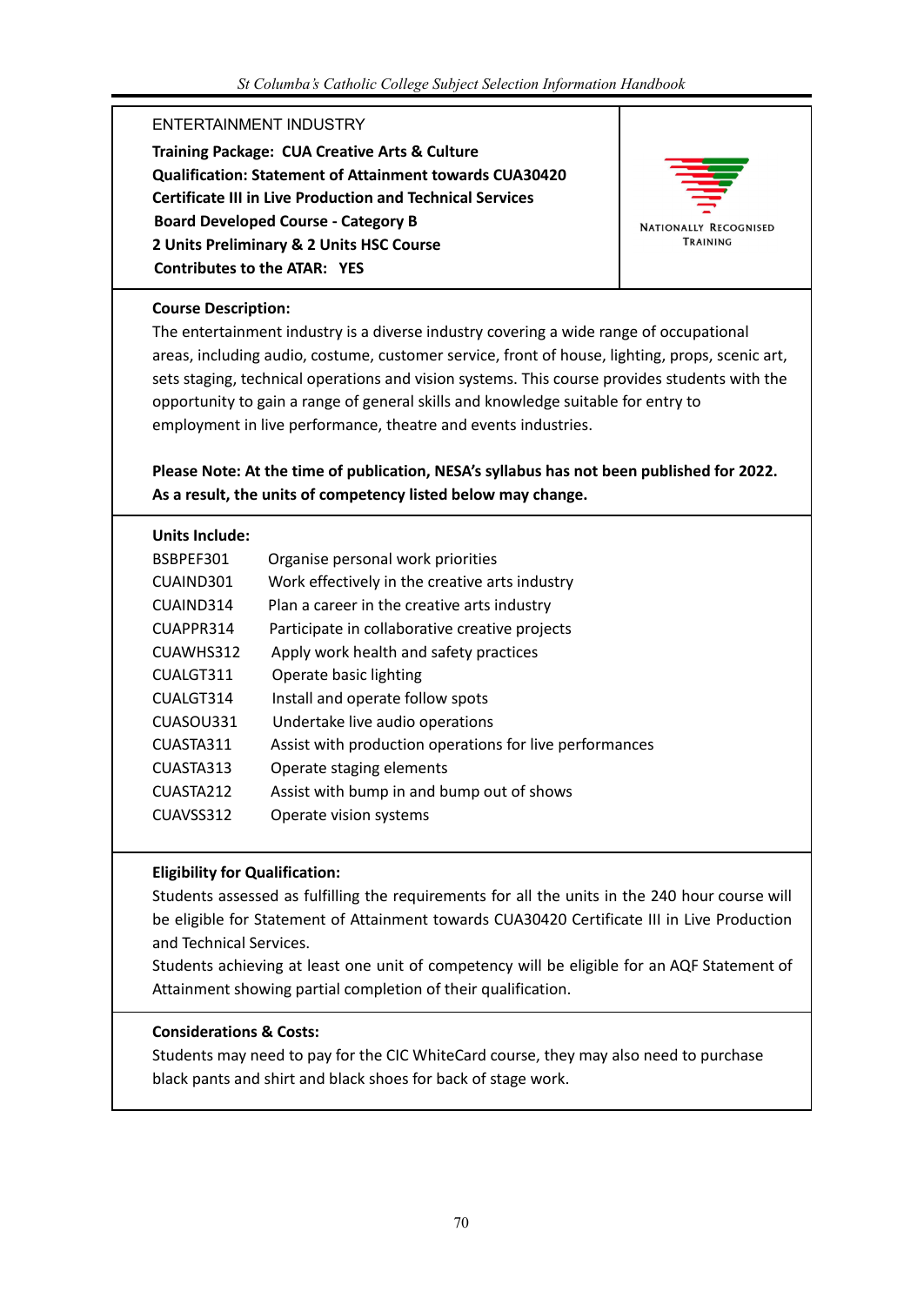## ENTERTAINMENT INDUSTRY

**Training Package: CUA Creative Arts & Culture**
**Qualification: Statement of Attainment towards CUA30420 Certificate III in Live Production and Technical Services**
**Board Developed Course - Category B**
**2 Units Preliminary & 2 Units HSC Course**
**Contributes to the ATAR: YES**

NATIONALLY RECOGNISED TRAINING

**Course Description:**

The entertainment industry is a diverse industry covering a wide range of occupational areas, including audio, costume, customer service, front of house, lighting, props, scenic art, sets staging, technical operations and vision systems. This course provides students with the opportunity to gain a range of general skills and knowledge suitable for entry to employment in live performance, theatre and events industries.

**Please Note: At the time of publication, NESA's syllabus has not been published for 2022. As a result, the units of competency listed below may change.**

**Units Include:**

| | |
|---|---|
| BSBPEF301 | Organise personal work priorities |
| CUAIND301 | Work effectively in the creative arts industry |
| CUAIND314 | Plan a career in the creative arts industry |
| CUAPPR314 | Participate in collaborative creative projects |
| CUAWHS312 | Apply work health and safety practices |
| CUALGT311 | Operate basic lighting |
| CUALGT314 | Install and operate follow spots |
| CUASOU331 | Undertake live audio operations |
| CUASTA311 | Assist with production operations for live performances |
| CUASTA313 | Operate staging elements |
| CUASTA212 | Assist with bump in and bump out of shows |
| CUAVSS312 | Operate vision systems |

**Eligibility for Qualification:**

Students assessed as fulfilling the requirements for all the units in the 240 hour course will be eligible for Statement of Attainment towards CUA30420 Certificate III in Live Production and Technical Services.
Students achieving at least one unit of competency will be eligible for an AQF Statement of Attainment showing partial completion of their qualification.

**Considerations & Costs:**

Students may need to pay for the CIC WhiteCard course, they may also need to purchase black pants and shirt and black shoes for back of stage work.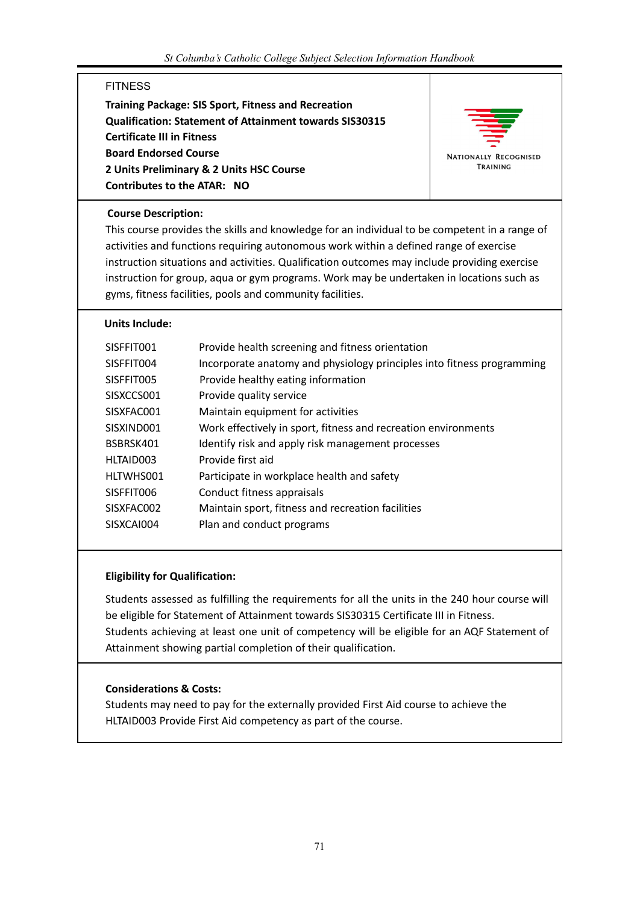# FITNESS

**Training Package: SIS Sport, Fitness and Recreation**
**Qualification: Statement of Attainment towards SIS30315 Certificate III in Fitness**
**Board Endorsed Course**
**2 Units Preliminary & 2 Units HSC Course**
**Contributes to the ATAR: NO**

NATIONALLY RECOGNISED TRAINING

## Course Description:

This course provides the skills and knowledge for an individual to be competent in a range of activities and functions requiring autonomous work within a defined range of exercise instruction situations and activities. Qualification outcomes may include providing exercise instruction for group, aqua or gym programs. Work may be undertaken in locations such as gyms, fitness facilities, pools and community facilities.

## Units Include:

| Code | Unit |
|---|---|
| SISFFIT001 | Provide health screening and fitness orientation |
| SISFFIT004 | Incorporate anatomy and physiology principles into fitness programming |
| SISFFIT005 | Provide healthy eating information |
| SISXCCS001 | Provide quality service |
| SISXFAC001 | Maintain equipment for activities |
| SISXIND001 | Work effectively in sport, fitness and recreation environments |
| BSBRSK401 | Identify risk and apply risk management processes |
| HLTAID003 | Provide first aid |
| HLTWHS001 | Participate in workplace health and safety |
| SISFFIT006 | Conduct fitness appraisals |
| SISXFAC002 | Maintain sport, fitness and recreation facilities |
| SISXCAI004 | Plan and conduct programs |

## Eligibility for Qualification:

Students assessed as fulfilling the requirements for all the units in the 240 hour course will be eligible for Statement of Attainment towards SIS30315 Certificate III in Fitness. Students achieving at least one unit of competency will be eligible for an AQF Statement of Attainment showing partial completion of their qualification.

## Considerations & Costs:

Students may need to pay for the externally provided First Aid course to achieve the HLTAID003 Provide First Aid competency as part of the course.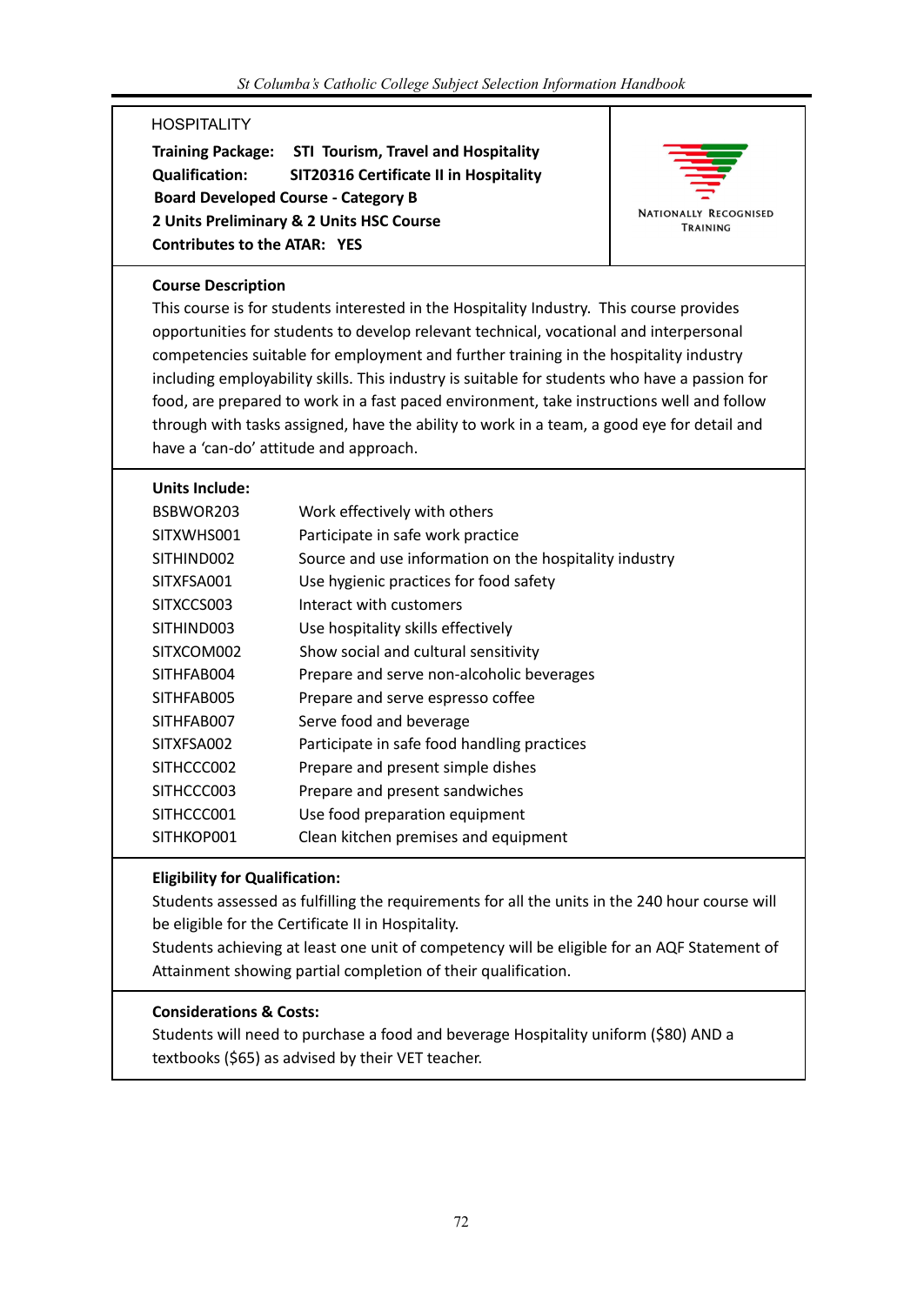## HOSPITALITY

**Training Package:** **STI Tourism, Travel and Hospitality**
**Qualification:** **SIT20316 Certificate II in Hospitality**
**Board Developed Course - Category B**
**2 Units Preliminary & 2 Units HSC Course**
**Contributes to the ATAR: YES**

NATIONALLY RECOGNISED TRAINING

### Course Description

This course is for students interested in the Hospitality Industry. This course provides opportunities for students to develop relevant technical, vocational and interpersonal competencies suitable for employment and further training in the hospitality industry including employability skills. This industry is suitable for students who have a passion for food, are prepared to work in a fast paced environment, take instructions well and follow through with tasks assigned, have the ability to work in a team, a good eye for detail and have a 'can-do' attitude and approach.

### Units Include:

| | |
|---|---|
| BSBWOR203 | Work effectively with others |
| SITXWHS001 | Participate in safe work practice |
| SITHIND002 | Source and use information on the hospitality industry |
| SITXFSA001 | Use hygienic practices for food safety |
| SITXCCS003 | Interact with customers |
| SITHIND003 | Use hospitality skills effectively |
| SITXCOM002 | Show social and cultural sensitivity |
| SITHFAB004 | Prepare and serve non-alcoholic beverages |
| SITHFAB005 | Prepare and serve espresso coffee |
| SITHFAB007 | Serve food and beverage |
| SITXFSA002 | Participate in safe food handling practices |
| SITHCCC002 | Prepare and present simple dishes |
| SITHCCC003 | Prepare and present sandwiches |
| SITHCCC001 | Use food preparation equipment |
| SITHKOP001 | Clean kitchen premises and equipment |

### Eligibility for Qualification:

Students assessed as fulfilling the requirements for all the units in the 240 hour course will be eligible for the Certificate II in Hospitality.
Students achieving at least one unit of competency will be eligible for an AQF Statement of Attainment showing partial completion of their qualification.

### Considerations & Costs:

Students will need to purchase a food and beverage Hospitality uniform ($80) AND a textbooks ($65) as advised by their VET teacher.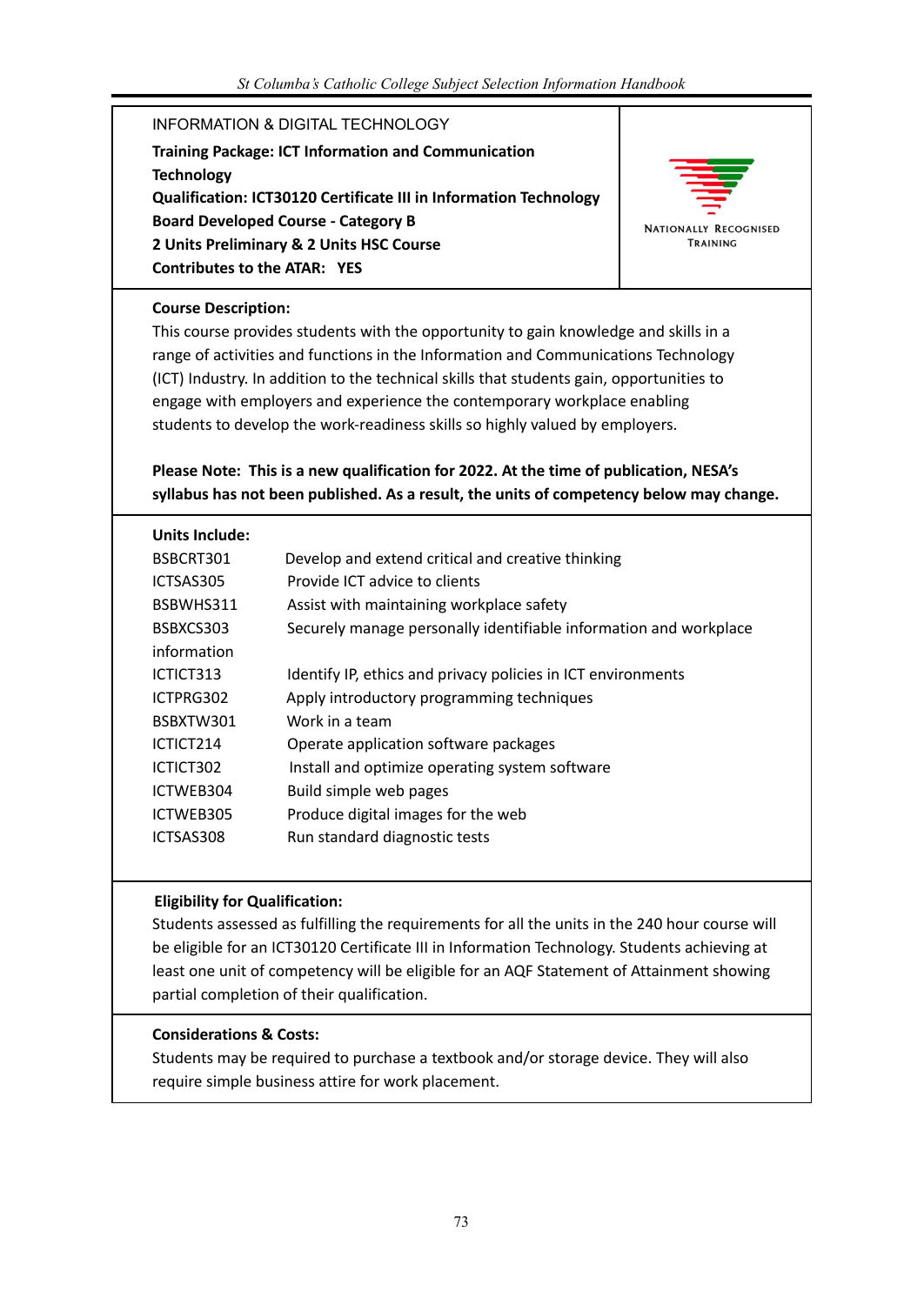INFORMATION & DIGITAL TECHNOLOGY

**Training Package: ICT Information and Communication Technology**
**Qualification: ICT30120 Certificate III in Information Technology**
**Board Developed Course - Category B**
**2 Units Preliminary & 2 Units HSC Course**
**Contributes to the ATAR: YES**

NATIONALLY RECOGNISED TRAINING

**Course Description:**

This course provides students with the opportunity to gain knowledge and skills in a range of activities and functions in the Information and Communications Technology (ICT) Industry. In addition to the technical skills that students gain, opportunities to engage with employers and experience the contemporary workplace enabling students to develop the work-readiness skills so highly valued by employers.

**Please Note: This is a new qualification for 2022. At the time of publication, NESA's syllabus has not been published. As a result, the units of competency below may change.**

**Units Include:**

| | |
|---|---|
| BSBCRT301 | Develop and extend critical and creative thinking |
| ICTSAS305 | Provide ICT advice to clients |
| BSBWHS311 | Assist with maintaining workplace safety |
| BSBXCS303 | Securely manage personally identifiable information and workplace information |
| ICTICT313 | Identify IP, ethics and privacy policies in ICT environments |
| ICTPRG302 | Apply introductory programming techniques |
| BSBXTW301 | Work in a team |
| ICTICT214 | Operate application software packages |
| ICTICT302 | Install and optimize operating system software |
| ICTWEB304 | Build simple web pages |
| ICTWEB305 | Produce digital images for the web |
| ICTSAS308 | Run standard diagnostic tests |

**Eligibility for Qualification:**

Students assessed as fulfilling the requirements for all the units in the 240 hour course will be eligible for an ICT30120 Certificate III in Information Technology. Students achieving at least one unit of competency will be eligible for an AQF Statement of Attainment showing partial completion of their qualification.

**Considerations & Costs:**

Students may be required to purchase a textbook and/or storage device. They will also require simple business attire for work placement.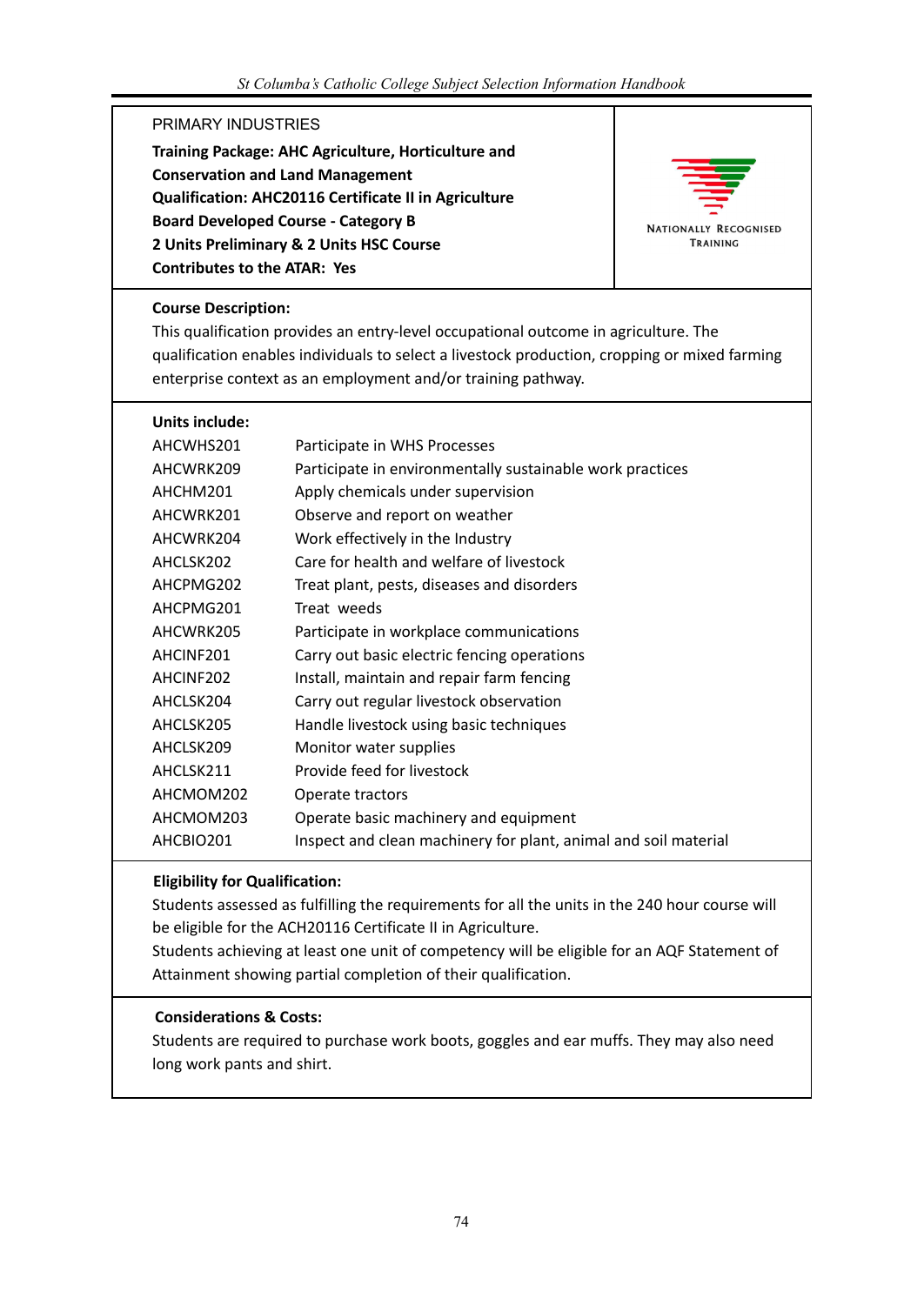PRIMARY INDUSTRIES

**Training Package: AHC Agriculture, Horticulture and Conservation and Land Management**
**Qualification: AHC20116 Certificate II in Agriculture**
**Board Developed Course - Category B**
**2 Units Preliminary & 2 Units HSC Course**
**Contributes to the ATAR: Yes**

NATIONALLY RECOGNISED TRAINING

**Course Description:**

This qualification provides an entry-level occupational outcome in agriculture. The qualification enables individuals to select a livestock production, cropping or mixed farming enterprise context as an employment and/or training pathway.

**Units include:**

| | |
|---|---|
| AHCWHS201 | Participate in WHS Processes |
| AHCWRK209 | Participate in environmentally sustainable work practices |
| AHCHM201 | Apply chemicals under supervision |
| AHCWRK201 | Observe and report on weather |
| AHCWRK204 | Work effectively in the Industry |
| AHCLSK202 | Care for health and welfare of livestock |
| AHCPMG202 | Treat plant, pests, diseases and disorders |
| AHCPMG201 | Treat weeds |
| AHCWRK205 | Participate in workplace communications |
| AHCINF201 | Carry out basic electric fencing operations |
| AHCINF202 | Install, maintain and repair farm fencing |
| AHCLSK204 | Carry out regular livestock observation |
| AHCLSK205 | Handle livestock using basic techniques |
| AHCLSK209 | Monitor water supplies |
| AHCLSK211 | Provide feed for livestock |
| AHCMOM202 | Operate tractors |
| AHCMOM203 | Operate basic machinery and equipment |
| AHCBIO201 | Inspect and clean machinery for plant, animal and soil material |

**Eligibility for Qualification:**

Students assessed as fulfilling the requirements for all the units in the 240 hour course will be eligible for the ACH20116 Certificate II in Agriculture.
Students achieving at least one unit of competency will be eligible for an AQF Statement of Attainment showing partial completion of their qualification.

**Considerations & Costs:**

Students are required to purchase work boots, goggles and ear muffs. They may also need long work pants and shirt.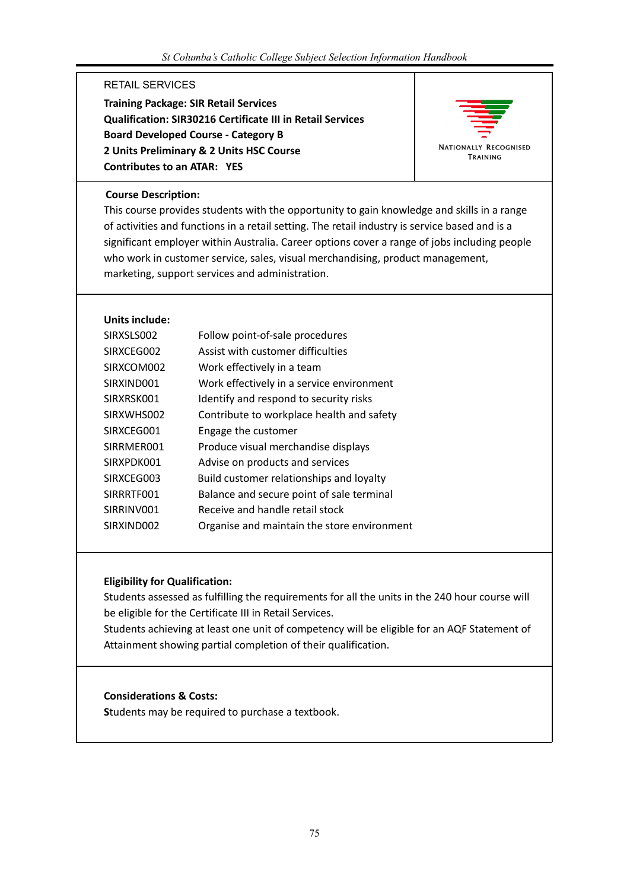## RETAIL SERVICES

**Training Package: SIR Retail Services**
**Qualification: SIR30216 Certificate III in Retail Services**
**Board Developed Course - Category B**
**2 Units Preliminary & 2 Units HSC Course**
**Contributes to an ATAR: YES**

NATIONALLY RECOGNISED TRAINING

**Course Description:**

This course provides students with the opportunity to gain knowledge and skills in a range of activities and functions in a retail setting. The retail industry is service based and is a significant employer within Australia. Career options cover a range of jobs including people who work in customer service, sales, visual merchandising, product management, marketing, support services and administration.

**Units include:**

| | |
|---|---|
| SIRXSLS002 | Follow point-of-sale procedures |
| SIRXCEG002 | Assist with customer difficulties |
| SIRXCOM002 | Work effectively in a team |
| SIRXIND001 | Work effectively in a service environment |
| SIRXRSK001 | Identify and respond to security risks |
| SIRXWHS002 | Contribute to workplace health and safety |
| SIRXCEG001 | Engage the customer |
| SIRRMER001 | Produce visual merchandise displays |
| SIRXPDK001 | Advise on products and services |
| SIRXCEG003 | Build customer relationships and loyalty |
| SIRRRTF001 | Balance and secure point of sale terminal |
| SIRRINV001 | Receive and handle retail stock |
| SIRXIND002 | Organise and maintain the store environment |

**Eligibility for Qualification:**

Students assessed as fulfilling the requirements for all the units in the 240 hour course will be eligible for the Certificate III in Retail Services.
Students achieving at least one unit of competency will be eligible for an AQF Statement of Attainment showing partial completion of their qualification.

**Considerations & Costs:**

Students may be required to purchase a textbook.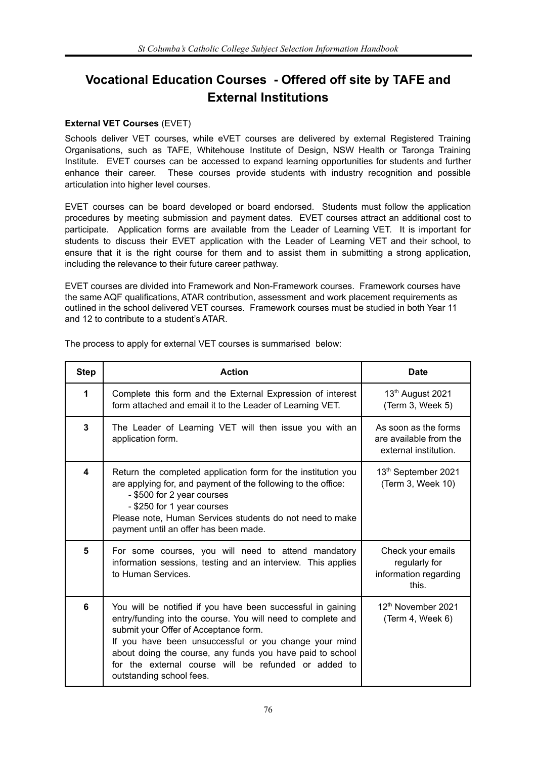# Vocational Education Courses - Offered off site by TAFE and External Institutions

**External VET Courses** (EVET)

Schools deliver VET courses, while eVET courses are delivered by external Registered Training Organisations, such as TAFE, Whitehouse Institute of Design, NSW Health or Taronga Training Institute. EVET courses can be accessed to expand learning opportunities for students and further enhance their career. These courses provide students with industry recognition and possible articulation into higher level courses.

EVET courses can be board developed or board endorsed. Students must follow the application procedures by meeting submission and payment dates. EVET courses attract an additional cost to participate. Application forms are available from the Leader of Learning VET. It is important for students to discuss their EVET application with the Leader of Learning VET and their school, to ensure that it is the right course for them and to assist them in submitting a strong application, including the relevance to their future career pathway.

EVET courses are divided into Framework and Non-Framework courses. Framework courses have the same AQF qualifications, ATAR contribution, assessment and work placement requirements as outlined in the school delivered VET courses. Framework courses must be studied in both Year 11 and 12 to contribute to a student's ATAR.

The process to apply for external VET courses is summarised below:

| Step | Action | Date |
|---|---|---|
| 1 | Complete this form and the External Expression of interest form attached and email it to the Leader of Learning VET. | 13th August 2021 (Term 3, Week 5) |
| 3 | The Leader of Learning VET will then issue you with an application form. | As soon as the forms are available from the external institution. |
| 4 | Return the completed application form for the institution you are applying for, and payment of the following to the office:<br>- $500 for 2 year courses<br>- $250 for 1 year courses<br>Please note, Human Services students do not need to make payment until an offer has been made. | 13th September 2021 (Term 3, Week 10) |
| 5 | For some courses, you will need to attend mandatory information sessions, testing and an interview. This applies to Human Services. | Check your emails regularly for information regarding this. |
| 6 | You will be notified if you have been successful in gaining entry/funding into the course. You will need to complete and submit your Offer of Acceptance form.<br>If you have been unsuccessful or you change your mind about doing the course, any funds you have paid to school for the external course will be refunded or added to outstanding school fees. | 12th November 2021 (Term 4, Week 6) |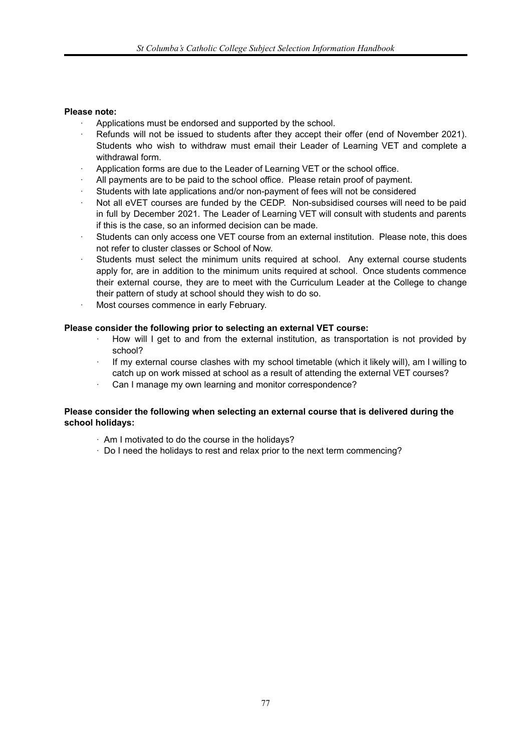**Please note:**

- Applications must be endorsed and supported by the school.
- Refunds will not be issued to students after they accept their offer (end of November 2021). Students who wish to withdraw must email their Leader of Learning VET and complete a withdrawal form.
- Application forms are due to the Leader of Learning VET or the school office.
- All payments are to be paid to the school office. Please retain proof of payment.
- Students with late applications and/or non-payment of fees will not be considered
- Not all eVET courses are funded by the CEDP. Non-subsidised courses will need to be paid in full by December 2021. The Leader of Learning VET will consult with students and parents if this is the case, so an informed decision can be made.
- Students can only access one VET course from an external institution. Please note, this does not refer to cluster classes or School of Now.
- Students must select the minimum units required at school. Any external course students apply for, are in addition to the minimum units required at school. Once students commence their external course, they are to meet with the Curriculum Leader at the College to change their pattern of study at school should they wish to do so.
- Most courses commence in early February.

**Please consider the following prior to selecting an external VET course:**

- How will I get to and from the external institution, as transportation is not provided by school?
- If my external course clashes with my school timetable (which it likely will), am I willing to catch up on work missed at school as a result of attending the external VET courses?
- Can I manage my own learning and monitor correspondence?

**Please consider the following when selecting an external course that is delivered during the school holidays:**

- Am I motivated to do the course in the holidays?
- Do I need the holidays to rest and relax prior to the next term commencing?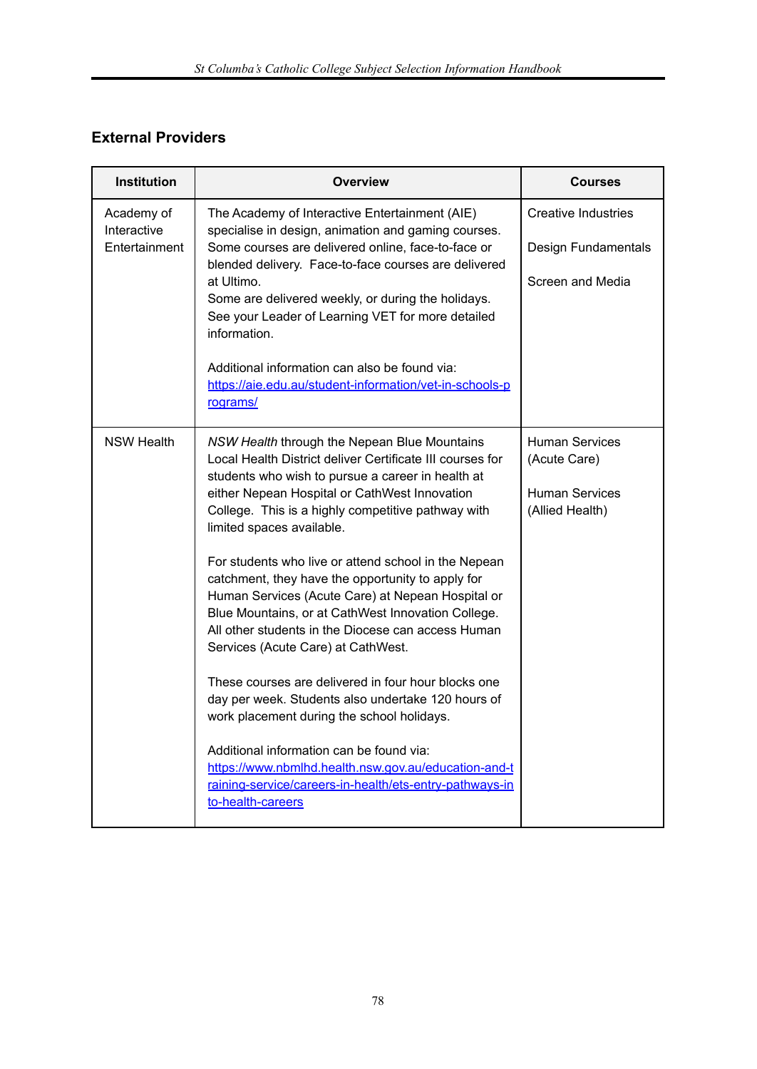## External Providers

| Institution | Overview | Courses |
|---|---|---|
| Academy of Interactive Entertainment | The Academy of Interactive Entertainment (AIE) specialise in design, animation and gaming courses. Some courses are delivered online, face-to-face or blended delivery. Face-to-face courses are delivered at Ultimo.<br>Some are delivered weekly, or during the holidays. See your Leader of Learning VET for more detailed information.<br><br>Additional information can also be found via: [https://aie.edu.au/student-information/vet-in-schools-programs/](https://aie.edu.au/student-information/vet-in-schools-programs/) | Creative Industries<br><br>Design Fundamentals<br><br>Screen and Media |
| NSW Health | *NSW Health* through the Nepean Blue Mountains Local Health District deliver Certificate III courses for students who wish to pursue a career in health at either Nepean Hospital or CathWest Innovation College. This is a highly competitive pathway with limited spaces available.<br><br>For students who live or attend school in the Nepean catchment, they have the opportunity to apply for Human Services (Acute Care) at Nepean Hospital or Blue Mountains, or at CathWest Innovation College. All other students in the Diocese can access Human Services (Acute Care) at CathWest.<br><br>These courses are delivered in four hour blocks one day per week. Students also undertake 120 hours of work placement during the school holidays.<br><br>Additional information can be found via: [https://www.nbmlhd.health.nsw.gov.au/education-and-training-service/careers-in-health/ets-entry-pathways-into-health-careers](https://www.nbmlhd.health.nsw.gov.au/education-and-training-service/careers-in-health/ets-entry-pathways-into-health-careers) | Human Services (Acute Care)<br><br>Human Services (Allied Health) |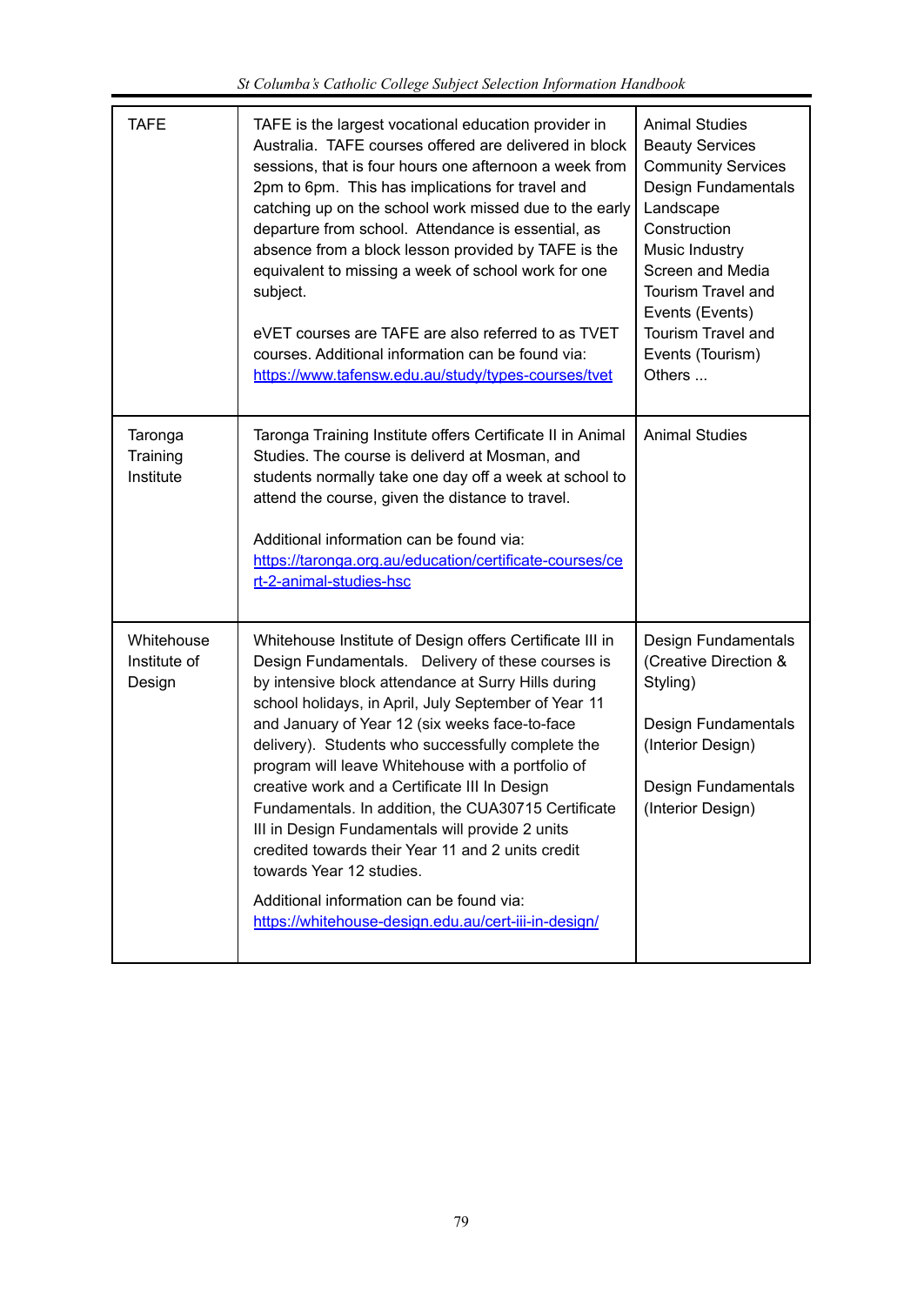| TAFE | TAFE is the largest vocational education provider in Australia. TAFE courses offered are delivered in block sessions, that is four hours one afternoon a week from 2pm to 6pm. This has implications for travel and catching up on the school work missed due to the early departure from school. Attendance is essential, as absence from a block lesson provided by TAFE is the equivalent to missing a week of school work for one subject.<br><br>eVET courses are TAFE are also referred to as TVET courses. Additional information can be found via: https://www.tafensw.edu.au/study/types-courses/tvet | Animal Studies<br>Beauty Services<br>Community Services<br>Design Fundamentals<br>Landscape Construction<br>Music Industry<br>Screen and Media<br>Tourism Travel and Events (Events)<br>Tourism Travel and Events (Tourism)<br>Others ... |
|---|---|---|
| Taronga Training Institute | Taronga Training Institute offers Certificate II in Animal Studies. The course is deliverd at Mosman, and students normally take one day off a week at school to attend the course, given the distance to travel.<br><br>Additional information can be found via: https://taronga.org.au/education/certificate-courses/cert-2-animal-studies-hsc | Animal Studies |
| Whitehouse Institute of Design | Whitehouse Institute of Design offers Certificate III in Design Fundamentals. Delivery of these courses is by intensive block attendance at Surry Hills during school holidays, in April, July September of Year 11 and January of Year 12 (six weeks face-to-face delivery). Students who successfully complete the program will leave Whitehouse with a portfolio of creative work and a Certificate III In Design Fundamentals. In addition, the CUA30715 Certificate III in Design Fundamentals will provide 2 units credited towards their Year 11 and 2 units credit towards Year 12 studies.<br><br>Additional information can be found via: https://whitehouse-design.edu.au/cert-iii-in-design/ | Design Fundamentals (Creative Direction & Styling)<br><br>Design Fundamentals (Interior Design)<br><br>Design Fundamentals (Interior Design) |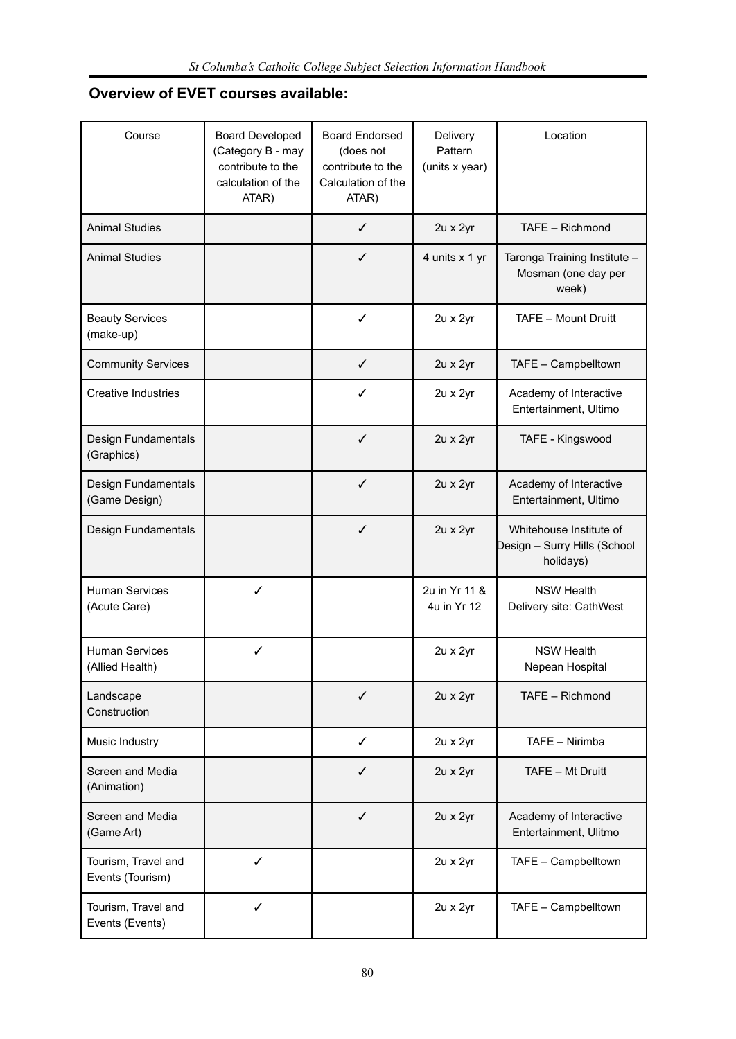**Overview of EVET courses available:**

| Course | Board Developed (Category B - may contribute to the calculation of the ATAR) | Board Endorsed (does not contribute to the Calculation of the ATAR) | Delivery Pattern (units x year) | Location |
|---|---|---|---|---|
| Animal Studies | | ✓ | 2u x 2yr | TAFE – Richmond |
| Animal Studies | | ✓ | 4 units x 1 yr | Taronga Training Institute – Mosman (one day per week) |
| Beauty Services (make-up) | | ✓ | 2u x 2yr | TAFE – Mount Druitt |
| Community Services | | ✓ | 2u x 2yr | TAFE – Campbelltown |
| Creative Industries | | ✓ | 2u x 2yr | Academy of Interactive Entertainment, Ultimo |
| Design Fundamentals (Graphics) | | ✓ | 2u x 2yr | TAFE - Kingswood |
| Design Fundamentals (Game Design) | | ✓ | 2u x 2yr | Academy of Interactive Entertainment, Ultimo |
| Design Fundamentals | | ✓ | 2u x 2yr | Whitehouse Institute of Design – Surry Hills (School holidays) |
| Human Services (Acute Care) | ✓ | | 2u in Yr 11 & 4u in Yr 12 | NSW Health Delivery site: CathWest |
| Human Services (Allied Health) | ✓ | | 2u x 2yr | NSW Health Nepean Hospital |
| Landscape Construction | | ✓ | 2u x 2yr | TAFE – Richmond |
| Music Industry | | ✓ | 2u x 2yr | TAFE – Nirimba |
| Screen and Media (Animation) | | ✓ | 2u x 2yr | TAFE – Mt Druitt |
| Screen and Media (Game Art) | | ✓ | 2u x 2yr | Academy of Interactive Entertainment, Ulitmo |
| Tourism, Travel and Events (Tourism) | ✓ | | 2u x 2yr | TAFE – Campbelltown |
| Tourism, Travel and Events (Events) | ✓ | | 2u x 2yr | TAFE – Campbelltown |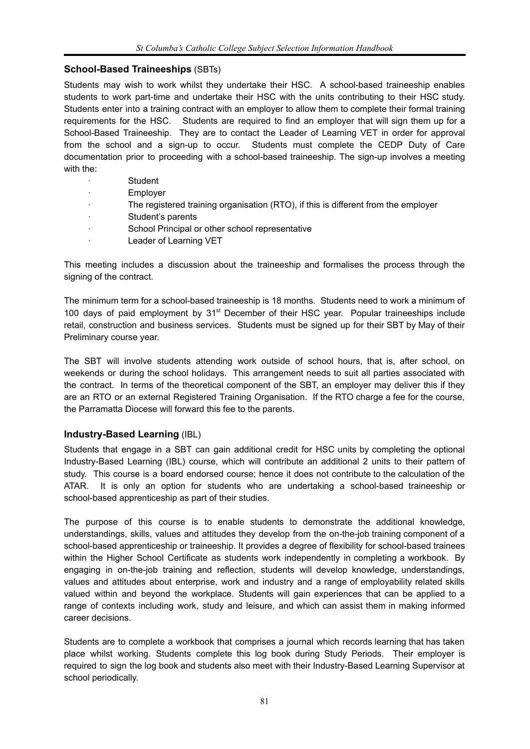## School-Based Traineeships (SBTs)

Students may wish to work whilst they undertake their HSC. A school-based traineeship enables students to work part-time and undertake their HSC with the units contributing to their HSC study. Students enter into a training contract with an employer to allow them to complete their formal training requirements for the HSC. Students are required to find an employer that will sign them up for a School-Based Traineeship. They are to contact the Leader of Learning VET in order for approval from the school and a sign-up to occur. Students must complete the CEDP Duty of Care documentation prior to proceeding with a school-based traineeship. The sign-up involves a meeting with the:

- Student
- Employer
- The registered training organisation (RTO), if this is different from the employer
- Student's parents
- School Principal or other school representative
- Leader of Learning VET

This meeting includes a discussion about the traineeship and formalises the process through the signing of the contract.

The minimum term for a school-based traineeship is 18 months. Students need to work a minimum of 100 days of paid employment by 31st December of their HSC year. Popular traineeships include retail, construction and business services. Students must be signed up for their SBT by May of their Preliminary course year.

The SBT will involve students attending work outside of school hours, that is, after school, on weekends or during the school holidays. This arrangement needs to suit all parties associated with the contract. In terms of the theoretical component of the SBT, an employer may deliver this if they are an RTO or an external Registered Training Organisation. If the RTO charge a fee for the course, the Parramatta Diocese will forward this fee to the parents.

## Industry-Based Learning (IBL)

Students that engage in a SBT can gain additional credit for HSC units by completing the optional Industry-Based Learning (IBL) course, which will contribute an additional 2 units to their pattern of study. This course is a board endorsed course; hence it does not contribute to the calculation of the ATAR. It is only an option for students who are undertaking a school-based traineeship or school-based apprenticeship as part of their studies.

The purpose of this course is to enable students to demonstrate the additional knowledge, understandings, skills, values and attitudes they develop from the on-the-job training component of a school-based apprenticeship or traineeship. It provides a degree of flexibility for school-based trainees within the Higher School Certificate as students work independently in completing a workbook. By engaging in on-the-job training and reflection, students will develop knowledge, understandings, values and attitudes about enterprise, work and industry and a range of employability related skills valued within and beyond the workplace. Students will gain experiences that can be applied to a range of contexts including work, study and leisure, and which can assist them in making informed career decisions.

Students are to complete a workbook that comprises a journal which records learning that has taken place whilst working. Students complete this log book during Study Periods. Their employer is required to sign the log book and students also meet with their Industry-Based Learning Supervisor at school periodically.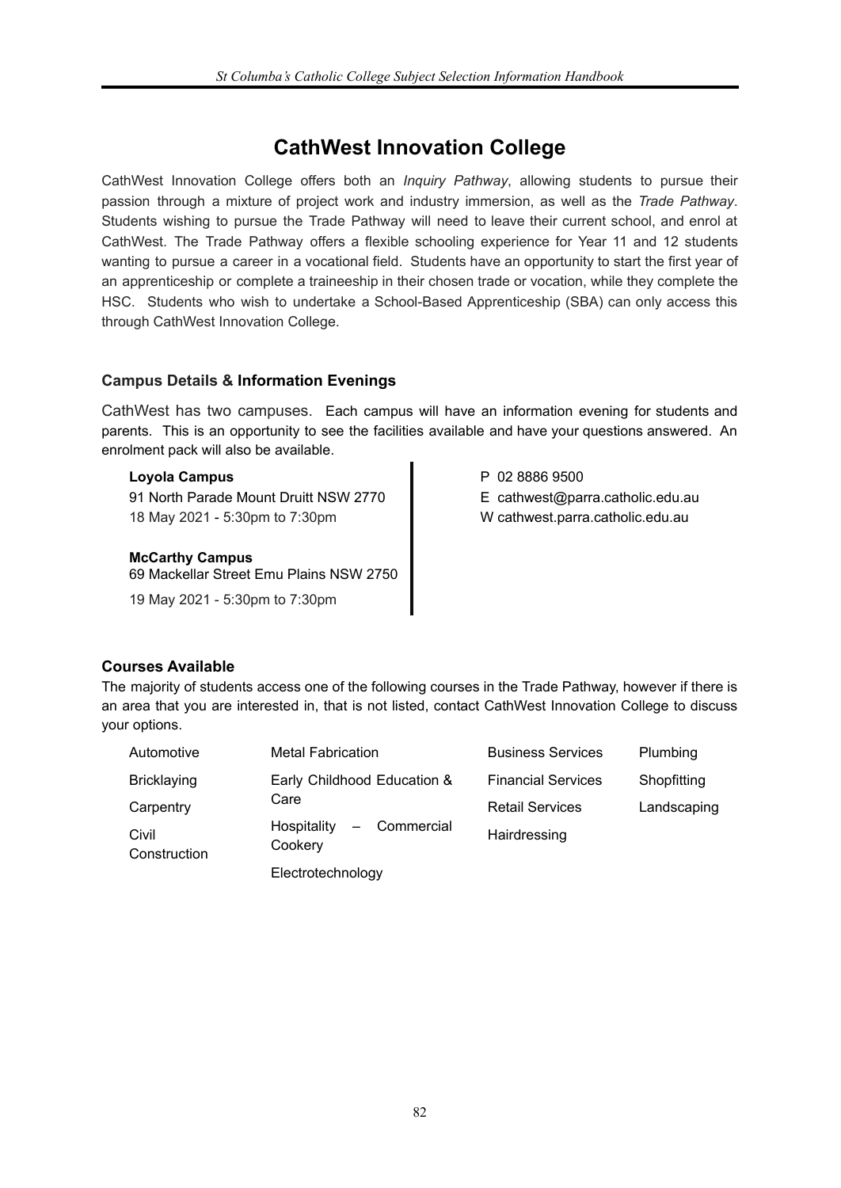# CathWest Innovation College

CathWest Innovation College offers both an *Inquiry Pathway*, allowing students to pursue their passion through a mixture of project work and industry immersion, as well as the *Trade Pathway*. Students wishing to pursue the Trade Pathway will need to leave their current school, and enrol at CathWest. The Trade Pathway offers a flexible schooling experience for Year 11 and 12 students wanting to pursue a career in a vocational field. Students have an opportunity to start the first year of an apprenticeship or complete a traineeship in their chosen trade or vocation, while they complete the HSC. Students who wish to undertake a School-Based Apprenticeship (SBA) can only access this through CathWest Innovation College.

### Campus Details & Information Evenings

CathWest has two campuses. Each campus will have an information evening for students and parents. This is an opportunity to see the facilities available and have your questions answered. An enrolment pack will also be available.

**Loyola Campus**
91 North Parade Mount Druitt NSW 2770
18 May 2021 - 5:30pm to 7:30pm

**McCarthy Campus**
69 Mackellar Street Emu Plains NSW 2750
19 May 2021 - 5:30pm to 7:30pm

P 02 8886 9500
E cathwest@parra.catholic.edu.au
W cathwest.parra.catholic.edu.au

### Courses Available

The majority of students access one of the following courses in the Trade Pathway, however if there is an area that you are interested in, that is not listed, contact CathWest Innovation College to discuss your options.

- Automotive
- Bricklaying
- Carpentry
- Civil Construction
- Metal Fabrication
- Early Childhood Education & Care
- Hospitality – Commercial Cookery
- Electrotechnology
- Business Services
- Financial Services
- Retail Services
- Hairdressing
- Plumbing
- Shopfitting
- Landscaping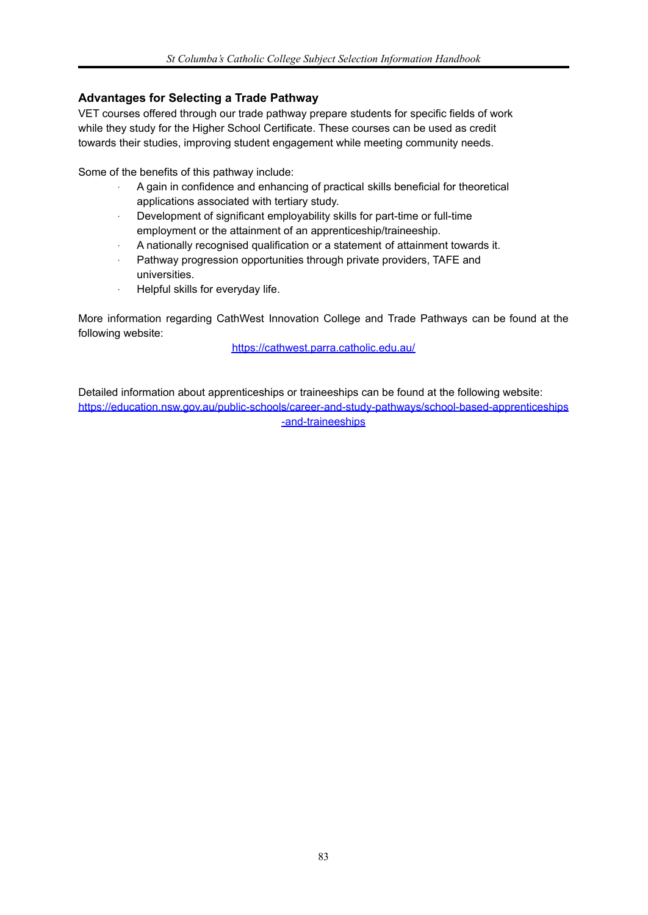## Advantages for Selecting a Trade Pathway

VET courses offered through our trade pathway prepare students for specific fields of work while they study for the Higher School Certificate. These courses can be used as credit towards their studies, improving student engagement while meeting community needs.

Some of the benefits of this pathway include:

- A gain in confidence and enhancing of practical skills beneficial for theoretical applications associated with tertiary study.
- Development of significant employability skills for part-time or full-time employment or the attainment of an apprenticeship/traineeship.
- A nationally recognised qualification or a statement of attainment towards it.
- Pathway progression opportunities through private providers, TAFE and universities.
- Helpful skills for everyday life.

More information regarding CathWest Innovation College and Trade Pathways can be found at the following website:

https://cathwest.parra.catholic.edu.au/

Detailed information about apprenticeships or traineeships can be found at the following website:
https://education.nsw.gov.au/public-schools/career-and-study-pathways/school-based-apprenticeships-and-traineeships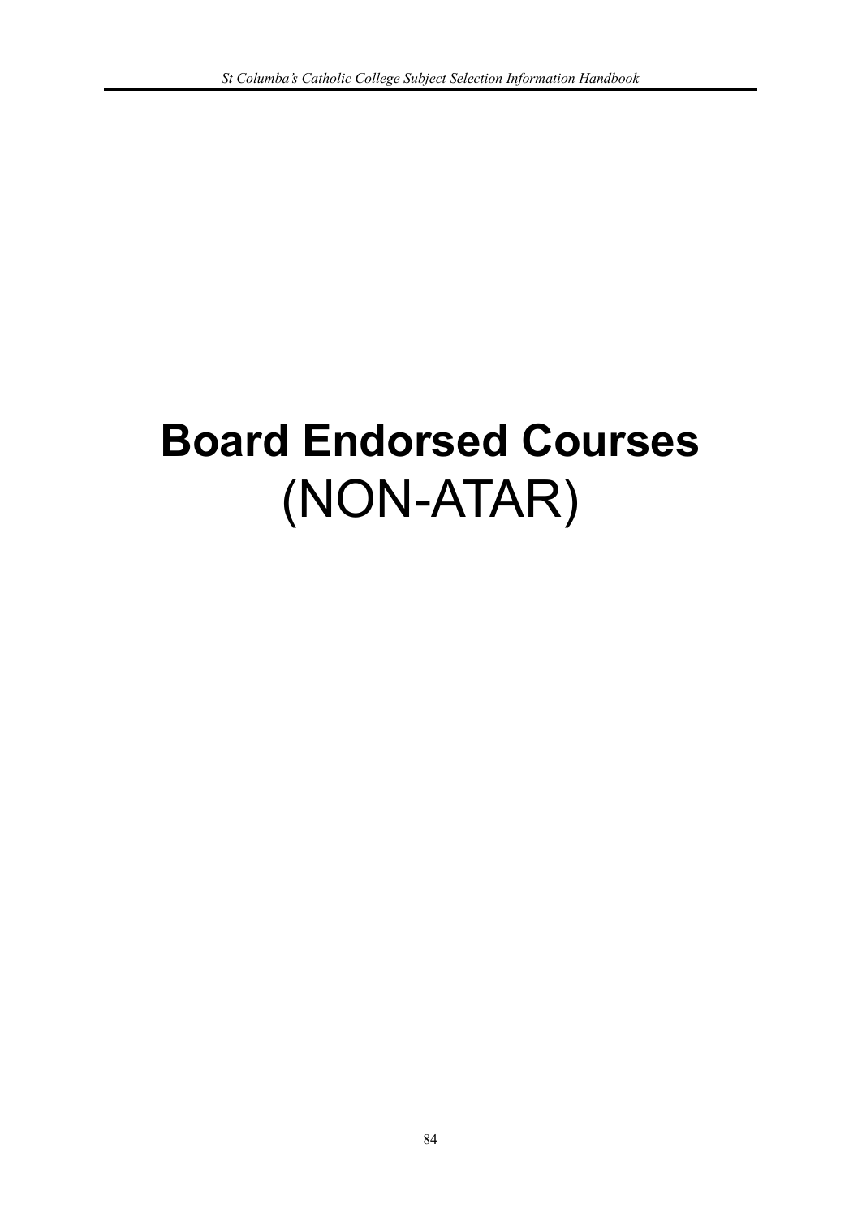# **Board Endorsed Courses**
# (NON-ATAR)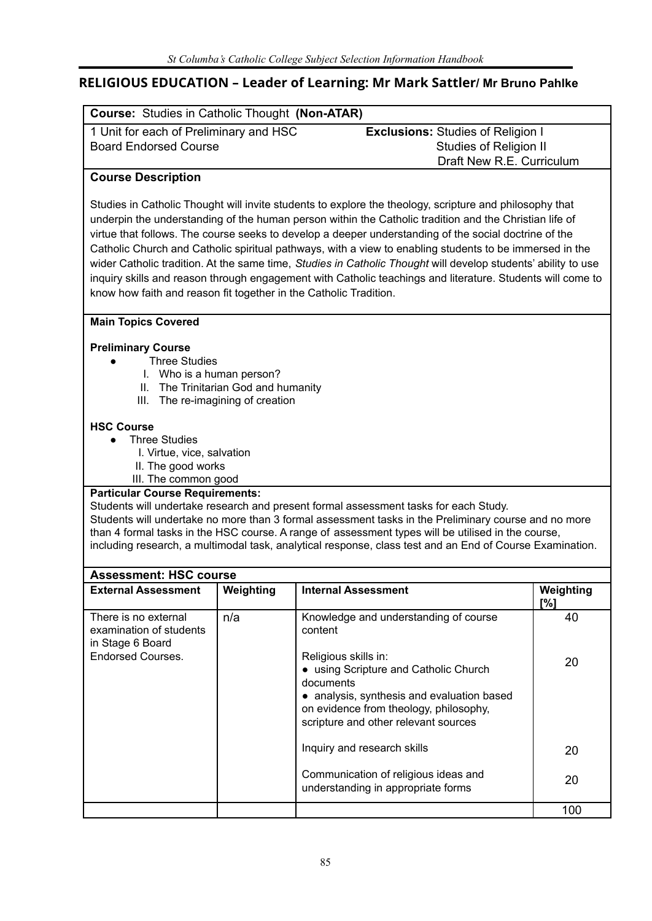## RELIGIOUS EDUCATION – Leader of Learning: Mr Mark Sattler/ Mr Bruno Pahlke

**Course:** Studies in Catholic Thought **(Non-ATAR)**

1 Unit for each of Preliminary and HSC
Board Endorsed Course

**Exclusions:** Studies of Religion I
Studies of Religion II
Draft New R.E. Curriculum

### Course Description

Studies in Catholic Thought will invite students to explore the theology, scripture and philosophy that underpin the understanding of the human person within the Catholic tradition and the Christian life of virtue that follows. The course seeks to develop a deeper understanding of the social doctrine of the Catholic Church and Catholic spiritual pathways, with a view to enabling students to be immersed in the wider Catholic tradition. At the same time, *Studies in Catholic Thought* will develop students' ability to use inquiry skills and reason through engagement with Catholic teachings and literature. Students will come to know how faith and reason fit together in the Catholic Tradition.

**Main Topics Covered**

**Preliminary Course**

- Three Studies
  - I. Who is a human person?
  - II. The Trinitarian God and humanity
  - III. The re-imagining of creation

**HSC Course**

- Three Studies
  - I. Virtue, vice, salvation
  - II. The good works
  - III. The common good

**Particular Course Requirements:**

Students will undertake research and present formal assessment tasks for each Study.
Students will undertake no more than 3 formal assessment tasks in the Preliminary course and no more than 4 formal tasks in the HSC course. A range of assessment types will be utilised in the course, including research, a multimodal task, analytical response, class test and an End of Course Examination.

**Assessment: HSC course**

| External Assessment | Weighting | Internal Assessment | Weighting [%] |
|---|---|---|---|
| There is no external examination of students in Stage 6 Board Endorsed Courses. | n/a | Knowledge and understanding of course content | 40 |
| | | Religious skills in:<br>• using Scripture and Catholic Church documents<br>• analysis, synthesis and evaluation based on evidence from theology, philosophy, scripture and other relevant sources | 20 |
| | | Inquiry and research skills | 20 |
| | | Communication of religious ideas and understanding in appropriate forms | 20 |
| | | | 100 |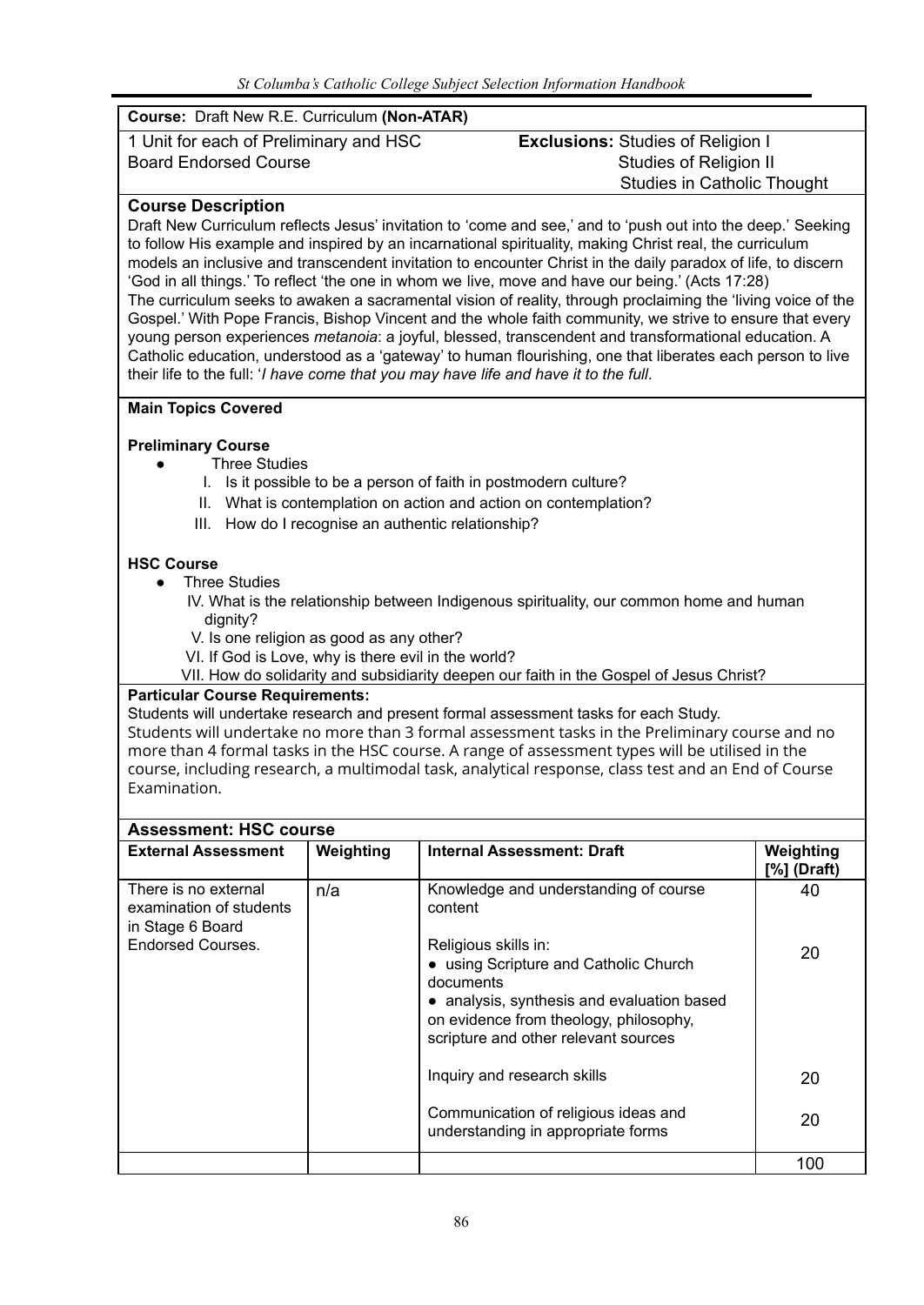**Course:** Draft New R.E. Curriculum **(Non-ATAR)**

1 Unit for each of Preliminary and HSC
Board Endorsed Course

**Exclusions:** Studies of Religion I
Studies of Religion II
Studies in Catholic Thought

## Course Description

Draft New Curriculum reflects Jesus' invitation to 'come and see,' and to 'push out into the deep.' Seeking to follow His example and inspired by an incarnational spirituality, making Christ real, the curriculum models an inclusive and transcendent invitation to encounter Christ in the daily paradox of life, to discern 'God in all things.' To reflect 'the one in whom we live, move and have our being.' (Acts 17:28)
The curriculum seeks to awaken a sacramental vision of reality, through proclaiming the 'living voice of the Gospel.' With Pope Francis, Bishop Vincent and the whole faith community, we strive to ensure that every young person experiences *metanoia*: a joyful, blessed, transcendent and transformational education. A Catholic education, understood as a 'gateway' to human flourishing, one that liberates each person to live their life to the full: '*I have come that you may have life and have it to the full*.

### Main Topics Covered

**Preliminary Course**

- Three Studies
  I. Is it possible to be a person of faith in postmodern culture?
  II. What is contemplation on action and action on contemplation?
  III. How do I recognise an authentic relationship?

**HSC Course**

- Three Studies
  IV. What is the relationship between Indigenous spirituality, our common home and human dignity?
  V. Is one religion as good as any other?
  VI. If God is Love, why is there evil in the world?
  VII. How do solidarity and subsidiarity deepen our faith in the Gospel of Jesus Christ?

**Particular Course Requirements:**

Students will undertake research and present formal assessment tasks for each Study.
Students will undertake no more than 3 formal assessment tasks in the Preliminary course and no more than 4 formal tasks in the HSC course. A range of assessment types will be utilised in the course, including research, a multimodal task, analytical response, class test and an End of Course Examination.

### Assessment: HSC course

| External Assessment | Weighting | Internal Assessment: Draft | Weighting [%] (Draft) |
|---|---|---|---|
| There is no external examination of students in Stage 6 Board Endorsed Courses. | n/a | Knowledge and understanding of course content | 40 |
| | | Religious skills in: • using Scripture and Catholic Church documents • analysis, synthesis and evaluation based on evidence from theology, philosophy, scripture and other relevant sources | 20 |
| | | Inquiry and research skills | 20 |
| | | Communication of religious ideas and understanding in appropriate forms | 20 |
| | | | 100 |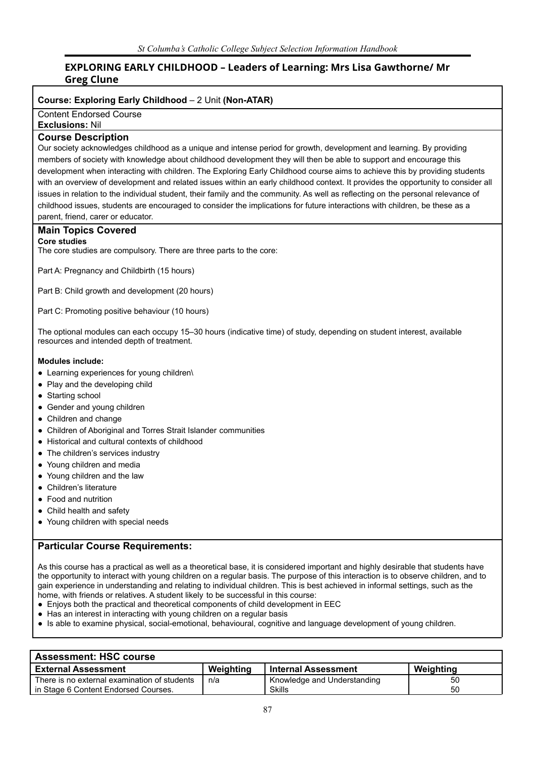## EXPLORING EARLY CHILDHOOD – Leaders of Learning: Mrs Lisa Gawthorne/ Mr Greg Clune

**Course: Exploring Early Childhood** – 2 Unit **(Non-ATAR)**

Content Endorsed Course
**Exclusions:** Nil

### Course Description

Our society acknowledges childhood as a unique and intense period for growth, development and learning. By providing members of society with knowledge about childhood development they will then be able to support and encourage this development when interacting with children. The Exploring Early Childhood course aims to achieve this by providing students with an overview of development and related issues within an early childhood context. It provides the opportunity to consider all issues in relation to the individual student, their family and the community. As well as reflecting on the personal relevance of childhood issues, students are encouraged to consider the implications for future interactions with children, be these as a parent, friend, carer or educator.

### Main Topics Covered

**Core studies**
The core studies are compulsory. There are three parts to the core:

Part A: Pregnancy and Childbirth (15 hours)

Part B: Child growth and development (20 hours)

Part C: Promoting positive behaviour (10 hours)

The optional modules can each occupy 15–30 hours (indicative time) of study, depending on student interest, available resources and intended depth of treatment.

**Modules include:**

- Learning experiences for young children\
- Play and the developing child
- Starting school
- Gender and young children
- Children and change
- Children of Aboriginal and Torres Strait Islander communities
- Historical and cultural contexts of childhood
- The children's services industry
- Young children and media
- Young children and the law
- Children's literature
- Food and nutrition
- Child health and safety
- Young children with special needs

### Particular Course Requirements:

As this course has a practical as well as a theoretical base, it is considered important and highly desirable that students have the opportunity to interact with young children on a regular basis. The purpose of this interaction is to observe children, and to gain experience in understanding and relating to individual children. This is best achieved in informal settings, such as the home, with friends or relatives. A student likely to be successful in this course:

- Enjoys both the practical and theoretical components of child development in EEC
- Has an interest in interacting with young children on a regular basis
- Is able to examine physical, social-emotional, behavioural, cognitive and language development of young children.

**Assessment: HSC course**

| External Assessment | Weighting | Internal Assessment | Weighting |
|---|---|---|---|
| There is no external examination of students in Stage 6 Content Endorsed Courses. | n/a | Knowledge and Understanding | 50 |
| | | Skills | 50 |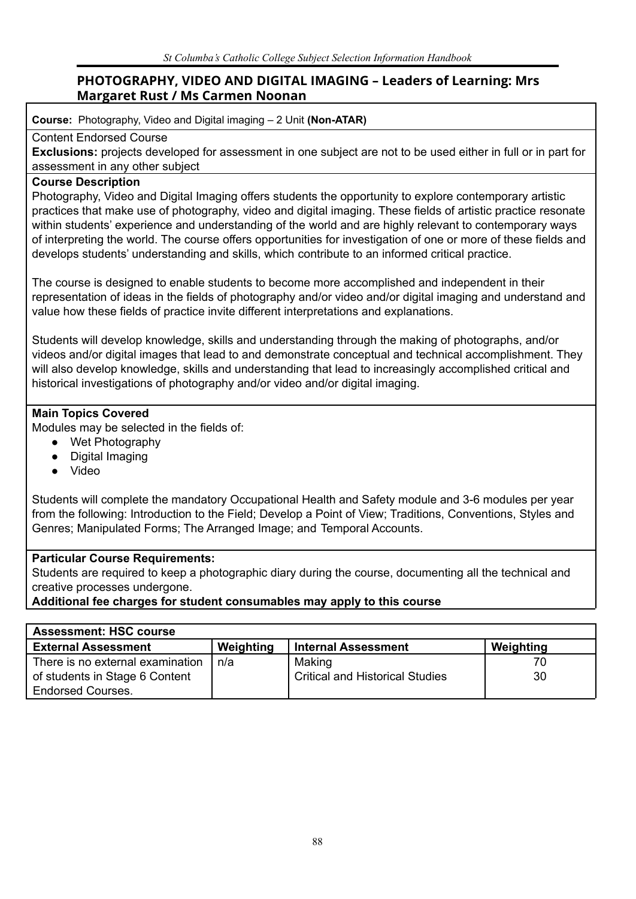## PHOTOGRAPHY, VIDEO AND DIGITAL IMAGING – Leaders of Learning: Mrs Margaret Rust / Ms Carmen Noonan

**Course:** Photography, Video and Digital imaging – 2 Unit **(Non-ATAR)**

Content Endorsed Course

**Exclusions:** projects developed for assessment in one subject are not to be used either in full or in part for assessment in any other subject

**Course Description**

Photography, Video and Digital Imaging offers students the opportunity to explore contemporary artistic practices that make use of photography, video and digital imaging. These fields of artistic practice resonate within students' experience and understanding of the world and are highly relevant to contemporary ways of interpreting the world. The course offers opportunities for investigation of one or more of these fields and develops students' understanding and skills, which contribute to an informed critical practice.

The course is designed to enable students to become more accomplished and independent in their representation of ideas in the fields of photography and/or video and/or digital imaging and understand and value how these fields of practice invite different interpretations and explanations.

Students will develop knowledge, skills and understanding through the making of photographs, and/or videos and/or digital images that lead to and demonstrate conceptual and technical accomplishment. They will also develop knowledge, skills and understanding that lead to increasingly accomplished critical and historical investigations of photography and/or video and/or digital imaging.

**Main Topics Covered**

Modules may be selected in the fields of:

- Wet Photography
- Digital Imaging
- Video

Students will complete the mandatory Occupational Health and Safety module and 3-6 modules per year from the following: Introduction to the Field; Develop a Point of View; Traditions, Conventions, Styles and Genres; Manipulated Forms; The Arranged Image; and Temporal Accounts.

**Particular Course Requirements:**

Students are required to keep a photographic diary during the course, documenting all the technical and creative processes undergone.

**Additional fee charges for student consumables may apply to this course**

| **Assessment: HSC course** | | | |
|---|---|---|---|
| **External Assessment** | **Weighting** | **Internal Assessment** | **Weighting** |
| There is no external examination of students in Stage 6 Content Endorsed Courses. | n/a | Making<br>Critical and Historical Studies | 70<br>30 |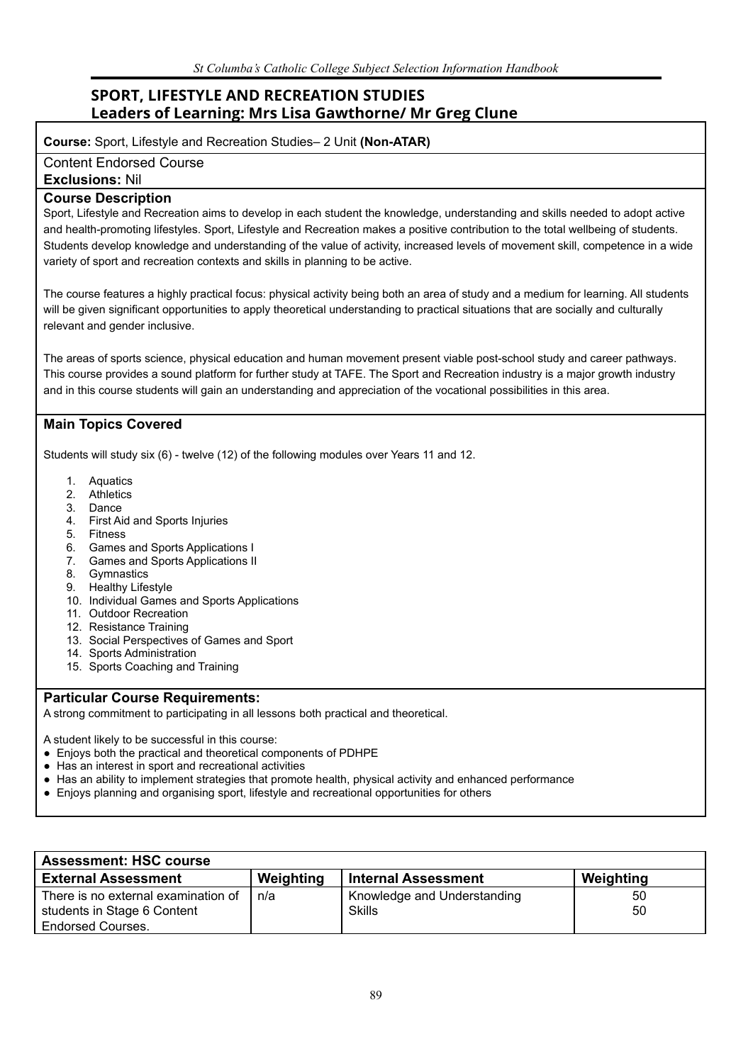## SPORT, LIFESTYLE AND RECREATION STUDIES
## Leaders of Learning: Mrs Lisa Gawthorne/ Mr Greg Clune

**Course:** Sport, Lifestyle and Recreation Studies– 2 Unit **(Non-ATAR)**

Content Endorsed Course

**Exclusions:** Nil

### Course Description

Sport, Lifestyle and Recreation aims to develop in each student the knowledge, understanding and skills needed to adopt active and health-promoting lifestyles. Sport, Lifestyle and Recreation makes a positive contribution to the total wellbeing of students. Students develop knowledge and understanding of the value of activity, increased levels of movement skill, competence in a wide variety of sport and recreation contexts and skills in planning to be active.

The course features a highly practical focus: physical activity being both an area of study and a medium for learning. All students will be given significant opportunities to apply theoretical understanding to practical situations that are socially and culturally relevant and gender inclusive.

The areas of sports science, physical education and human movement present viable post-school study and career pathways. This course provides a sound platform for further study at TAFE. The Sport and Recreation industry is a major growth industry and in this course students will gain an understanding and appreciation of the vocational possibilities in this area.

### Main Topics Covered

Students will study six (6) - twelve (12) of the following modules over Years 11 and 12.

1. Aquatics
2. Athletics
3. Dance
4. First Aid and Sports Injuries
5. Fitness
6. Games and Sports Applications I
7. Games and Sports Applications II
8. Gymnastics
9. Healthy Lifestyle
10. Individual Games and Sports Applications
11. Outdoor Recreation
12. Resistance Training
13. Social Perspectives of Games and Sport
14. Sports Administration
15. Sports Coaching and Training

### Particular Course Requirements:

A strong commitment to participating in all lessons both practical and theoretical.

A student likely to be successful in this course:

- Enjoys both the practical and theoretical components of PDHPE
- Has an interest in sport and recreational activities
- Has an ability to implement strategies that promote health, physical activity and enhanced performance
- Enjoys planning and organising sport, lifestyle and recreational opportunities for others

| **Assessment: HSC course** | | | |
|---|---|---|---|
| **External Assessment** | **Weighting** | **Internal Assessment** | **Weighting** |
| There is no external examination of students in Stage 6 Content Endorsed Courses. | n/a | Knowledge and Understanding<br>Skills | 50<br>50 |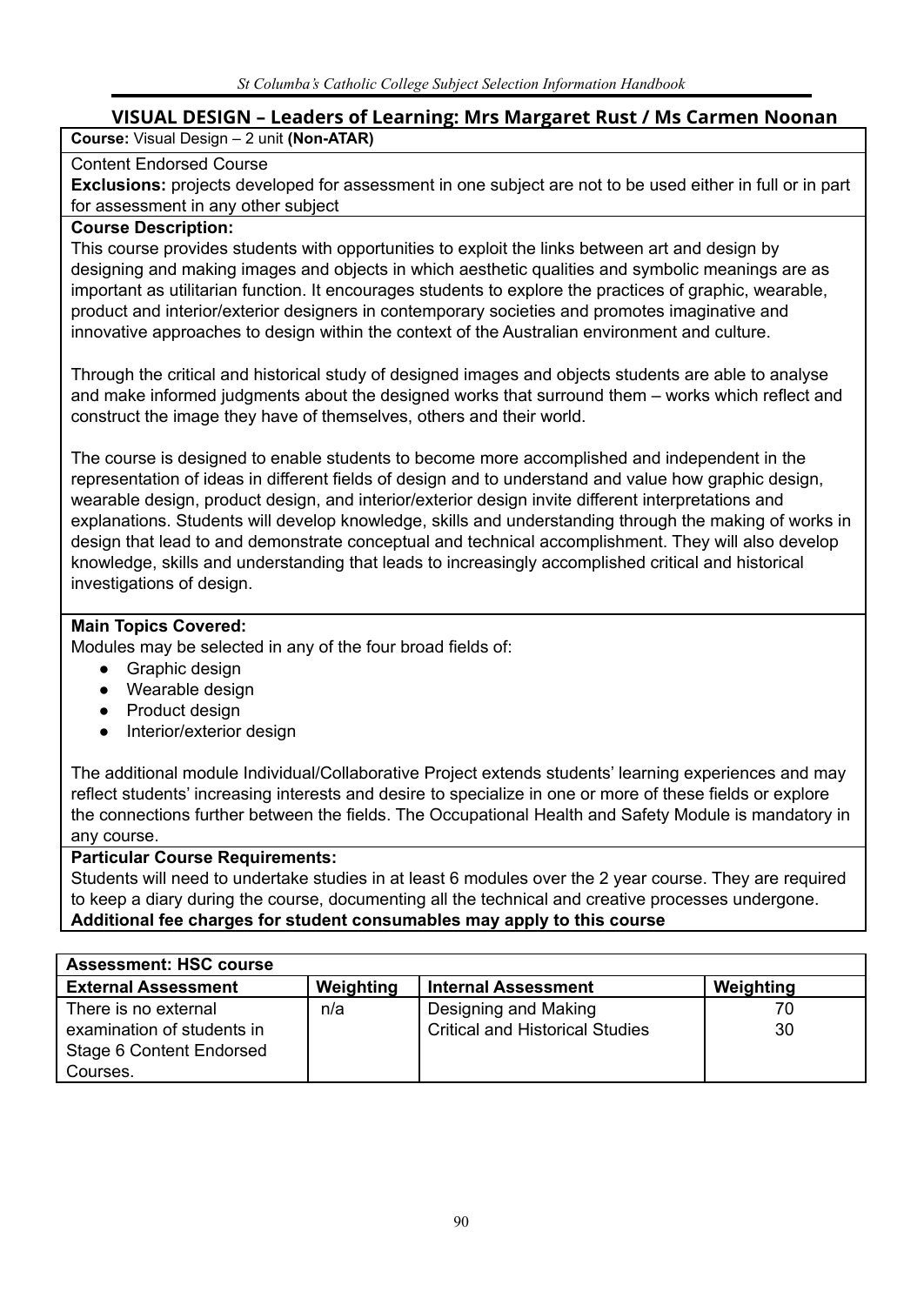## VISUAL DESIGN – Leaders of Learning: Mrs Margaret Rust / Ms Carmen Noonan

**Course:** Visual Design – 2 unit **(Non-ATAR)**

Content Endorsed Course

**Exclusions:** projects developed for assessment in one subject are not to be used either in full or in part for assessment in any other subject

**Course Description:**

This course provides students with opportunities to exploit the links between art and design by designing and making images and objects in which aesthetic qualities and symbolic meanings are as important as utilitarian function. It encourages students to explore the practices of graphic, wearable, product and interior/exterior designers in contemporary societies and promotes imaginative and innovative approaches to design within the context of the Australian environment and culture.

Through the critical and historical study of designed images and objects students are able to analyse and make informed judgments about the designed works that surround them – works which reflect and construct the image they have of themselves, others and their world.

The course is designed to enable students to become more accomplished and independent in the representation of ideas in different fields of design and to understand and value how graphic design, wearable design, product design, and interior/exterior design invite different interpretations and explanations. Students will develop knowledge, skills and understanding through the making of works in design that lead to and demonstrate conceptual and technical accomplishment. They will also develop knowledge, skills and understanding that leads to increasingly accomplished critical and historical investigations of design.

**Main Topics Covered:**

Modules may be selected in any of the four broad fields of:

- Graphic design
- Wearable design
- Product design
- Interior/exterior design

The additional module Individual/Collaborative Project extends students' learning experiences and may reflect students' increasing interests and desire to specialize in one or more of these fields or explore the connections further between the fields. The Occupational Health and Safety Module is mandatory in any course.

**Particular Course Requirements:**

Students will need to undertake studies in at least 6 modules over the 2 year course. They are required to keep a diary during the course, documenting all the technical and creative processes undergone.

**Additional fee charges for student consumables may apply to this course**

| **Assessment: HSC course** | | | |
|---|---|---|---|
| **External Assessment** | **Weighting** | **Internal Assessment** | **Weighting** |
| There is no external examination of students in Stage 6 Content Endorsed Courses. | n/a | Designing and Making<br>Critical and Historical Studies | 70<br>30 |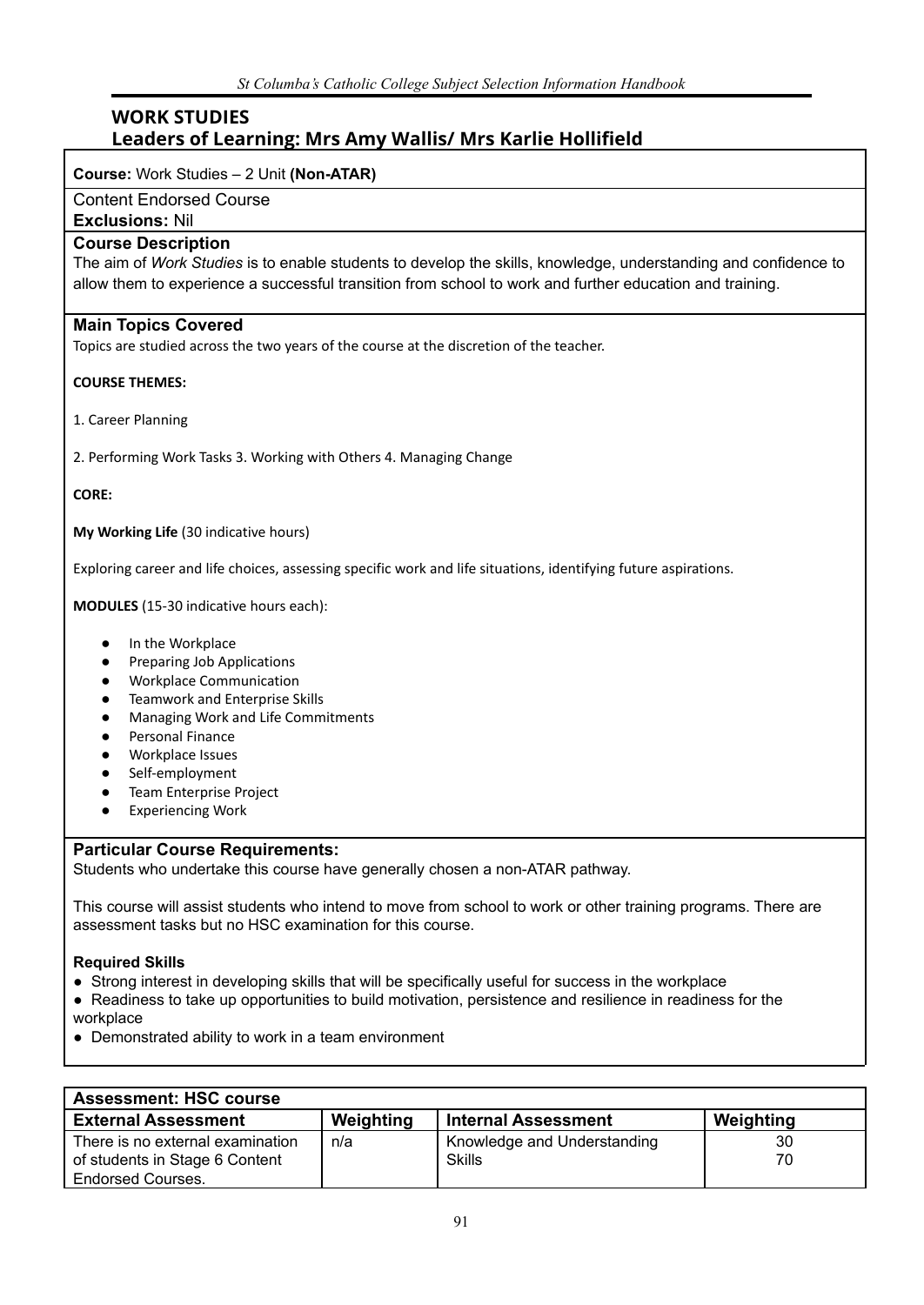## WORK STUDIES
## Leaders of Learning: Mrs Amy Wallis/ Mrs Karlie Hollifield

**Course:** Work Studies – 2 Unit **(Non-ATAR)**

Content Endorsed Course

**Exclusions:** Nil

### Course Description

The aim of *Work Studies* is to enable students to develop the skills, knowledge, understanding and confidence to allow them to experience a successful transition from school to work and further education and training.

### Main Topics Covered

Topics are studied across the two years of the course at the discretion of the teacher.

**COURSE THEMES:**

1. Career Planning

2. Performing Work Tasks 3. Working with Others 4. Managing Change

**CORE:**

**My Working Life** (30 indicative hours)

Exploring career and life choices, assessing specific work and life situations, identifying future aspirations.

**MODULES** (15-30 indicative hours each):

- In the Workplace
- Preparing Job Applications
- Workplace Communication
- Teamwork and Enterprise Skills
- Managing Work and Life Commitments
- Personal Finance
- Workplace Issues
- Self-employment
- Team Enterprise Project
- Experiencing Work

### Particular Course Requirements:

Students who undertake this course have generally chosen a non-ATAR pathway.

This course will assist students who intend to move from school to work or other training programs. There are assessment tasks but no HSC examination for this course.

**Required Skills**

- Strong interest in developing skills that will be specifically useful for success in the workplace
- Readiness to take up opportunities to build motivation, persistence and resilience in readiness for the workplace
- Demonstrated ability to work in a team environment

| **Assessment: HSC course** | | | |
|---|---|---|---|
| **External Assessment** | **Weighting** | **Internal Assessment** | **Weighting** |
| There is no external examination of students in Stage 6 Content Endorsed Courses. | n/a | Knowledge and Understanding<br>Skills | 30<br>70 |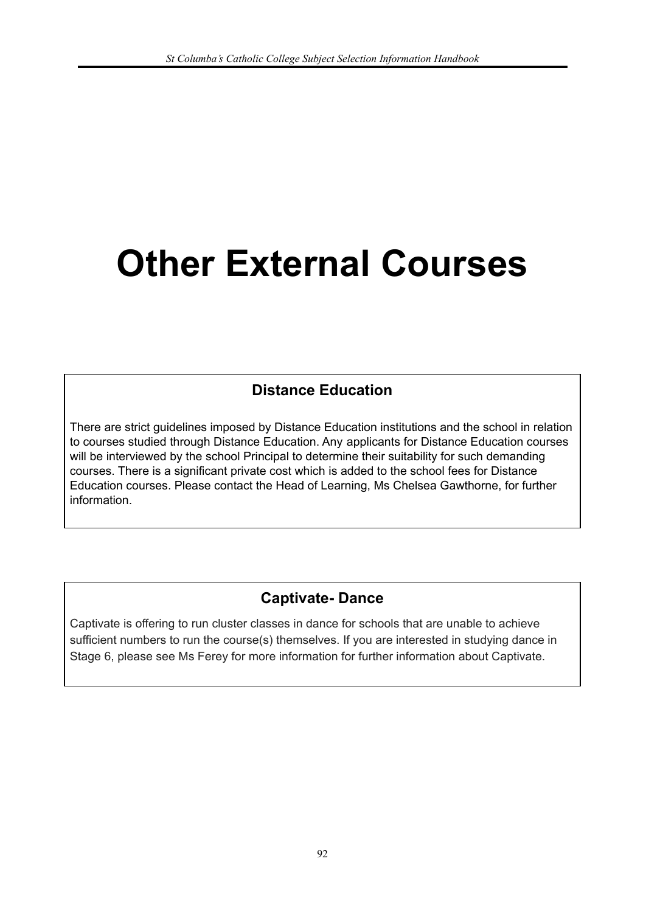# Other External Courses

## Distance Education

There are strict guidelines imposed by Distance Education institutions and the school in relation to courses studied through Distance Education. Any applicants for Distance Education courses will be interviewed by the school Principal to determine their suitability for such demanding courses. There is a significant private cost which is added to the school fees for Distance Education courses. Please contact the Head of Learning, Ms Chelsea Gawthorne, for further information.

## Captivate- Dance

Captivate is offering to run cluster classes in dance for schools that are unable to achieve sufficient numbers to run the course(s) themselves. If you are interested in studying dance in Stage 6, please see Ms Ferey for more information for further information about Captivate.